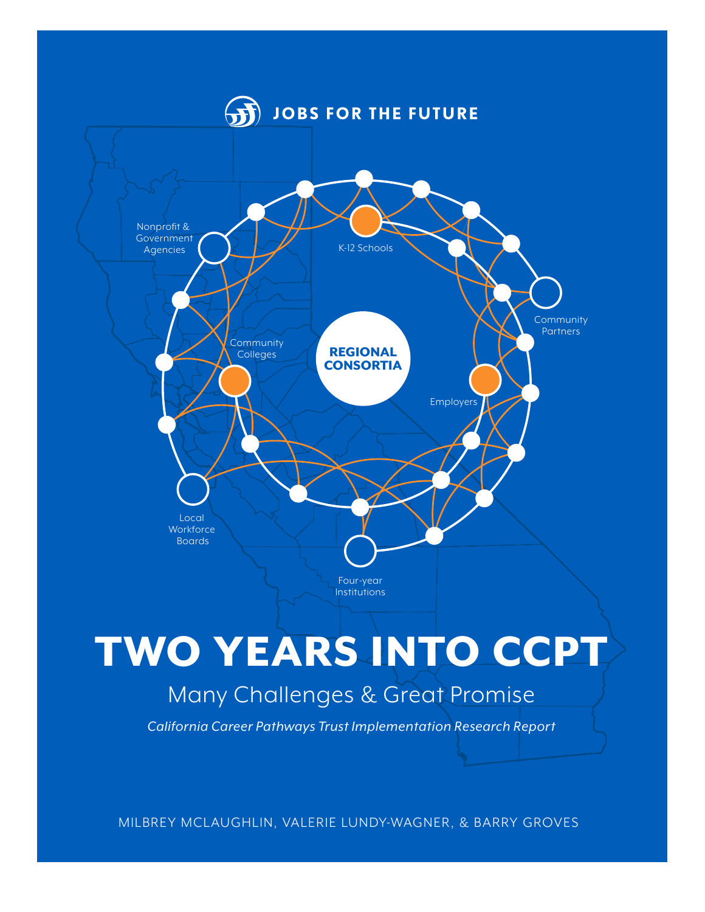JOBS FOR THE FUTURE

Nonprofit & Government Agencies

K-12 Schools

Community Partners

Community Colleges

REGIONAL CONSORTIA

Employers

Local Workforce Boards

Four-year Institutions

# TWO YEARS INTO CCPT

## Many Challenges & Great Promise

*California Career Pathways Trust Implementation Research Report*

MILBREY MCLAUGHLIN, VALERIE LUNDY-WAGNER, & BARRY GROVES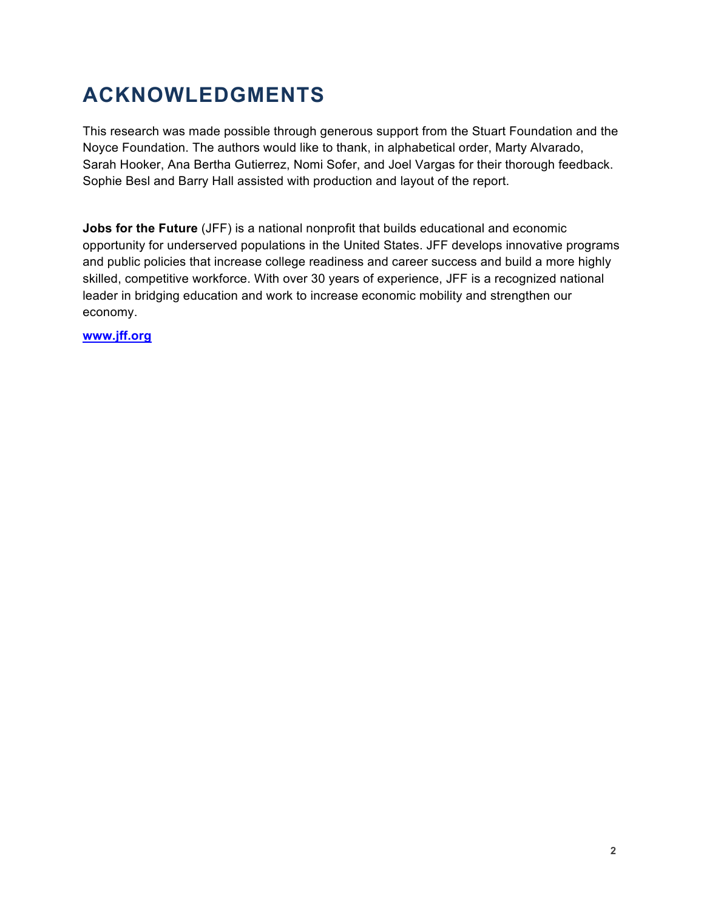# ACKNOWLEDGMENTS

This research was made possible through generous support from the Stuart Foundation and the Noyce Foundation. The authors would like to thank, in alphabetical order, Marty Alvarado, Sarah Hooker, Ana Bertha Gutierrez, Nomi Sofer, and Joel Vargas for their thorough feedback. Sophie Besl and Barry Hall assisted with production and layout of the report.

**Jobs for the Future** (JFF) is a national nonprofit that builds educational and economic opportunity for underserved populations in the United States. JFF develops innovative programs and public policies that increase college readiness and career success and build a more highly skilled, competitive workforce. With over 30 years of experience, JFF is a recognized national leader in bridging education and work to increase economic mobility and strengthen our economy.

**www.jff.org**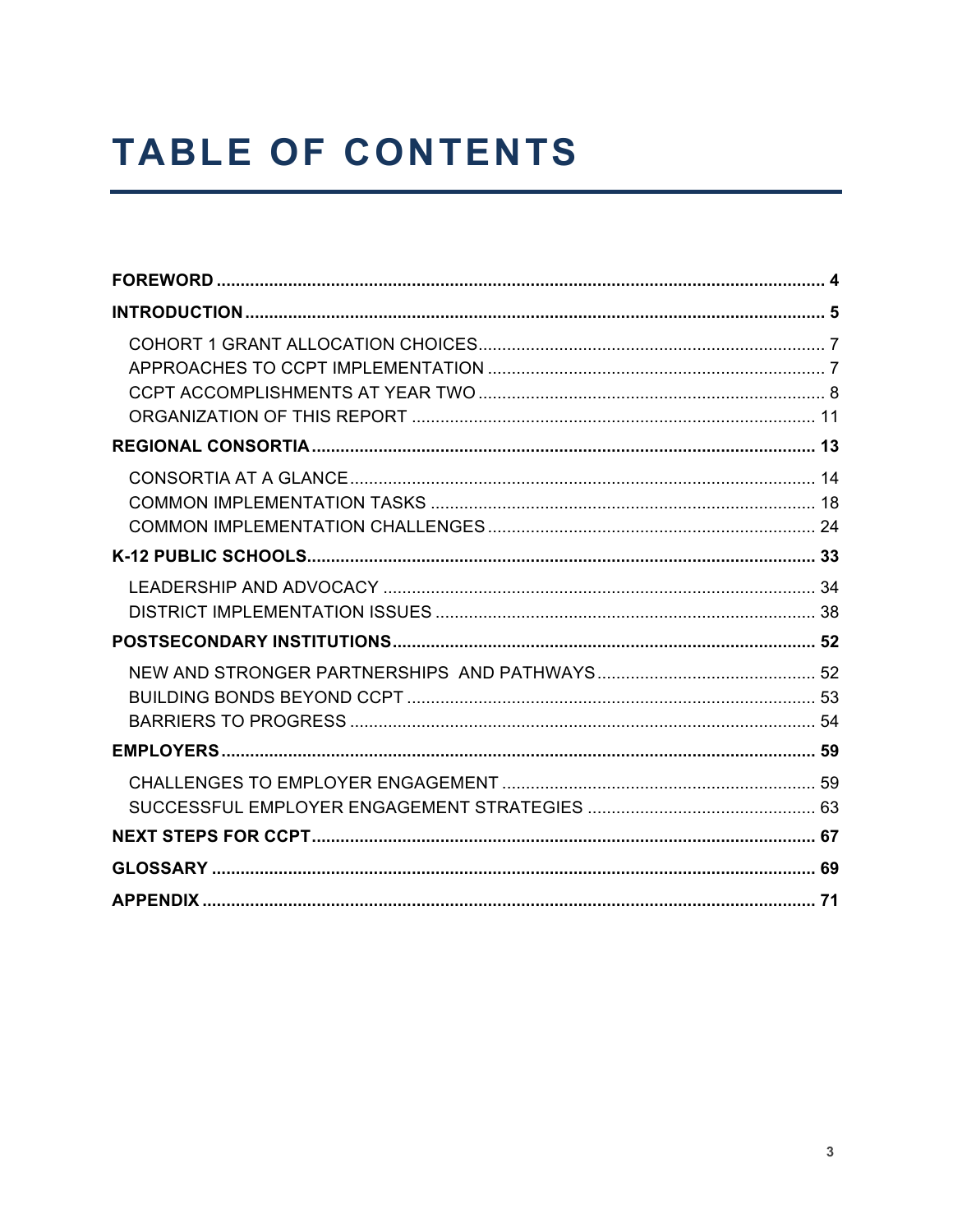# TABLE OF CONTENTS

**FOREWORD** .......... **4**

**INTRODUCTION** .......... **5**

- COHORT 1 GRANT ALLOCATION CHOICES .......... 7
- APPROACHES TO CCPT IMPLEMENTATION .......... 7
- CCPT ACCOMPLISHMENTS AT YEAR TWO .......... 8
- ORGANIZATION OF THIS REPORT .......... 11

**REGIONAL CONSORTIA** .......... **13**

- CONSORTIA AT A GLANCE .......... 14
- COMMON IMPLEMENTATION TASKS .......... 18
- COMMON IMPLEMENTATION CHALLENGES .......... 24

**K-12 PUBLIC SCHOOLS** .......... **33**

- LEADERSHIP AND ADVOCACY .......... 34
- DISTRICT IMPLEMENTATION ISSUES .......... 38

**POSTSECONDARY INSTITUTIONS** .......... **52**

- NEW AND STRONGER PARTNERSHIPS AND PATHWAYS .......... 52
- BUILDING BONDS BEYOND CCPT .......... 53
- BARRIERS TO PROGRESS .......... 54

**EMPLOYERS** .......... **59**

- CHALLENGES TO EMPLOYER ENGAGEMENT .......... 59
- SUCCESSFUL EMPLOYER ENGAGEMENT STRATEGIES .......... 63

**NEXT STEPS FOR CCPT** .......... **67**

**GLOSSARY** .......... **69**

**APPENDIX** .......... **71**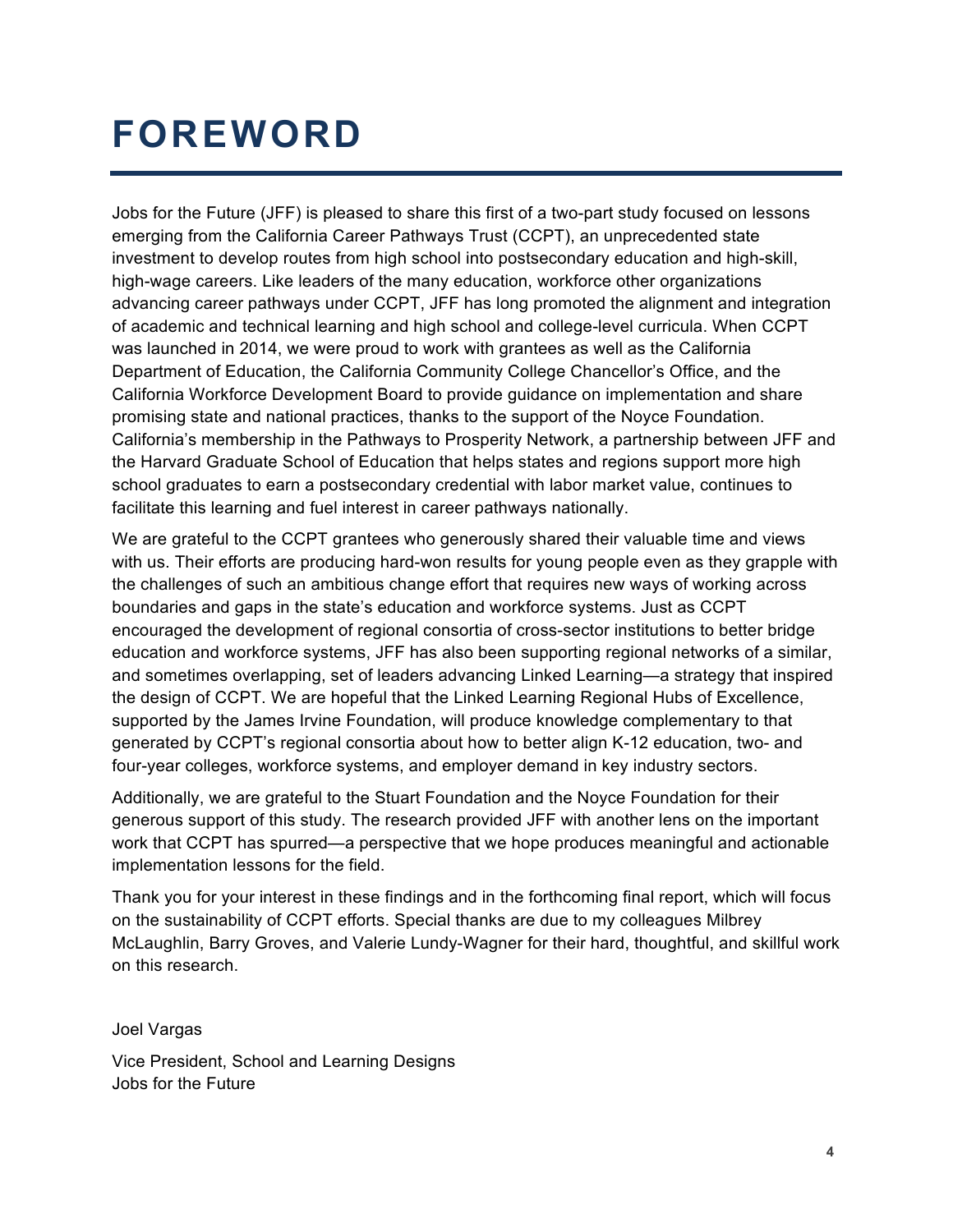# FOREWORD

Jobs for the Future (JFF) is pleased to share this first of a two-part study focused on lessons emerging from the California Career Pathways Trust (CCPT), an unprecedented state investment to develop routes from high school into postsecondary education and high-skill, high-wage careers. Like leaders of the many education, workforce other organizations advancing career pathways under CCPT, JFF has long promoted the alignment and integration of academic and technical learning and high school and college-level curricula. When CCPT was launched in 2014, we were proud to work with grantees as well as the California Department of Education, the California Community College Chancellor's Office, and the California Workforce Development Board to provide guidance on implementation and share promising state and national practices, thanks to the support of the Noyce Foundation. California's membership in the Pathways to Prosperity Network, a partnership between JFF and the Harvard Graduate School of Education that helps states and regions support more high school graduates to earn a postsecondary credential with labor market value, continues to facilitate this learning and fuel interest in career pathways nationally.

We are grateful to the CCPT grantees who generously shared their valuable time and views with us. Their efforts are producing hard-won results for young people even as they grapple with the challenges of such an ambitious change effort that requires new ways of working across boundaries and gaps in the state's education and workforce systems. Just as CCPT encouraged the development of regional consortia of cross-sector institutions to better bridge education and workforce systems, JFF has also been supporting regional networks of a similar, and sometimes overlapping, set of leaders advancing Linked Learning—a strategy that inspired the design of CCPT. We are hopeful that the Linked Learning Regional Hubs of Excellence, supported by the James Irvine Foundation, will produce knowledge complementary to that generated by CCPT's regional consortia about how to better align K-12 education, two- and four-year colleges, workforce systems, and employer demand in key industry sectors.

Additionally, we are grateful to the Stuart Foundation and the Noyce Foundation for their generous support of this study. The research provided JFF with another lens on the important work that CCPT has spurred—a perspective that we hope produces meaningful and actionable implementation lessons for the field.

Thank you for your interest in these findings and in the forthcoming final report, which will focus on the sustainability of CCPT efforts. Special thanks are due to my colleagues Milbrey McLaughlin, Barry Groves, and Valerie Lundy-Wagner for their hard, thoughtful, and skillful work on this research.

Joel Vargas

Vice President, School and Learning Designs
Jobs for the Future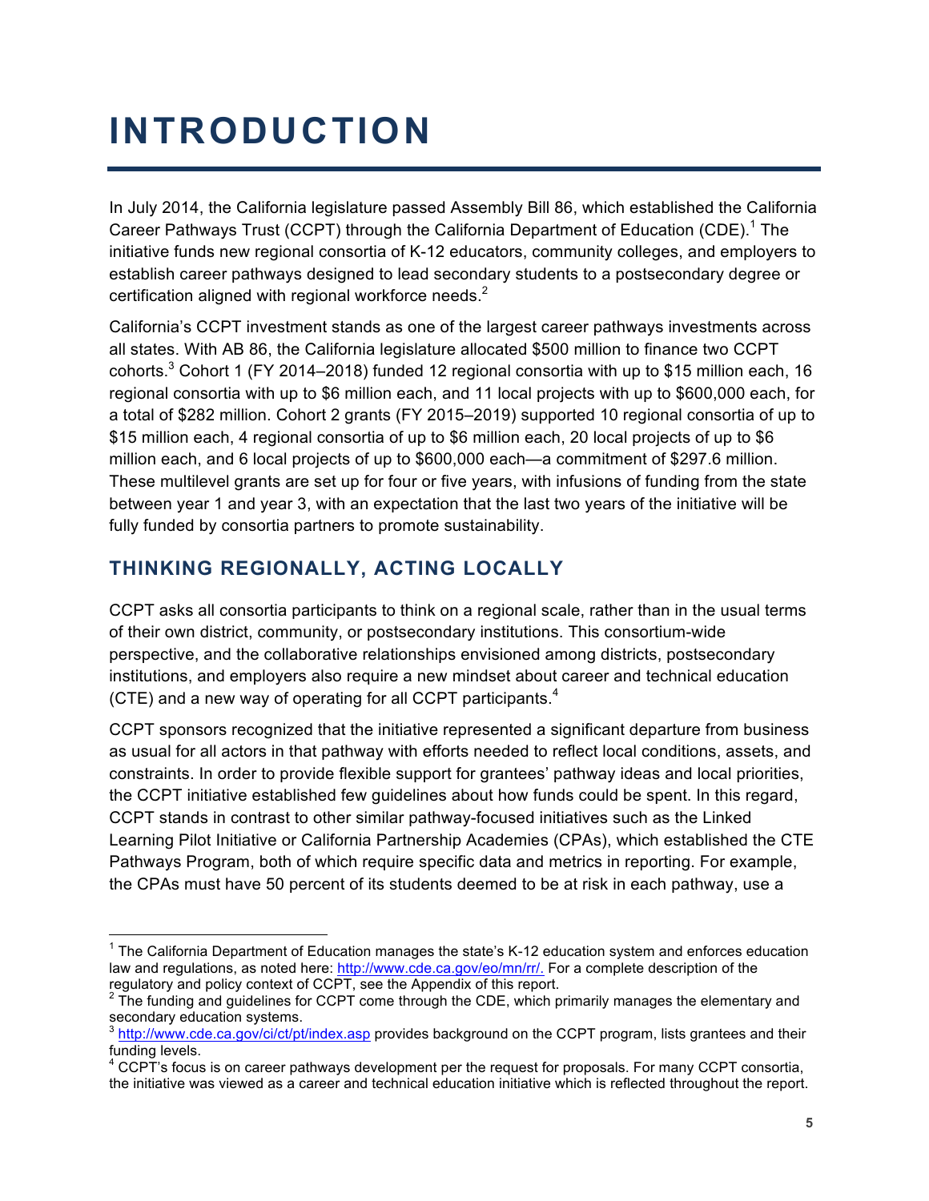# INTRODUCTION

In July 2014, the California legislature passed Assembly Bill 86, which established the California Career Pathways Trust (CCPT) through the California Department of Education (CDE).[1] The initiative funds new regional consortia of K-12 educators, community colleges, and employers to establish career pathways designed to lead secondary students to a postsecondary degree or certification aligned with regional workforce needs.[2]

California's CCPT investment stands as one of the largest career pathways investments across all states. With AB 86, the California legislature allocated $500 million to finance two CCPT cohorts.[3] Cohort 1 (FY 2014–2018) funded 12 regional consortia with up to $15 million each, 16 regional consortia with up to $6 million each, and 11 local projects with up to $600,000 each, for a total of $282 million. Cohort 2 grants (FY 2015–2019) supported 10 regional consortia of up to $15 million each, 4 regional consortia of up to $6 million each, 20 local projects of up to $6 million each, and 6 local projects of up to $600,000 each—a commitment of $297.6 million. These multilevel grants are set up for four or five years, with infusions of funding from the state between year 1 and year 3, with an expectation that the last two years of the initiative will be fully funded by consortia partners to promote sustainability.

## THINKING REGIONALLY, ACTING LOCALLY

CCPT asks all consortia participants to think on a regional scale, rather than in the usual terms of their own district, community, or postsecondary institutions. This consortium-wide perspective, and the collaborative relationships envisioned among districts, postsecondary institutions, and employers also require a new mindset about career and technical education (CTE) and a new way of operating for all CCPT participants.[4]

CCPT sponsors recognized that the initiative represented a significant departure from business as usual for all actors in that pathway with efforts needed to reflect local conditions, assets, and constraints. In order to provide flexible support for grantees' pathway ideas and local priorities, the CCPT initiative established few guidelines about how funds could be spent. In this regard, CCPT stands in contrast to other similar pathway-focused initiatives such as the Linked Learning Pilot Initiative or California Partnership Academies (CPAs), which established the CTE Pathways Program, both of which require specific data and metrics in reporting. For example, the CPAs must have 50 percent of its students deemed to be at risk in each pathway, use a

---

[1] The California Department of Education manages the state's K-12 education system and enforces education law and regulations, as noted here: http://www.cde.ca.gov/eo/mn/rr/. For a complete description of the regulatory and policy context of CCPT, see the Appendix of this report.

[2] The funding and guidelines for CCPT come through the CDE, which primarily manages the elementary and secondary education systems.

[3] http://www.cde.ca.gov/ci/ct/pt/index.asp provides background on the CCPT program, lists grantees and their funding levels.

[4] CCPT's focus is on career pathways development per the request for proposals. For many CCPT consortia, the initiative was viewed as a career and technical education initiative which is reflected throughout the report.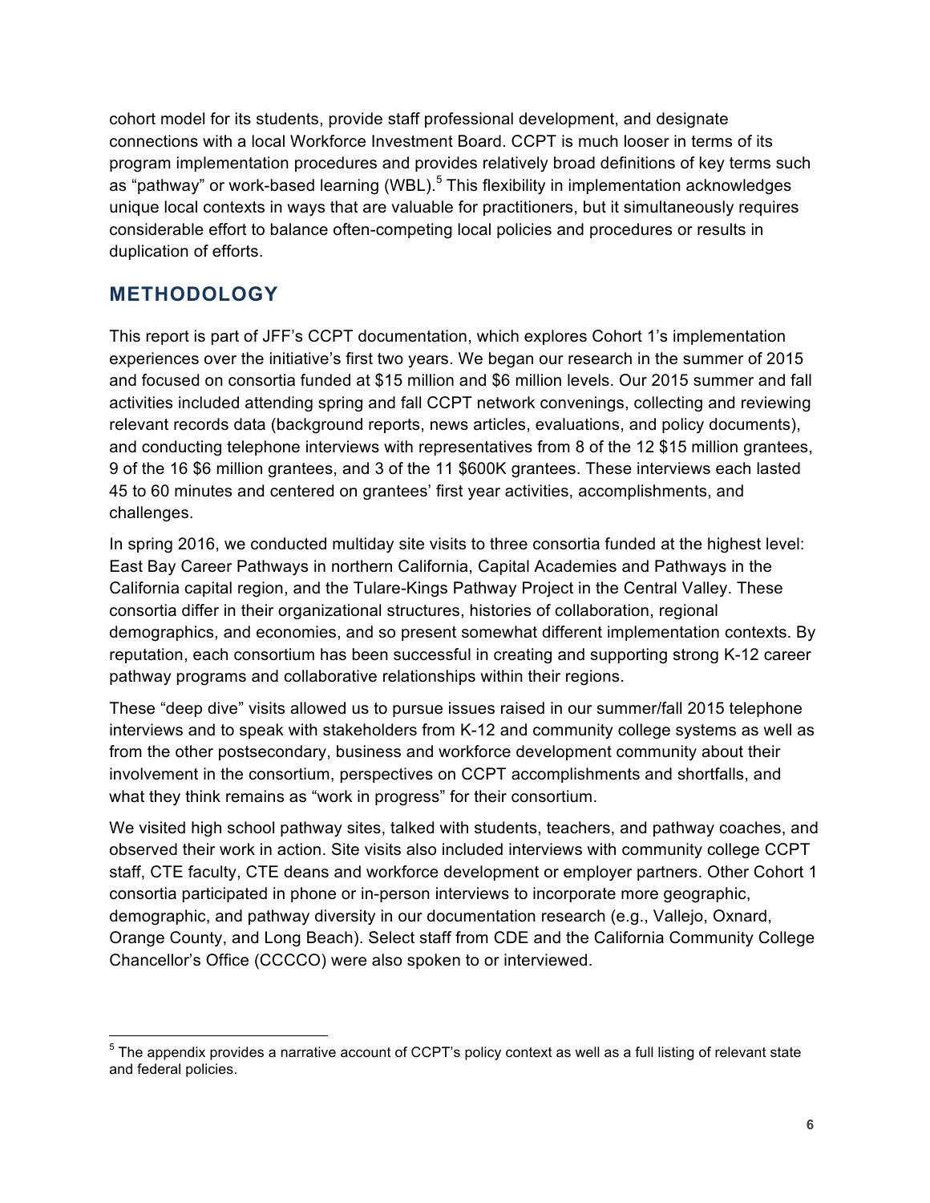cohort model for its students, provide staff professional development, and designate connections with a local Workforce Investment Board. CCPT is much looser in terms of its program implementation procedures and provides relatively broad definitions of key terms such as "pathway" or work-based learning (WBL).[5] This flexibility in implementation acknowledges unique local contexts in ways that are valuable for practitioners, but it simultaneously requires considerable effort to balance often-competing local policies and procedures or results in duplication of efforts.

## METHODOLOGY

This report is part of JFF's CCPT documentation, which explores Cohort 1's implementation experiences over the initiative's first two years. We began our research in the summer of 2015 and focused on consortia funded at $15 million and $6 million levels. Our 2015 summer and fall activities included attending spring and fall CCPT network convenings, collecting and reviewing relevant records data (background reports, news articles, evaluations, and policy documents), and conducting telephone interviews with representatives from 8 of the 12 $15 million grantees, 9 of the 16 $6 million grantees, and 3 of the 11 $600K grantees. These interviews each lasted 45 to 60 minutes and centered on grantees' first year activities, accomplishments, and challenges.

In spring 2016, we conducted multiday site visits to three consortia funded at the highest level: East Bay Career Pathways in northern California, Capital Academies and Pathways in the California capital region, and the Tulare-Kings Pathway Project in the Central Valley. These consortia differ in their organizational structures, histories of collaboration, regional demographics, and economies, and so present somewhat different implementation contexts. By reputation, each consortium has been successful in creating and supporting strong K-12 career pathway programs and collaborative relationships within their regions.

These "deep dive" visits allowed us to pursue issues raised in our summer/fall 2015 telephone interviews and to speak with stakeholders from K-12 and community college systems as well as from the other postsecondary, business and workforce development community about their involvement in the consortium, perspectives on CCPT accomplishments and shortfalls, and what they think remains as "work in progress" for their consortium.

We visited high school pathway sites, talked with students, teachers, and pathway coaches, and observed their work in action. Site visits also included interviews with community college CCPT staff, CTE faculty, CTE deans and workforce development or employer partners. Other Cohort 1 consortia participated in phone or in-person interviews to incorporate more geographic, demographic, and pathway diversity in our documentation research (e.g., Vallejo, Oxnard, Orange County, and Long Beach). Select staff from CDE and the California Community College Chancellor's Office (CCCCO) were also spoken to or interviewed.

---

[5] The appendix provides a narrative account of CCPT's policy context as well as a full listing of relevant state and federal policies.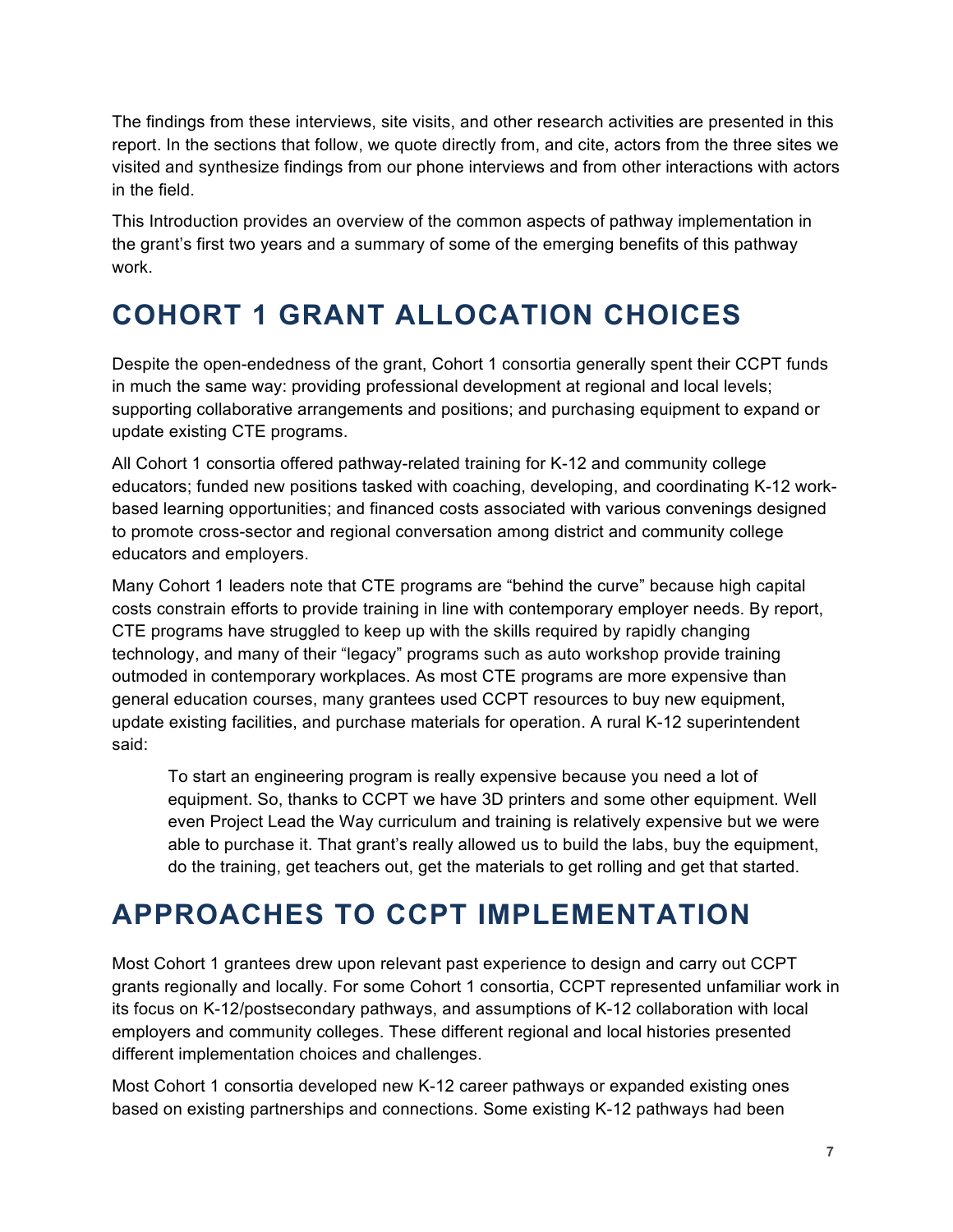The findings from these interviews, site visits, and other research activities are presented in this report. In the sections that follow, we quote directly from, and cite, actors from the three sites we visited and synthesize findings from our phone interviews and from other interactions with actors in the field.

This Introduction provides an overview of the common aspects of pathway implementation in the grant's first two years and a summary of some of the emerging benefits of this pathway work.

## COHORT 1 GRANT ALLOCATION CHOICES

Despite the open-endedness of the grant, Cohort 1 consortia generally spent their CCPT funds in much the same way: providing professional development at regional and local levels; supporting collaborative arrangements and positions; and purchasing equipment to expand or update existing CTE programs.

All Cohort 1 consortia offered pathway-related training for K-12 and community college educators; funded new positions tasked with coaching, developing, and coordinating K-12 work-based learning opportunities; and financed costs associated with various convenings designed to promote cross-sector and regional conversation among district and community college educators and employers.

Many Cohort 1 leaders note that CTE programs are "behind the curve" because high capital costs constrain efforts to provide training in line with contemporary employer needs. By report, CTE programs have struggled to keep up with the skills required by rapidly changing technology, and many of their "legacy" programs such as auto workshop provide training outmoded in contemporary workplaces. As most CTE programs are more expensive than general education courses, many grantees used CCPT resources to buy new equipment, update existing facilities, and purchase materials for operation. A rural K-12 superintendent said:

> To start an engineering program is really expensive because you need a lot of equipment. So, thanks to CCPT we have 3D printers and some other equipment. Well even Project Lead the Way curriculum and training is relatively expensive but we were able to purchase it. That grant's really allowed us to build the labs, buy the equipment, do the training, get teachers out, get the materials to get rolling and get that started.

## APPROACHES TO CCPT IMPLEMENTATION

Most Cohort 1 grantees drew upon relevant past experience to design and carry out CCPT grants regionally and locally. For some Cohort 1 consortia, CCPT represented unfamiliar work in its focus on K-12/postsecondary pathways, and assumptions of K-12 collaboration with local employers and community colleges. These different regional and local histories presented different implementation choices and challenges.

Most Cohort 1 consortia developed new K-12 career pathways or expanded existing ones based on existing partnerships and connections. Some existing K-12 pathways had been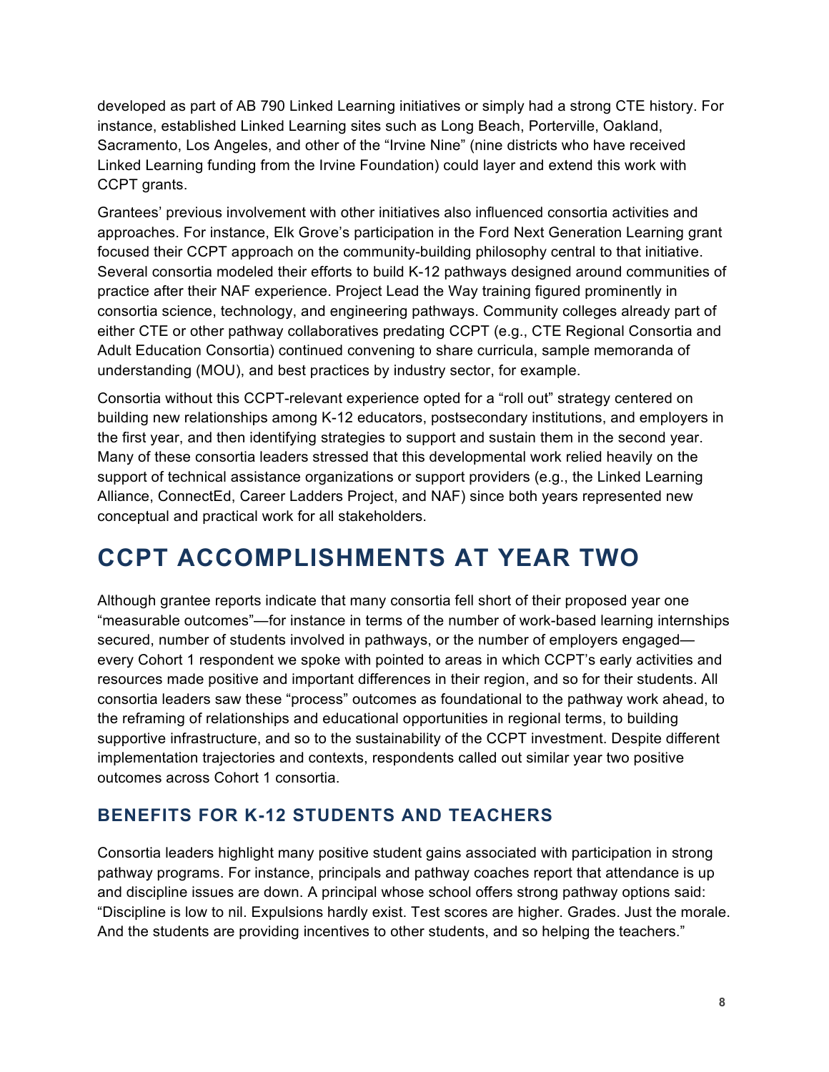developed as part of AB 790 Linked Learning initiatives or simply had a strong CTE history. For instance, established Linked Learning sites such as Long Beach, Porterville, Oakland, Sacramento, Los Angeles, and other of the "Irvine Nine" (nine districts who have received Linked Learning funding from the Irvine Foundation) could layer and extend this work with CCPT grants.

Grantees' previous involvement with other initiatives also influenced consortia activities and approaches. For instance, Elk Grove's participation in the Ford Next Generation Learning grant focused their CCPT approach on the community-building philosophy central to that initiative. Several consortia modeled their efforts to build K-12 pathways designed around communities of practice after their NAF experience. Project Lead the Way training figured prominently in consortia science, technology, and engineering pathways. Community colleges already part of either CTE or other pathway collaboratives predating CCPT (e.g., CTE Regional Consortia and Adult Education Consortia) continued convening to share curricula, sample memoranda of understanding (MOU), and best practices by industry sector, for example.

Consortia without this CCPT-relevant experience opted for a "roll out" strategy centered on building new relationships among K-12 educators, postsecondary institutions, and employers in the first year, and then identifying strategies to support and sustain them in the second year. Many of these consortia leaders stressed that this developmental work relied heavily on the support of technical assistance organizations or support providers (e.g., the Linked Learning Alliance, ConnectEd, Career Ladders Project, and NAF) since both years represented new conceptual and practical work for all stakeholders.

# CCPT ACCOMPLISHMENTS AT YEAR TWO

Although grantee reports indicate that many consortia fell short of their proposed year one "measurable outcomes"—for instance in terms of the number of work-based learning internships secured, number of students involved in pathways, or the number of employers engaged—every Cohort 1 respondent we spoke with pointed to areas in which CCPT's early activities and resources made positive and important differences in their region, and so for their students. All consortia leaders saw these "process" outcomes as foundational to the pathway work ahead, to the reframing of relationships and educational opportunities in regional terms, to building supportive infrastructure, and so to the sustainability of the CCPT investment. Despite different implementation trajectories and contexts, respondents called out similar year two positive outcomes across Cohort 1 consortia.

## BENEFITS FOR K-12 STUDENTS AND TEACHERS

Consortia leaders highlight many positive student gains associated with participation in strong pathway programs. For instance, principals and pathway coaches report that attendance is up and discipline issues are down. A principal whose school offers strong pathway options said: "Discipline is low to nil. Expulsions hardly exist. Test scores are higher. Grades. Just the morale. And the students are providing incentives to other students, and so helping the teachers."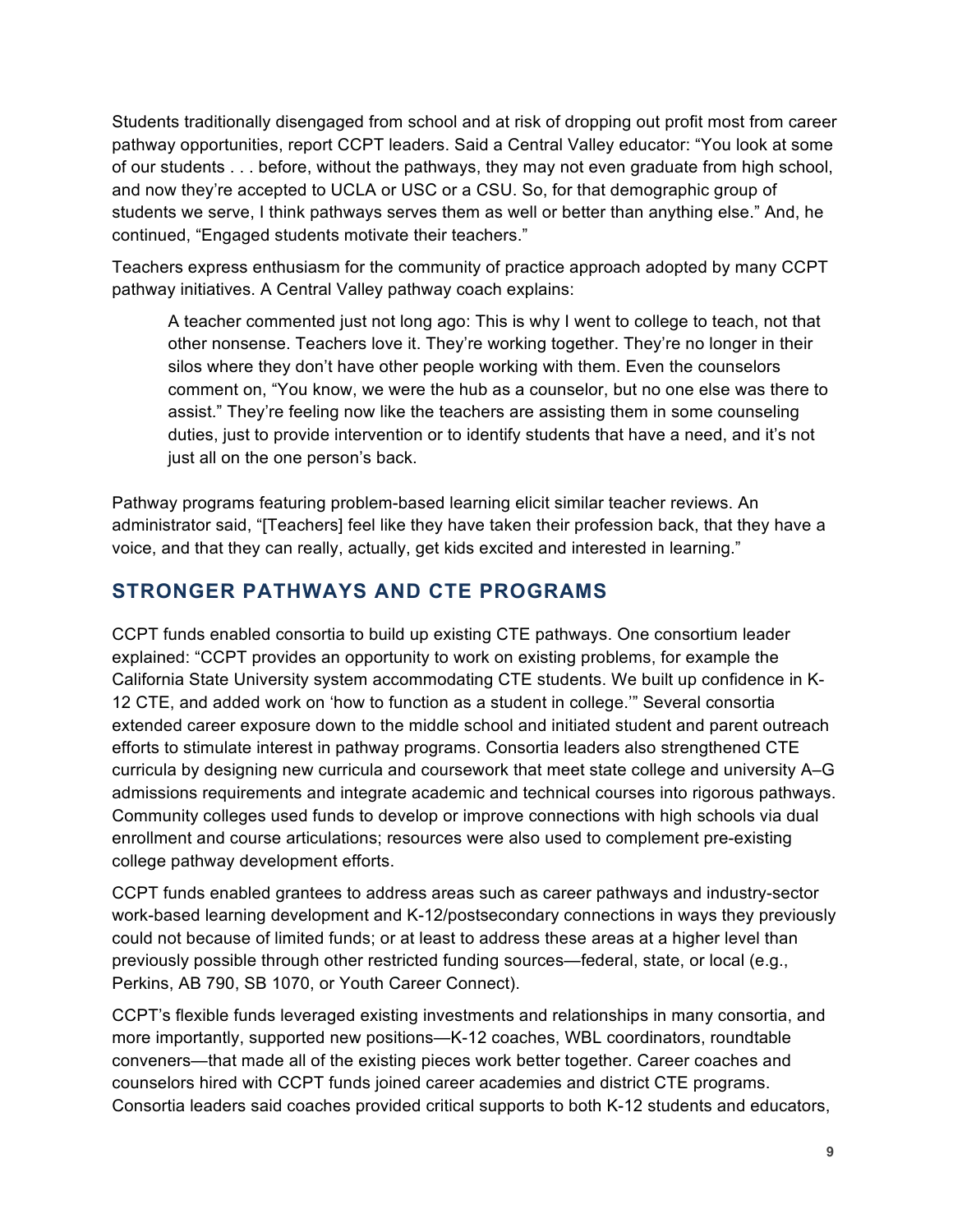Students traditionally disengaged from school and at risk of dropping out profit most from career pathway opportunities, report CCPT leaders. Said a Central Valley educator: "You look at some of our students . . . before, without the pathways, they may not even graduate from high school, and now they're accepted to UCLA or USC or a CSU. So, for that demographic group of students we serve, I think pathways serves them as well or better than anything else." And, he continued, "Engaged students motivate their teachers."

Teachers express enthusiasm for the community of practice approach adopted by many CCPT pathway initiatives. A Central Valley pathway coach explains:

> A teacher commented just not long ago: This is why I went to college to teach, not that other nonsense. Teachers love it. They're working together. They're no longer in their silos where they don't have other people working with them. Even the counselors comment on, "You know, we were the hub as a counselor, but no one else was there to assist." They're feeling now like the teachers are assisting them in some counseling duties, just to provide intervention or to identify students that have a need, and it's not just all on the one person's back.

Pathway programs featuring problem-based learning elicit similar teacher reviews. An administrator said, "[Teachers] feel like they have taken their profession back, that they have a voice, and that they can really, actually, get kids excited and interested in learning."

## STRONGER PATHWAYS AND CTE PROGRAMS

CCPT funds enabled consortia to build up existing CTE pathways. One consortium leader explained: "CCPT provides an opportunity to work on existing problems, for example the California State University system accommodating CTE students. We built up confidence in K-12 CTE, and added work on 'how to function as a student in college.'" Several consortia extended career exposure down to the middle school and initiated student and parent outreach efforts to stimulate interest in pathway programs. Consortia leaders also strengthened CTE curricula by designing new curricula and coursework that meet state college and university A–G admissions requirements and integrate academic and technical courses into rigorous pathways. Community colleges used funds to develop or improve connections with high schools via dual enrollment and course articulations; resources were also used to complement pre-existing college pathway development efforts.

CCPT funds enabled grantees to address areas such as career pathways and industry-sector work-based learning development and K-12/postsecondary connections in ways they previously could not because of limited funds; or at least to address these areas at a higher level than previously possible through other restricted funding sources—federal, state, or local (e.g., Perkins, AB 790, SB 1070, or Youth Career Connect).

CCPT's flexible funds leveraged existing investments and relationships in many consortia, and more importantly, supported new positions—K-12 coaches, WBL coordinators, roundtable conveners—that made all of the existing pieces work better together. Career coaches and counselors hired with CCPT funds joined career academies and district CTE programs. Consortia leaders said coaches provided critical supports to both K-12 students and educators,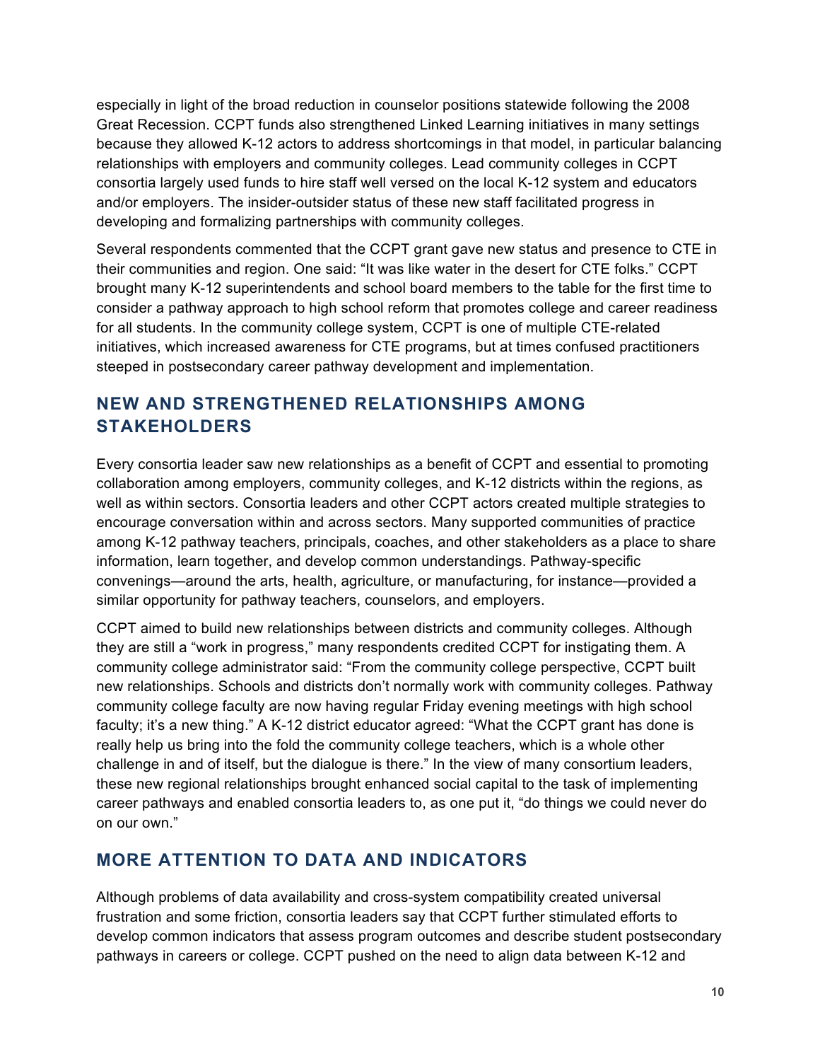especially in light of the broad reduction in counselor positions statewide following the 2008 Great Recession. CCPT funds also strengthened Linked Learning initiatives in many settings because they allowed K-12 actors to address shortcomings in that model, in particular balancing relationships with employers and community colleges. Lead community colleges in CCPT consortia largely used funds to hire staff well versed on the local K-12 system and educators and/or employers. The insider-outsider status of these new staff facilitated progress in developing and formalizing partnerships with community colleges.

Several respondents commented that the CCPT grant gave new status and presence to CTE in their communities and region. One said: "It was like water in the desert for CTE folks." CCPT brought many K-12 superintendents and school board members to the table for the first time to consider a pathway approach to high school reform that promotes college and career readiness for all students. In the community college system, CCPT is one of multiple CTE-related initiatives, which increased awareness for CTE programs, but at times confused practitioners steeped in postsecondary career pathway development and implementation.

## NEW AND STRENGTHENED RELATIONSHIPS AMONG STAKEHOLDERS

Every consortia leader saw new relationships as a benefit of CCPT and essential to promoting collaboration among employers, community colleges, and K-12 districts within the regions, as well as within sectors. Consortia leaders and other CCPT actors created multiple strategies to encourage conversation within and across sectors. Many supported communities of practice among K-12 pathway teachers, principals, coaches, and other stakeholders as a place to share information, learn together, and develop common understandings. Pathway-specific convenings—around the arts, health, agriculture, or manufacturing, for instance—provided a similar opportunity for pathway teachers, counselors, and employers.

CCPT aimed to build new relationships between districts and community colleges. Although they are still a "work in progress," many respondents credited CCPT for instigating them. A community college administrator said: "From the community college perspective, CCPT built new relationships. Schools and districts don't normally work with community colleges. Pathway community college faculty are now having regular Friday evening meetings with high school faculty; it's a new thing." A K-12 district educator agreed: "What the CCPT grant has done is really help us bring into the fold the community college teachers, which is a whole other challenge in and of itself, but the dialogue is there." In the view of many consortium leaders, these new regional relationships brought enhanced social capital to the task of implementing career pathways and enabled consortia leaders to, as one put it, "do things we could never do on our own."

## MORE ATTENTION TO DATA AND INDICATORS

Although problems of data availability and cross-system compatibility created universal frustration and some friction, consortia leaders say that CCPT further stimulated efforts to develop common indicators that assess program outcomes and describe student postsecondary pathways in careers or college. CCPT pushed on the need to align data between K-12 and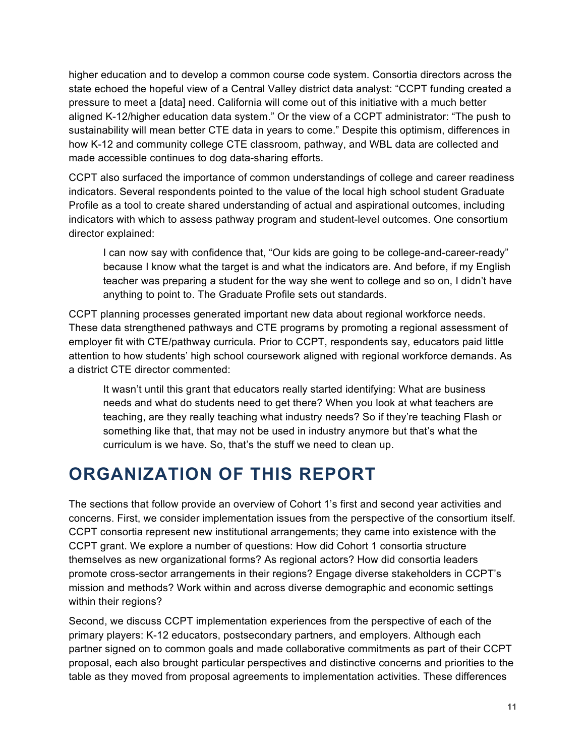higher education and to develop a common course code system. Consortia directors across the state echoed the hopeful view of a Central Valley district data analyst: "CCPT funding created a pressure to meet a [data] need. California will come out of this initiative with a much better aligned K-12/higher education data system." Or the view of a CCPT administrator: "The push to sustainability will mean better CTE data in years to come." Despite this optimism, differences in how K-12 and community college CTE classroom, pathway, and WBL data are collected and made accessible continues to dog data-sharing efforts.

CCPT also surfaced the importance of common understandings of college and career readiness indicators. Several respondents pointed to the value of the local high school student Graduate Profile as a tool to create shared understanding of actual and aspirational outcomes, including indicators with which to assess pathway program and student-level outcomes. One consortium director explained:

> I can now say with confidence that, "Our kids are going to be college-and-career-ready" because I know what the target is and what the indicators are. And before, if my English teacher was preparing a student for the way she went to college and so on, I didn't have anything to point to. The Graduate Profile sets out standards.

CCPT planning processes generated important new data about regional workforce needs. These data strengthened pathways and CTE programs by promoting a regional assessment of employer fit with CTE/pathway curricula. Prior to CCPT, respondents say, educators paid little attention to how students' high school coursework aligned with regional workforce demands. As a district CTE director commented:

> It wasn't until this grant that educators really started identifying: What are business needs and what do students need to get there? When you look at what teachers are teaching, are they really teaching what industry needs? So if they're teaching Flash or something like that, that may not be used in industry anymore but that's what the curriculum is we have. So, that's the stuff we need to clean up.

# ORGANIZATION OF THIS REPORT

The sections that follow provide an overview of Cohort 1's first and second year activities and concerns. First, we consider implementation issues from the perspective of the consortium itself. CCPT consortia represent new institutional arrangements; they came into existence with the CCPT grant. We explore a number of questions: How did Cohort 1 consortia structure themselves as new organizational forms? As regional actors? How did consortia leaders promote cross-sector arrangements in their regions? Engage diverse stakeholders in CCPT's mission and methods? Work within and across diverse demographic and economic settings within their regions?

Second, we discuss CCPT implementation experiences from the perspective of each of the primary players: K-12 educators, postsecondary partners, and employers. Although each partner signed on to common goals and made collaborative commitments as part of their CCPT proposal, each also brought particular perspectives and distinctive concerns and priorities to the table as they moved from proposal agreements to implementation activities. These differences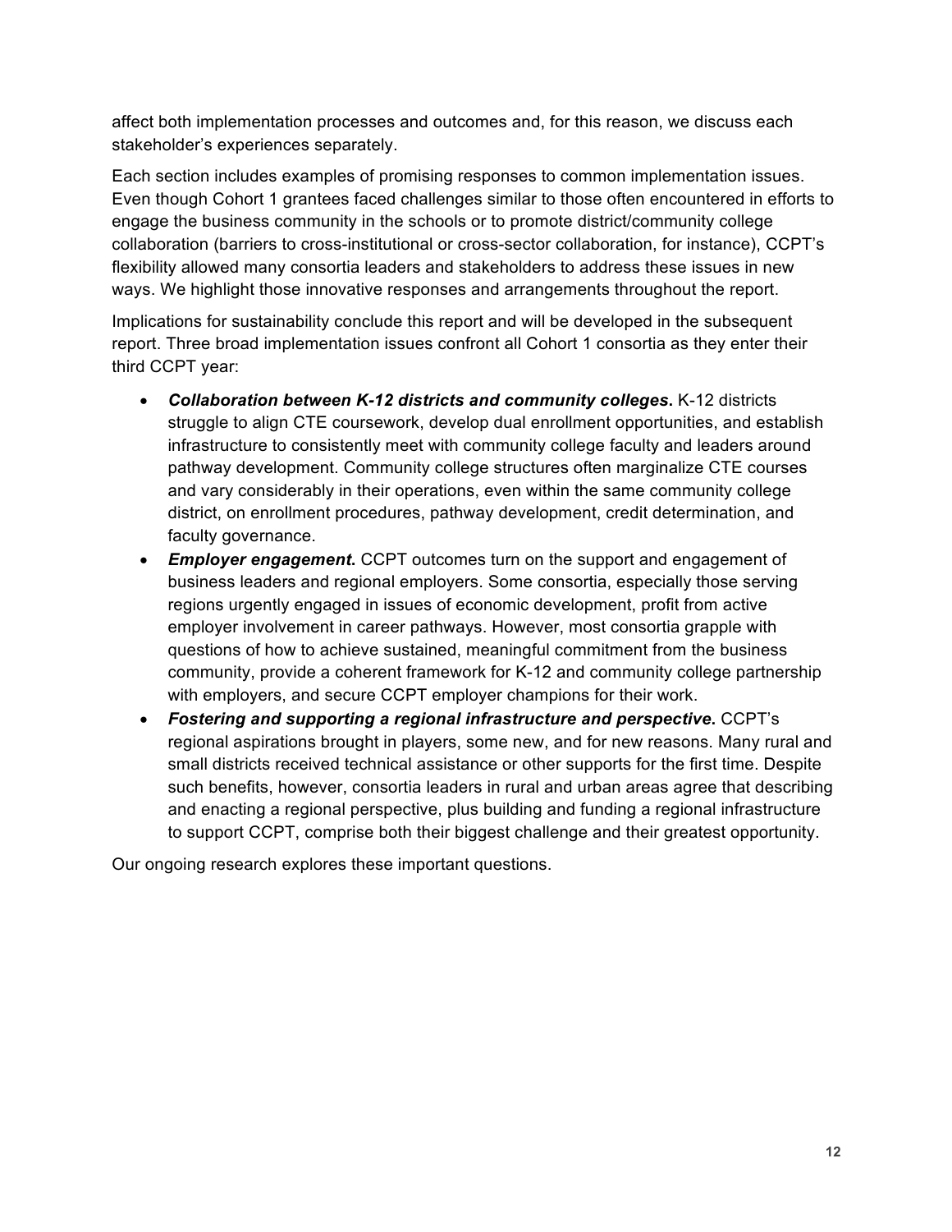affect both implementation processes and outcomes and, for this reason, we discuss each stakeholder's experiences separately.

Each section includes examples of promising responses to common implementation issues. Even though Cohort 1 grantees faced challenges similar to those often encountered in efforts to engage the business community in the schools or to promote district/community college collaboration (barriers to cross-institutional or cross-sector collaboration, for instance), CCPT's flexibility allowed many consortia leaders and stakeholders to address these issues in new ways. We highlight those innovative responses and arrangements throughout the report.

Implications for sustainability conclude this report and will be developed in the subsequent report. Three broad implementation issues confront all Cohort 1 consortia as they enter their third CCPT year:

- ***Collaboration between K-12 districts and community colleges*.** K-12 districts struggle to align CTE coursework, develop dual enrollment opportunities, and establish infrastructure to consistently meet with community college faculty and leaders around pathway development. Community college structures often marginalize CTE courses and vary considerably in their operations, even within the same community college district, on enrollment procedures, pathway development, credit determination, and faculty governance.
- ***Employer engagement*.** CCPT outcomes turn on the support and engagement of business leaders and regional employers. Some consortia, especially those serving regions urgently engaged in issues of economic development, profit from active employer involvement in career pathways. However, most consortia grapple with questions of how to achieve sustained, meaningful commitment from the business community, provide a coherent framework for K-12 and community college partnership with employers, and secure CCPT employer champions for their work.
- ***Fostering and supporting a regional infrastructure and perspective*.** CCPT's regional aspirations brought in players, some new, and for new reasons. Many rural and small districts received technical assistance or other supports for the first time. Despite such benefits, however, consortia leaders in rural and urban areas agree that describing and enacting a regional perspective, plus building and funding a regional infrastructure to support CCPT, comprise both their biggest challenge and their greatest opportunity.

Our ongoing research explores these important questions.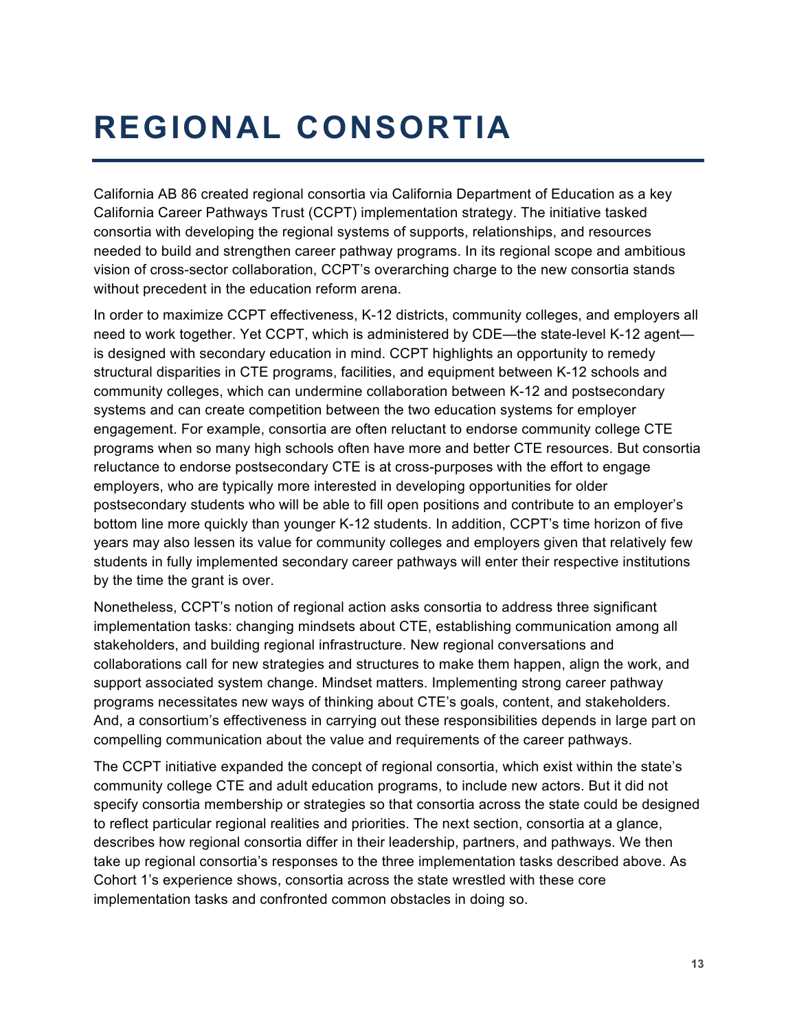# REGIONAL CONSORTIA

California AB 86 created regional consortia via California Department of Education as a key California Career Pathways Trust (CCPT) implementation strategy. The initiative tasked consortia with developing the regional systems of supports, relationships, and resources needed to build and strengthen career pathway programs. In its regional scope and ambitious vision of cross-sector collaboration, CCPT's overarching charge to the new consortia stands without precedent in the education reform arena.

In order to maximize CCPT effectiveness, K-12 districts, community colleges, and employers all need to work together. Yet CCPT, which is administered by CDE—the state-level K-12 agent—is designed with secondary education in mind. CCPT highlights an opportunity to remedy structural disparities in CTE programs, facilities, and equipment between K-12 schools and community colleges, which can undermine collaboration between K-12 and postsecondary systems and can create competition between the two education systems for employer engagement. For example, consortia are often reluctant to endorse community college CTE programs when so many high schools often have more and better CTE resources. But consortia reluctance to endorse postsecondary CTE is at cross-purposes with the effort to engage employers, who are typically more interested in developing opportunities for older postsecondary students who will be able to fill open positions and contribute to an employer's bottom line more quickly than younger K-12 students. In addition, CCPT's time horizon of five years may also lessen its value for community colleges and employers given that relatively few students in fully implemented secondary career pathways will enter their respective institutions by the time the grant is over.

Nonetheless, CCPT's notion of regional action asks consortia to address three significant implementation tasks: changing mindsets about CTE, establishing communication among all stakeholders, and building regional infrastructure. New regional conversations and collaborations call for new strategies and structures to make them happen, align the work, and support associated system change. Mindset matters. Implementing strong career pathway programs necessitates new ways of thinking about CTE's goals, content, and stakeholders. And, a consortium's effectiveness in carrying out these responsibilities depends in large part on compelling communication about the value and requirements of the career pathways.

The CCPT initiative expanded the concept of regional consortia, which exist within the state's community college CTE and adult education programs, to include new actors. But it did not specify consortia membership or strategies so that consortia across the state could be designed to reflect particular regional realities and priorities. The next section, consortia at a glance, describes how regional consortia differ in their leadership, partners, and pathways. We then take up regional consortia's responses to the three implementation tasks described above. As Cohort 1's experience shows, consortia across the state wrestled with these core implementation tasks and confronted common obstacles in doing so.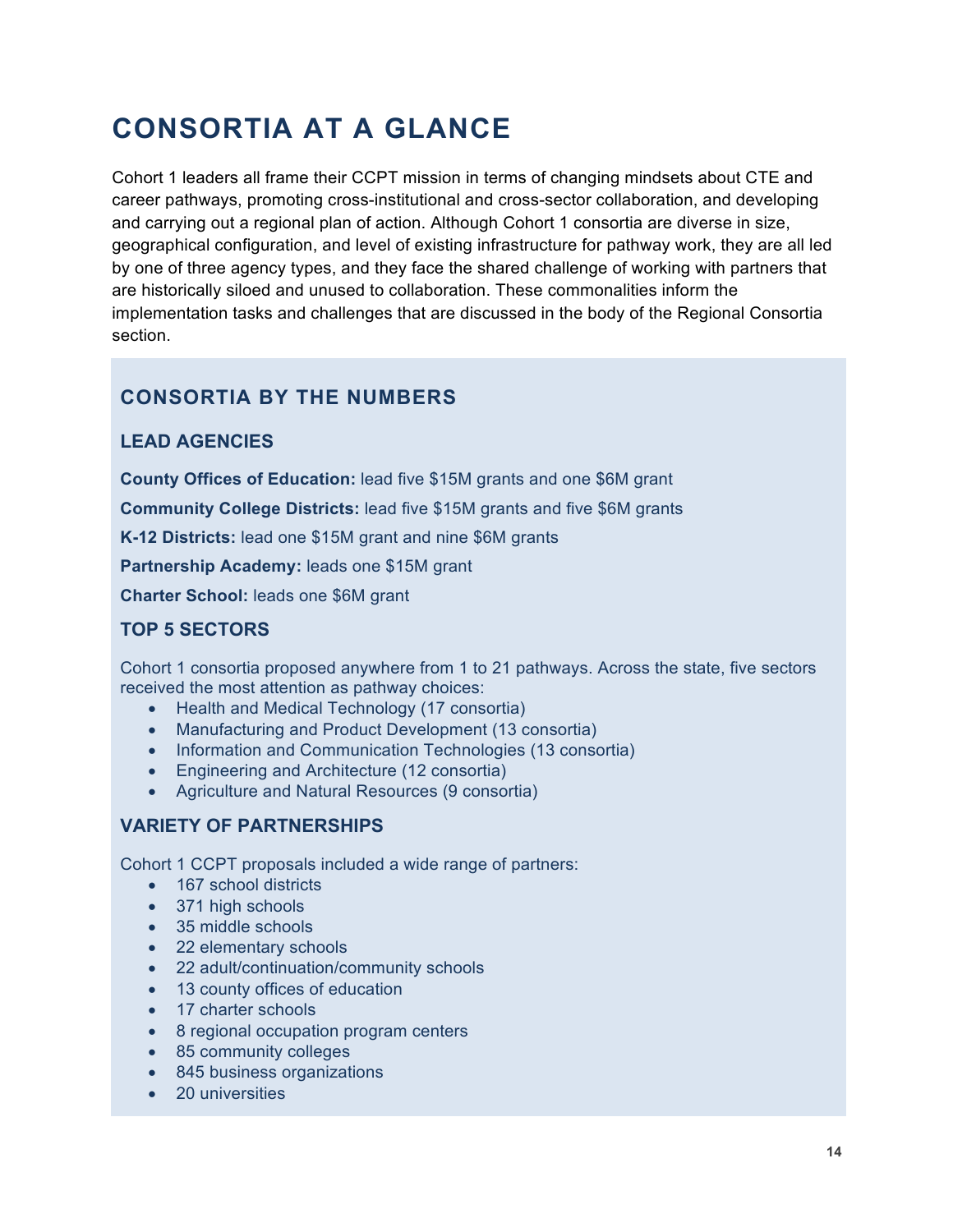# CONSORTIA AT A GLANCE

Cohort 1 leaders all frame their CCPT mission in terms of changing mindsets about CTE and career pathways, promoting cross-institutional and cross-sector collaboration, and developing and carrying out a regional plan of action. Although Cohort 1 consortia are diverse in size, geographical configuration, and level of existing infrastructure for pathway work, they are all led by one of three agency types, and they face the shared challenge of working with partners that are historically siloed and unused to collaboration. These commonalities inform the implementation tasks and challenges that are discussed in the body of the Regional Consortia section.

## CONSORTIA BY THE NUMBERS

### LEAD AGENCIES

**County Offices of Education:** lead five $15M grants and one $6M grant

**Community College Districts:** lead five $15M grants and five $6M grants

**K-12 Districts:** lead one $15M grant and nine $6M grants

**Partnership Academy:** leads one $15M grant

**Charter School:** leads one $6M grant

### TOP 5 SECTORS

Cohort 1 consortia proposed anywhere from 1 to 21 pathways. Across the state, five sectors received the most attention as pathway choices:

- Health and Medical Technology (17 consortia)
- Manufacturing and Product Development (13 consortia)
- Information and Communication Technologies (13 consortia)
- Engineering and Architecture (12 consortia)
- Agriculture and Natural Resources (9 consortia)

### VARIETY OF PARTNERSHIPS

Cohort 1 CCPT proposals included a wide range of partners:

- 167 school districts
- 371 high schools
- 35 middle schools
- 22 elementary schools
- 22 adult/continuation/community schools
- 13 county offices of education
- 17 charter schools
- 8 regional occupation program centers
- 85 community colleges
- 845 business organizations
- 20 universities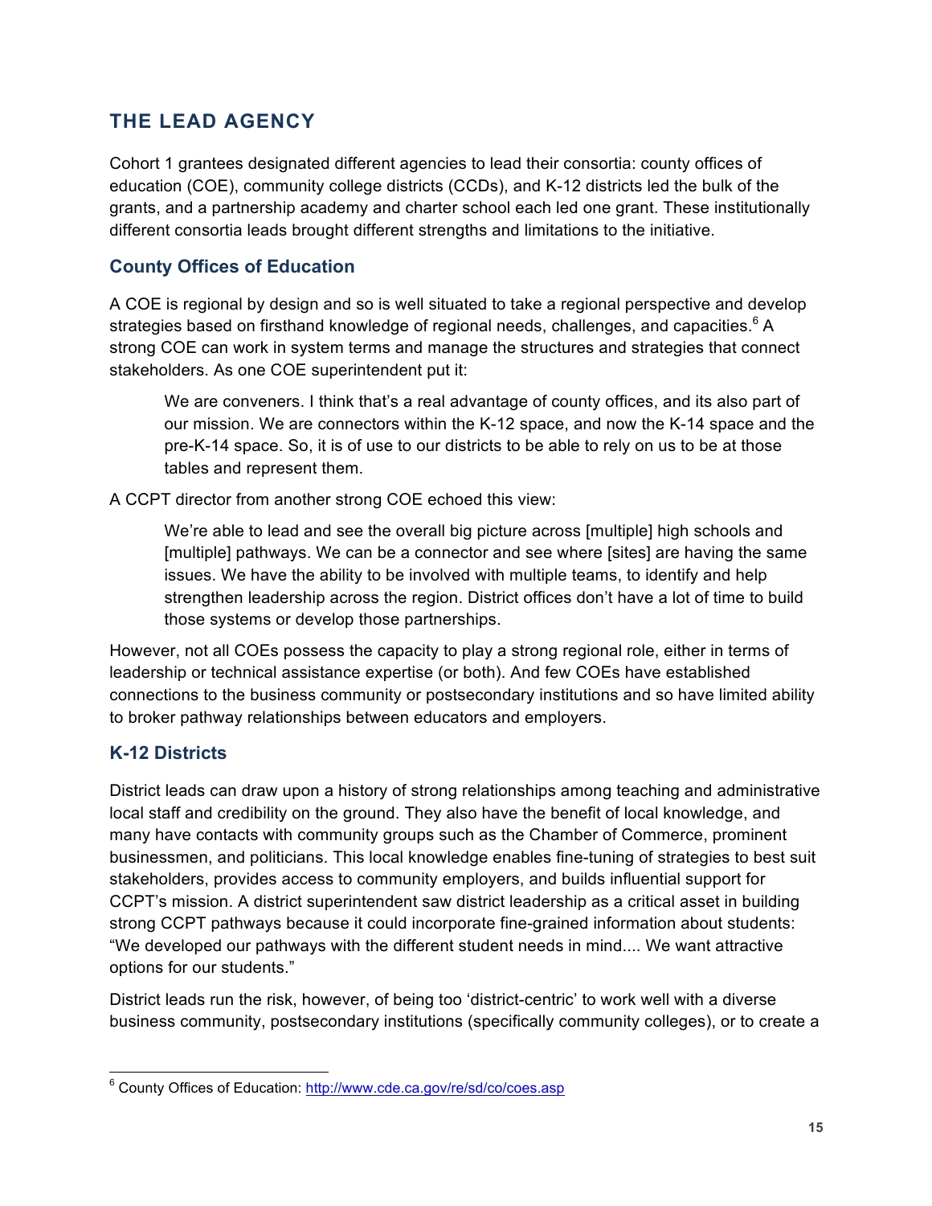## THE LEAD AGENCY

Cohort 1 grantees designated different agencies to lead their consortia: county offices of education (COE), community college districts (CCDs), and K-12 districts led the bulk of the grants, and a partnership academy and charter school each led one grant. These institutionally different consortia leads brought different strengths and limitations to the initiative.

### County Offices of Education

A COE is regional by design and so is well situated to take a regional perspective and develop strategies based on firsthand knowledge of regional needs, challenges, and capacities.[6] A strong COE can work in system terms and manage the structures and strategies that connect stakeholders. As one COE superintendent put it:

> We are conveners. I think that's a real advantage of county offices, and its also part of our mission. We are connectors within the K-12 space, and now the K-14 space and the pre-K-14 space. So, it is of use to our districts to be able to rely on us to be at those tables and represent them.

A CCPT director from another strong COE echoed this view:

> We're able to lead and see the overall big picture across [multiple] high schools and [multiple] pathways. We can be a connector and see where [sites] are having the same issues. We have the ability to be involved with multiple teams, to identify and help strengthen leadership across the region. District offices don't have a lot of time to build those systems or develop those partnerships.

However, not all COEs possess the capacity to play a strong regional role, either in terms of leadership or technical assistance expertise (or both). And few COEs have established connections to the business community or postsecondary institutions and so have limited ability to broker pathway relationships between educators and employers.

### K-12 Districts

District leads can draw upon a history of strong relationships among teaching and administrative local staff and credibility on the ground. They also have the benefit of local knowledge, and many have contacts with community groups such as the Chamber of Commerce, prominent businessmen, and politicians. This local knowledge enables fine-tuning of strategies to best suit stakeholders, provides access to community employers, and builds influential support for CCPT's mission. A district superintendent saw district leadership as a critical asset in building strong CCPT pathways because it could incorporate fine-grained information about students: "We developed our pathways with the different student needs in mind.... We want attractive options for our students."

District leads run the risk, however, of being too 'district-centric' to work well with a diverse business community, postsecondary institutions (specifically community colleges), or to create a

---

[6] County Offices of Education: http://www.cde.ca.gov/re/sd/co/coes.asp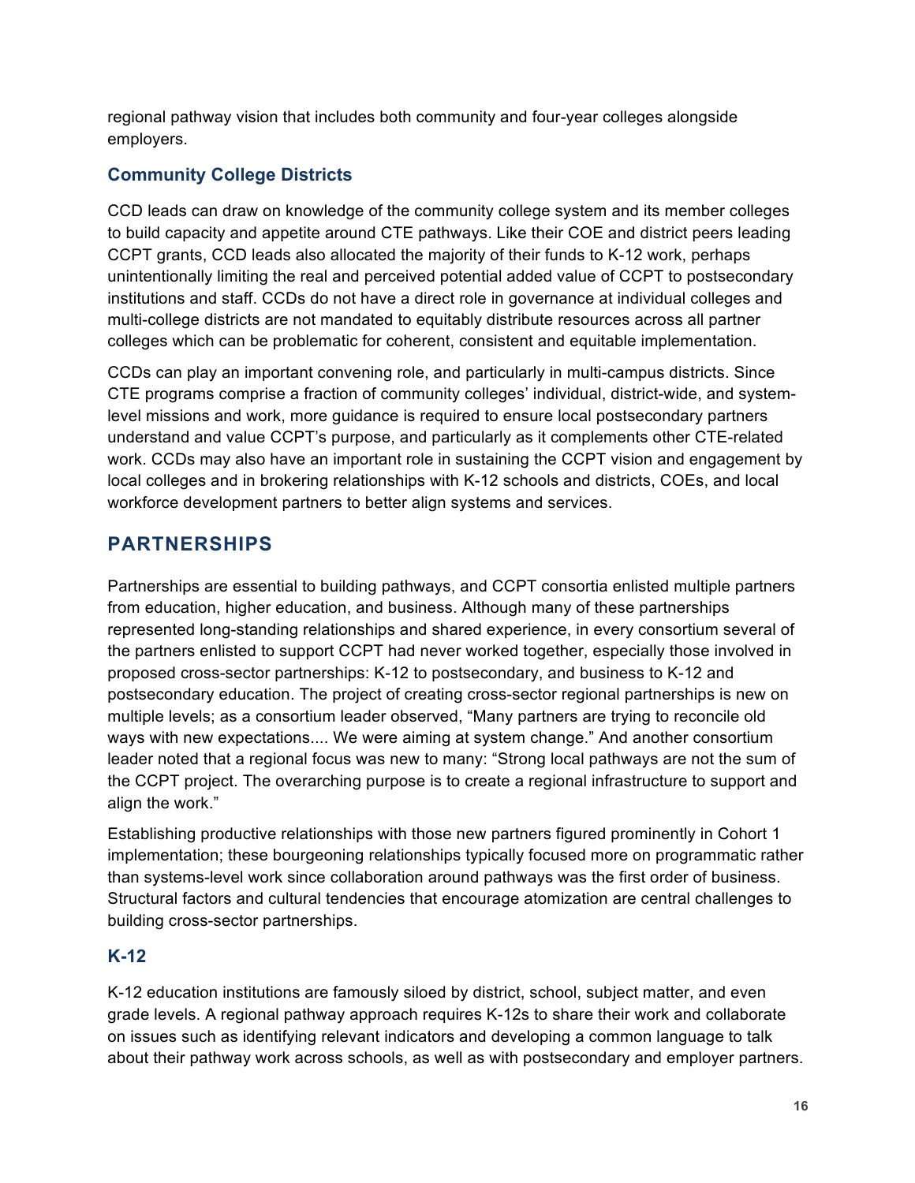regional pathway vision that includes both community and four-year colleges alongside employers.

### Community College Districts

CCD leads can draw on knowledge of the community college system and its member colleges to build capacity and appetite around CTE pathways. Like their COE and district peers leading CCPT grants, CCD leads also allocated the majority of their funds to K-12 work, perhaps unintentionally limiting the real and perceived potential added value of CCPT to postsecondary institutions and staff. CCDs do not have a direct role in governance at individual colleges and multi-college districts are not mandated to equitably distribute resources across all partner colleges which can be problematic for coherent, consistent and equitable implementation.

CCDs can play an important convening role, and particularly in multi-campus districts. Since CTE programs comprise a fraction of community colleges' individual, district-wide, and system-level missions and work, more guidance is required to ensure local postsecondary partners understand and value CCPT's purpose, and particularly as it complements other CTE-related work. CCDs may also have an important role in sustaining the CCPT vision and engagement by local colleges and in brokering relationships with K-12 schools and districts, COEs, and local workforce development partners to better align systems and services.

## PARTNERSHIPS

Partnerships are essential to building pathways, and CCPT consortia enlisted multiple partners from education, higher education, and business. Although many of these partnerships represented long-standing relationships and shared experience, in every consortium several of the partners enlisted to support CCPT had never worked together, especially those involved in proposed cross-sector partnerships: K-12 to postsecondary, and business to K-12 and postsecondary education. The project of creating cross-sector regional partnerships is new on multiple levels; as a consortium leader observed, "Many partners are trying to reconcile old ways with new expectations.... We were aiming at system change." And another consortium leader noted that a regional focus was new to many: "Strong local pathways are not the sum of the CCPT project. The overarching purpose is to create a regional infrastructure to support and align the work."

Establishing productive relationships with those new partners figured prominently in Cohort 1 implementation; these bourgeoning relationships typically focused more on programmatic rather than systems-level work since collaboration around pathways was the first order of business. Structural factors and cultural tendencies that encourage atomization are central challenges to building cross-sector partnerships.

### K-12

K-12 education institutions are famously siloed by district, school, subject matter, and even grade levels. A regional pathway approach requires K-12s to share their work and collaborate on issues such as identifying relevant indicators and developing a common language to talk about their pathway work across schools, as well as with postsecondary and employer partners.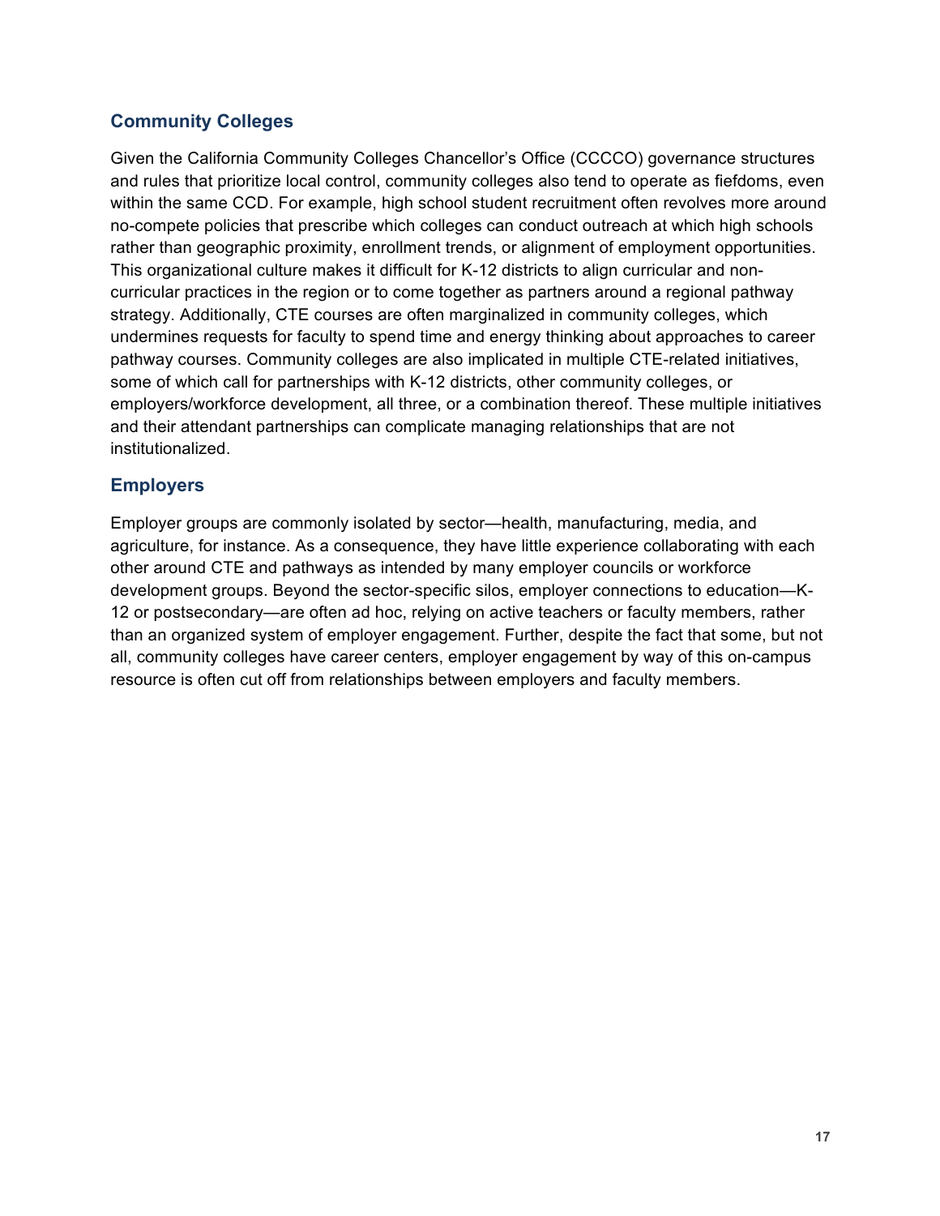### Community Colleges

Given the California Community Colleges Chancellor's Office (CCCCO) governance structures and rules that prioritize local control, community colleges also tend to operate as fiefdoms, even within the same CCD. For example, high school student recruitment often revolves more around no-compete policies that prescribe which colleges can conduct outreach at which high schools rather than geographic proximity, enrollment trends, or alignment of employment opportunities. This organizational culture makes it difficult for K-12 districts to align curricular and non-curricular practices in the region or to come together as partners around a regional pathway strategy. Additionally, CTE courses are often marginalized in community colleges, which undermines requests for faculty to spend time and energy thinking about approaches to career pathway courses. Community colleges are also implicated in multiple CTE-related initiatives, some of which call for partnerships with K-12 districts, other community colleges, or employers/workforce development, all three, or a combination thereof. These multiple initiatives and their attendant partnerships can complicate managing relationships that are not institutionalized.

### Employers

Employer groups are commonly isolated by sector—health, manufacturing, media, and agriculture, for instance. As a consequence, they have little experience collaborating with each other around CTE and pathways as intended by many employer councils or workforce development groups. Beyond the sector-specific silos, employer connections to education—K-12 or postsecondary—are often ad hoc, relying on active teachers or faculty members, rather than an organized system of employer engagement. Further, despite the fact that some, but not all, community colleges have career centers, employer engagement by way of this on-campus resource is often cut off from relationships between employers and faculty members.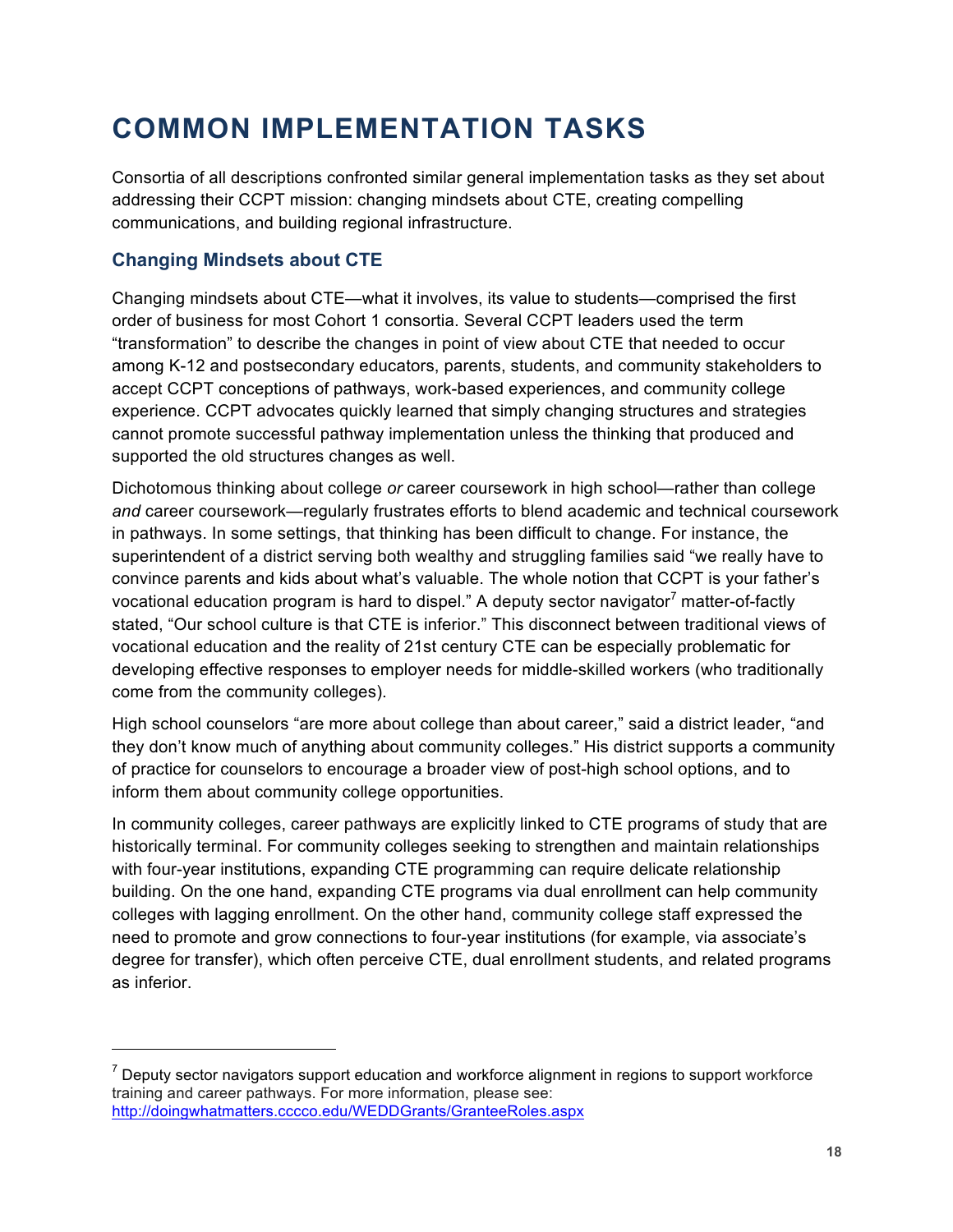# COMMON IMPLEMENTATION TASKS

Consortia of all descriptions confronted similar general implementation tasks as they set about addressing their CCPT mission: changing mindsets about CTE, creating compelling communications, and building regional infrastructure.

## Changing Mindsets about CTE

Changing mindsets about CTE—what it involves, its value to students—comprised the first order of business for most Cohort 1 consortia. Several CCPT leaders used the term "transformation" to describe the changes in point of view about CTE that needed to occur among K-12 and postsecondary educators, parents, students, and community stakeholders to accept CCPT conceptions of pathways, work-based experiences, and community college experience. CCPT advocates quickly learned that simply changing structures and strategies cannot promote successful pathway implementation unless the thinking that produced and supported the old structures changes as well.

Dichotomous thinking about college *or* career coursework in high school—rather than college *and* career coursework—regularly frustrates efforts to blend academic and technical coursework in pathways. In some settings, that thinking has been difficult to change. For instance, the superintendent of a district serving both wealthy and struggling families said "we really have to convince parents and kids about what's valuable. The whole notion that CCPT is your father's vocational education program is hard to dispel." A deputy sector navigator[7] matter-of-factly stated, "Our school culture is that CTE is inferior." This disconnect between traditional views of vocational education and the reality of 21st century CTE can be especially problematic for developing effective responses to employer needs for middle-skilled workers (who traditionally come from the community colleges).

High school counselors "are more about college than about career," said a district leader, "and they don't know much of anything about community colleges." His district supports a community of practice for counselors to encourage a broader view of post-high school options, and to inform them about community college opportunities.

In community colleges, career pathways are explicitly linked to CTE programs of study that are historically terminal. For community colleges seeking to strengthen and maintain relationships with four-year institutions, expanding CTE programming can require delicate relationship building. On the one hand, expanding CTE programs via dual enrollment can help community colleges with lagging enrollment. On the other hand, community college staff expressed the need to promote and grow connections to four-year institutions (for example, via associate's degree for transfer), which often perceive CTE, dual enrollment students, and related programs as inferior.

---

[7] Deputy sector navigators support education and workforce alignment in regions to support workforce training and career pathways. For more information, please see: http://doingwhatmatters.cccco.edu/WEDDGrants/GranteeRoles.aspx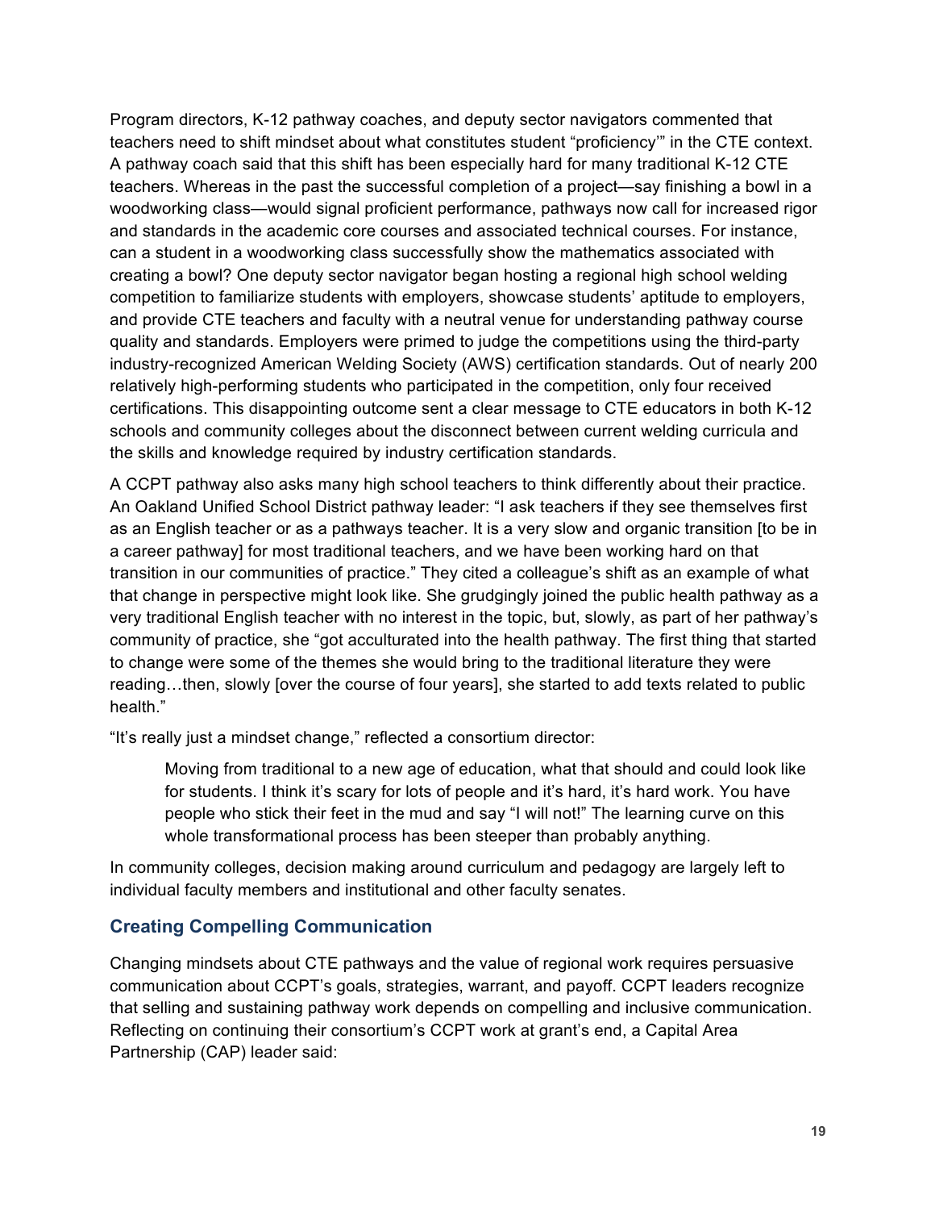Program directors, K-12 pathway coaches, and deputy sector navigators commented that teachers need to shift mindset about what constitutes student "proficiency'" in the CTE context. A pathway coach said that this shift has been especially hard for many traditional K-12 CTE teachers. Whereas in the past the successful completion of a project—say finishing a bowl in a woodworking class—would signal proficient performance, pathways now call for increased rigor and standards in the academic core courses and associated technical courses. For instance, can a student in a woodworking class successfully show the mathematics associated with creating a bowl? One deputy sector navigator began hosting a regional high school welding competition to familiarize students with employers, showcase students' aptitude to employers, and provide CTE teachers and faculty with a neutral venue for understanding pathway course quality and standards. Employers were primed to judge the competitions using the third-party industry-recognized American Welding Society (AWS) certification standards. Out of nearly 200 relatively high-performing students who participated in the competition, only four received certifications. This disappointing outcome sent a clear message to CTE educators in both K-12 schools and community colleges about the disconnect between current welding curricula and the skills and knowledge required by industry certification standards.

A CCPT pathway also asks many high school teachers to think differently about their practice. An Oakland Unified School District pathway leader: "I ask teachers if they see themselves first as an English teacher or as a pathways teacher. It is a very slow and organic transition [to be in a career pathway] for most traditional teachers, and we have been working hard on that transition in our communities of practice." They cited a colleague's shift as an example of what that change in perspective might look like. She grudgingly joined the public health pathway as a very traditional English teacher with no interest in the topic, but, slowly, as part of her pathway's community of practice, she "got acculturated into the health pathway. The first thing that started to change were some of the themes she would bring to the traditional literature they were reading…then, slowly [over the course of four years], she started to add texts related to public health."

"It's really just a mindset change," reflected a consortium director:

> Moving from traditional to a new age of education, what that should and could look like for students. I think it's scary for lots of people and it's hard, it's hard work. You have people who stick their feet in the mud and say "I will not!" The learning curve on this whole transformational process has been steeper than probably anything.

In community colleges, decision making around curriculum and pedagogy are largely left to individual faculty members and institutional and other faculty senates.

## Creating Compelling Communication

Changing mindsets about CTE pathways and the value of regional work requires persuasive communication about CCPT's goals, strategies, warrant, and payoff. CCPT leaders recognize that selling and sustaining pathway work depends on compelling and inclusive communication. Reflecting on continuing their consortium's CCPT work at grant's end, a Capital Area Partnership (CAP) leader said: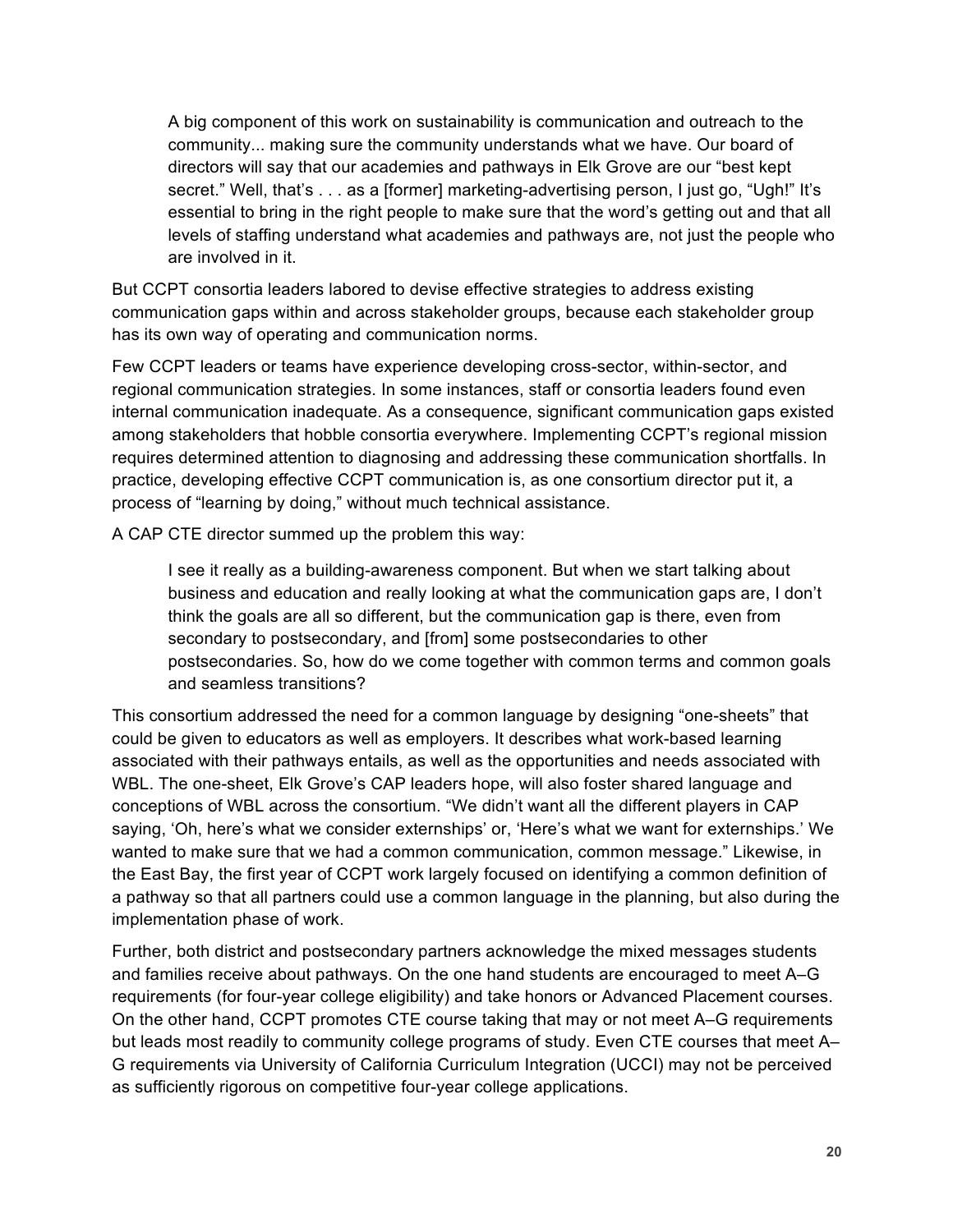> A big component of this work on sustainability is communication and outreach to the community... making sure the community understands what we have. Our board of directors will say that our academies and pathways in Elk Grove are our "best kept secret." Well, that's . . . as a [former] marketing-advertising person, I just go, "Ugh!" It's essential to bring in the right people to make sure that the word's getting out and that all levels of staffing understand what academies and pathways are, not just the people who are involved in it.

But CCPT consortia leaders labored to devise effective strategies to address existing communication gaps within and across stakeholder groups, because each stakeholder group has its own way of operating and communication norms.

Few CCPT leaders or teams have experience developing cross-sector, within-sector, and regional communication strategies. In some instances, staff or consortia leaders found even internal communication inadequate. As a consequence, significant communication gaps existed among stakeholders that hobble consortia everywhere. Implementing CCPT's regional mission requires determined attention to diagnosing and addressing these communication shortfalls. In practice, developing effective CCPT communication is, as one consortium director put it, a process of "learning by doing," without much technical assistance.

A CAP CTE director summed up the problem this way:

> I see it really as a building-awareness component. But when we start talking about business and education and really looking at what the communication gaps are, I don't think the goals are all so different, but the communication gap is there, even from secondary to postsecondary, and [from] some postsecondaries to other postsecondaries. So, how do we come together with common terms and common goals and seamless transitions?

This consortium addressed the need for a common language by designing "one-sheets" that could be given to educators as well as employers. It describes what work-based learning associated with their pathways entails, as well as the opportunities and needs associated with WBL. The one-sheet, Elk Grove's CAP leaders hope, will also foster shared language and conceptions of WBL across the consortium. "We didn't want all the different players in CAP saying, 'Oh, here's what we consider externships' or, 'Here's what we want for externships.' We wanted to make sure that we had a common communication, common message." Likewise, in the East Bay, the first year of CCPT work largely focused on identifying a common definition of a pathway so that all partners could use a common language in the planning, but also during the implementation phase of work.

Further, both district and postsecondary partners acknowledge the mixed messages students and families receive about pathways. On the one hand students are encouraged to meet A–G requirements (for four-year college eligibility) and take honors or Advanced Placement courses. On the other hand, CCPT promotes CTE course taking that may or not meet A–G requirements but leads most readily to community college programs of study. Even CTE courses that meet A–G requirements via University of California Curriculum Integration (UCCI) may not be perceived as sufficiently rigorous on competitive four-year college applications.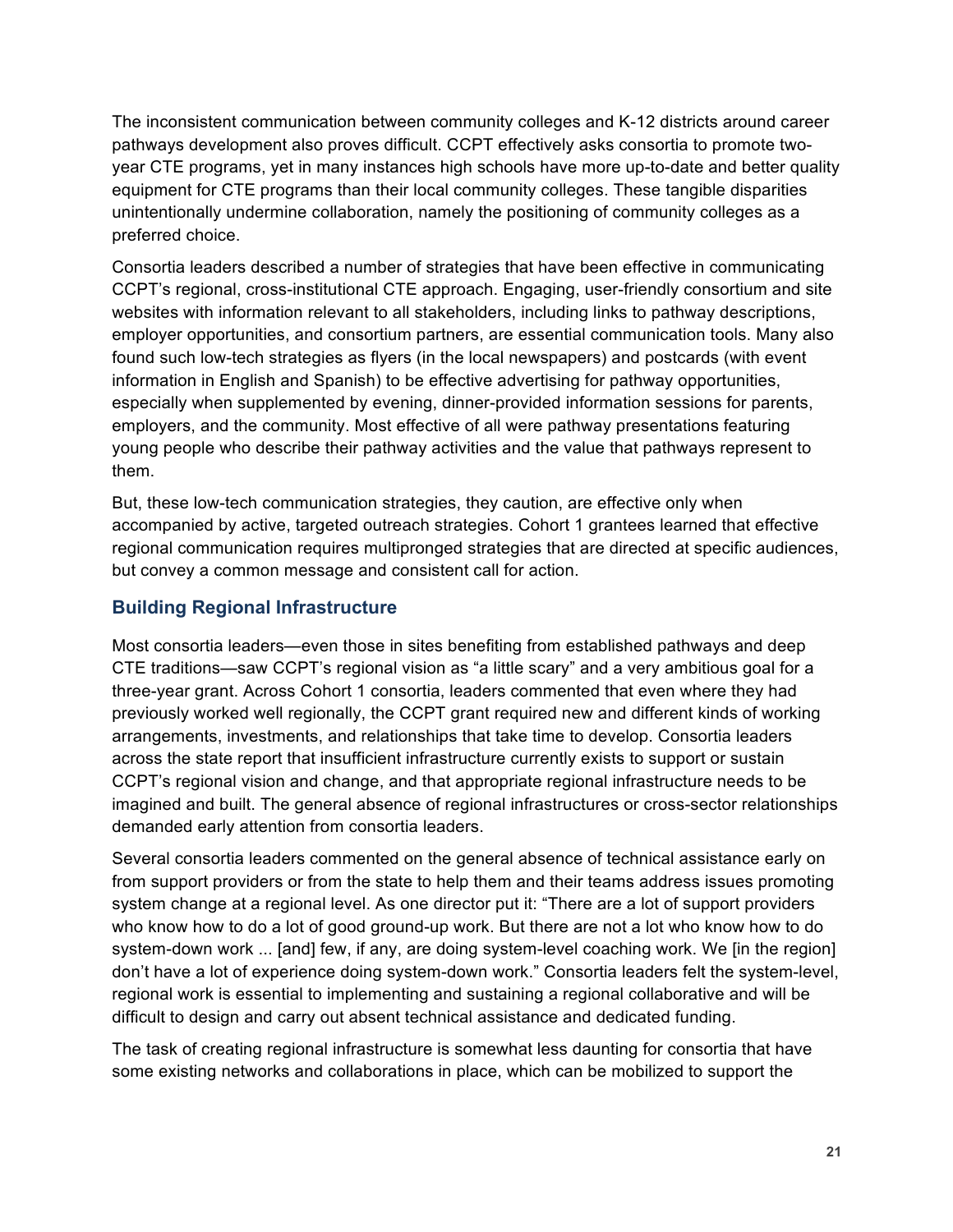The inconsistent communication between community colleges and K-12 districts around career pathways development also proves difficult. CCPT effectively asks consortia to promote two-year CTE programs, yet in many instances high schools have more up-to-date and better quality equipment for CTE programs than their local community colleges. These tangible disparities unintentionally undermine collaboration, namely the positioning of community colleges as a preferred choice.

Consortia leaders described a number of strategies that have been effective in communicating CCPT's regional, cross-institutional CTE approach. Engaging, user-friendly consortium and site websites with information relevant to all stakeholders, including links to pathway descriptions, employer opportunities, and consortium partners, are essential communication tools. Many also found such low-tech strategies as flyers (in the local newspapers) and postcards (with event information in English and Spanish) to be effective advertising for pathway opportunities, especially when supplemented by evening, dinner-provided information sessions for parents, employers, and the community. Most effective of all were pathway presentations featuring young people who describe their pathway activities and the value that pathways represent to them.

But, these low-tech communication strategies, they caution, are effective only when accompanied by active, targeted outreach strategies. Cohort 1 grantees learned that effective regional communication requires multipronged strategies that are directed at specific audiences, but convey a common message and consistent call for action.

### Building Regional Infrastructure

Most consortia leaders—even those in sites benefiting from established pathways and deep CTE traditions—saw CCPT's regional vision as "a little scary" and a very ambitious goal for a three-year grant. Across Cohort 1 consortia, leaders commented that even where they had previously worked well regionally, the CCPT grant required new and different kinds of working arrangements, investments, and relationships that take time to develop. Consortia leaders across the state report that insufficient infrastructure currently exists to support or sustain CCPT's regional vision and change, and that appropriate regional infrastructure needs to be imagined and built. The general absence of regional infrastructures or cross-sector relationships demanded early attention from consortia leaders.

Several consortia leaders commented on the general absence of technical assistance early on from support providers or from the state to help them and their teams address issues promoting system change at a regional level. As one director put it: "There are a lot of support providers who know how to do a lot of good ground-up work. But there are not a lot who know how to do system-down work ... [and] few, if any, are doing system-level coaching work. We [in the region] don't have a lot of experience doing system-down work." Consortia leaders felt the system-level, regional work is essential to implementing and sustaining a regional collaborative and will be difficult to design and carry out absent technical assistance and dedicated funding.

The task of creating regional infrastructure is somewhat less daunting for consortia that have some existing networks and collaborations in place, which can be mobilized to support the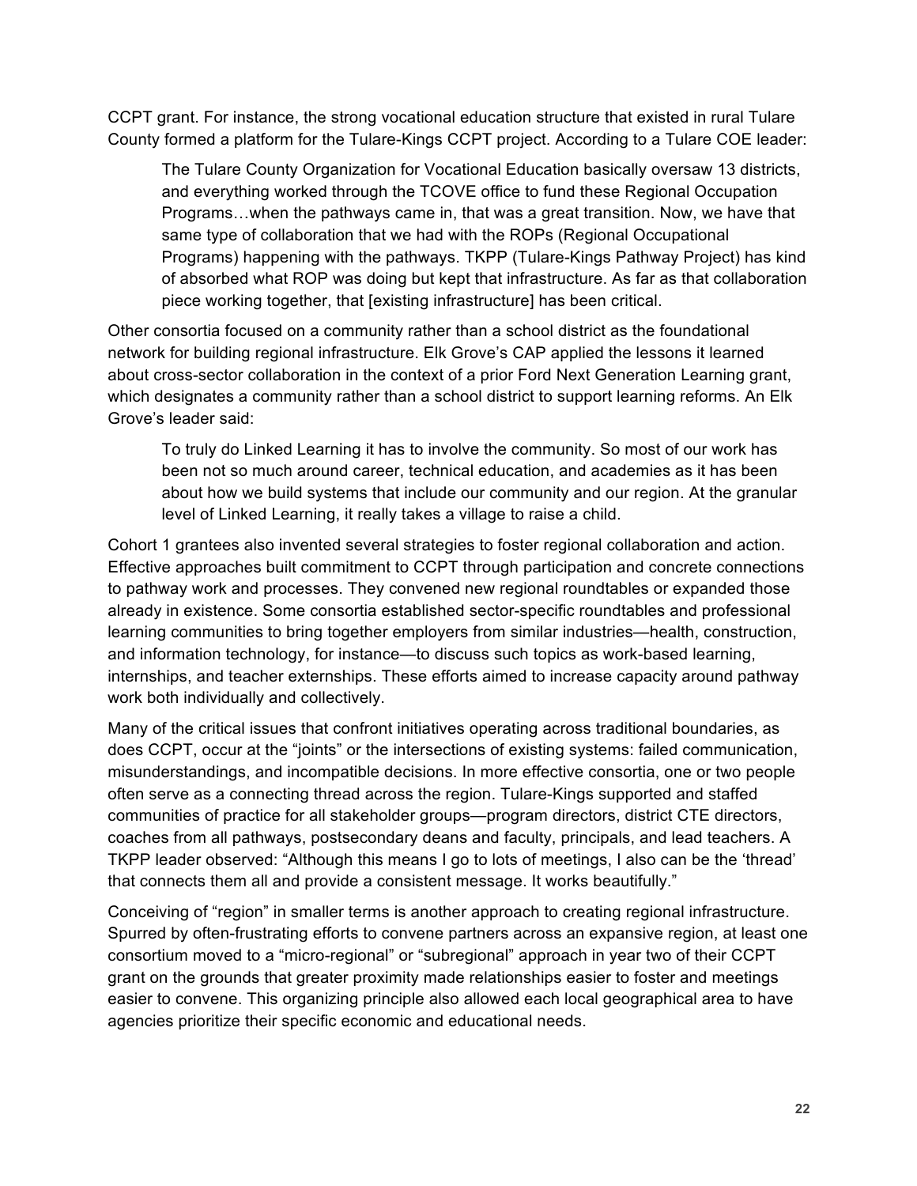CCPT grant. For instance, the strong vocational education structure that existed in rural Tulare County formed a platform for the Tulare-Kings CCPT project. According to a Tulare COE leader:

> The Tulare County Organization for Vocational Education basically oversaw 13 districts, and everything worked through the TCOVE office to fund these Regional Occupation Programs…when the pathways came in, that was a great transition. Now, we have that same type of collaboration that we had with the ROPs (Regional Occupational Programs) happening with the pathways. TKPP (Tulare-Kings Pathway Project) has kind of absorbed what ROP was doing but kept that infrastructure. As far as that collaboration piece working together, that [existing infrastructure] has been critical.

Other consortia focused on a community rather than a school district as the foundational network for building regional infrastructure. Elk Grove's CAP applied the lessons it learned about cross-sector collaboration in the context of a prior Ford Next Generation Learning grant, which designates a community rather than a school district to support learning reforms. An Elk Grove's leader said:

> To truly do Linked Learning it has to involve the community. So most of our work has been not so much around career, technical education, and academies as it has been about how we build systems that include our community and our region. At the granular level of Linked Learning, it really takes a village to raise a child.

Cohort 1 grantees also invented several strategies to foster regional collaboration and action. Effective approaches built commitment to CCPT through participation and concrete connections to pathway work and processes. They convened new regional roundtables or expanded those already in existence. Some consortia established sector-specific roundtables and professional learning communities to bring together employers from similar industries—health, construction, and information technology, for instance—to discuss such topics as work-based learning, internships, and teacher externships. These efforts aimed to increase capacity around pathway work both individually and collectively.

Many of the critical issues that confront initiatives operating across traditional boundaries, as does CCPT, occur at the "joints" or the intersections of existing systems: failed communication, misunderstandings, and incompatible decisions. In more effective consortia, one or two people often serve as a connecting thread across the region. Tulare-Kings supported and staffed communities of practice for all stakeholder groups—program directors, district CTE directors, coaches from all pathways, postsecondary deans and faculty, principals, and lead teachers. A TKPP leader observed: "Although this means I go to lots of meetings, I also can be the 'thread' that connects them all and provide a consistent message. It works beautifully."

Conceiving of "region" in smaller terms is another approach to creating regional infrastructure. Spurred by often-frustrating efforts to convene partners across an expansive region, at least one consortium moved to a "micro-regional" or "subregional" approach in year two of their CCPT grant on the grounds that greater proximity made relationships easier to foster and meetings easier to convene. This organizing principle also allowed each local geographical area to have agencies prioritize their specific economic and educational needs.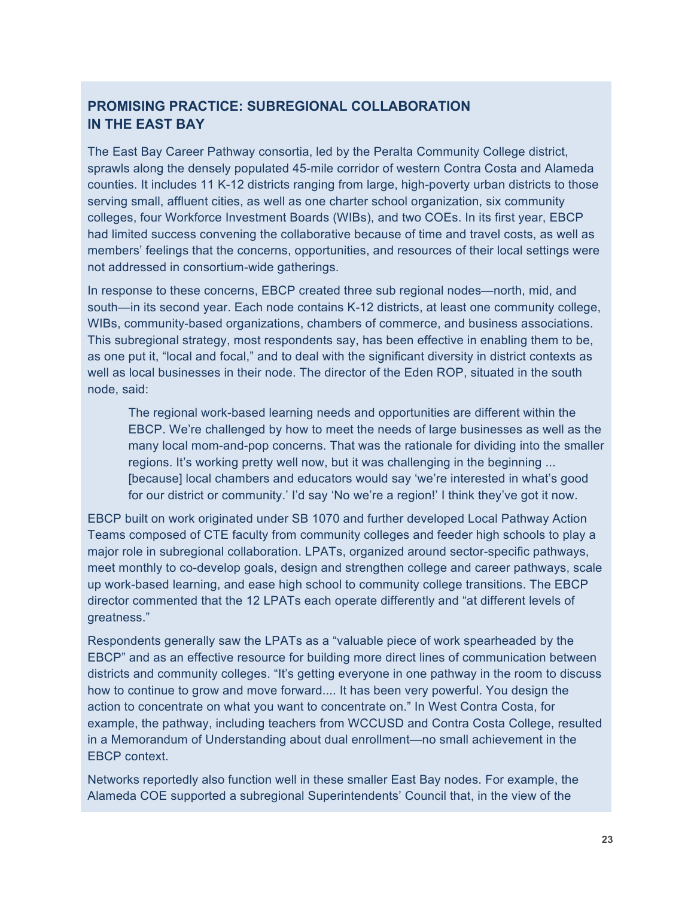### PROMISING PRACTICE: SUBREGIONAL COLLABORATION IN THE EAST BAY

The East Bay Career Pathway consortia, led by the Peralta Community College district, sprawls along the densely populated 45-mile corridor of western Contra Costa and Alameda counties. It includes 11 K-12 districts ranging from large, high-poverty urban districts to those serving small, affluent cities, as well as one charter school organization, six community colleges, four Workforce Investment Boards (WIBs), and two COEs. In its first year, EBCP had limited success convening the collaborative because of time and travel costs, as well as members' feelings that the concerns, opportunities, and resources of their local settings were not addressed in consortium-wide gatherings.

In response to these concerns, EBCP created three sub regional nodes—north, mid, and south—in its second year. Each node contains K-12 districts, at least one community college, WIBs, community-based organizations, chambers of commerce, and business associations. This subregional strategy, most respondents say, has been effective in enabling them to be, as one put it, "local and focal," and to deal with the significant diversity in district contexts as well as local businesses in their node. The director of the Eden ROP, situated in the south node, said:

> The regional work-based learning needs and opportunities are different within the EBCP. We're challenged by how to meet the needs of large businesses as well as the many local mom-and-pop concerns. That was the rationale for dividing into the smaller regions. It's working pretty well now, but it was challenging in the beginning ... [because] local chambers and educators would say 'we're interested in what's good for our district or community.' I'd say 'No we're a region!' I think they've got it now.

EBCP built on work originated under SB 1070 and further developed Local Pathway Action Teams composed of CTE faculty from community colleges and feeder high schools to play a major role in subregional collaboration. LPATs, organized around sector-specific pathways, meet monthly to co-develop goals, design and strengthen college and career pathways, scale up work-based learning, and ease high school to community college transitions. The EBCP director commented that the 12 LPATs each operate differently and "at different levels of greatness."

Respondents generally saw the LPATs as a "valuable piece of work spearheaded by the EBCP" and as an effective resource for building more direct lines of communication between districts and community colleges. "It's getting everyone in one pathway in the room to discuss how to continue to grow and move forward.... It has been very powerful. You design the action to concentrate on what you want to concentrate on." In West Contra Costa, for example, the pathway, including teachers from WCCUSD and Contra Costa College, resulted in a Memorandum of Understanding about dual enrollment—no small achievement in the EBCP context.

Networks reportedly also function well in these smaller East Bay nodes. For example, the Alameda COE supported a subregional Superintendents' Council that, in the view of the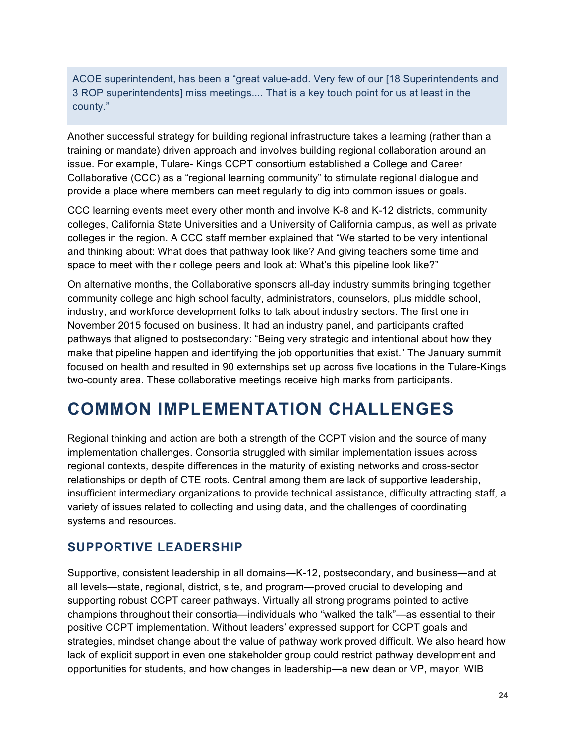> ACOE superintendent, has been a "great value-add. Very few of our [18 Superintendents and 3 ROP superintendents] miss meetings.... That is a key touch point for us at least in the county."

Another successful strategy for building regional infrastructure takes a learning (rather than a training or mandate) driven approach and involves building regional collaboration around an issue. For example, Tulare- Kings CCPT consortium established a College and Career Collaborative (CCC) as a "regional learning community" to stimulate regional dialogue and provide a place where members can meet regularly to dig into common issues or goals.

CCC learning events meet every other month and involve K-8 and K-12 districts, community colleges, California State Universities and a University of California campus, as well as private colleges in the region. A CCC staff member explained that "We started to be very intentional and thinking about: What does that pathway look like? And giving teachers some time and space to meet with their college peers and look at: What's this pipeline look like?"

On alternative months, the Collaborative sponsors all-day industry summits bringing together community college and high school faculty, administrators, counselors, plus middle school, industry, and workforce development folks to talk about industry sectors. The first one in November 2015 focused on business. It had an industry panel, and participants crafted pathways that aligned to postsecondary: "Being very strategic and intentional about how they make that pipeline happen and identifying the job opportunities that exist." The January summit focused on health and resulted in 90 externships set up across five locations in the Tulare-Kings two-county area. These collaborative meetings receive high marks from participants.

# COMMON IMPLEMENTATION CHALLENGES

Regional thinking and action are both a strength of the CCPT vision and the source of many implementation challenges. Consortia struggled with similar implementation issues across regional contexts, despite differences in the maturity of existing networks and cross-sector relationships or depth of CTE roots. Central among them are lack of supportive leadership, insufficient intermediary organizations to provide technical assistance, difficulty attracting staff, a variety of issues related to collecting and using data, and the challenges of coordinating systems and resources.

## SUPPORTIVE LEADERSHIP

Supportive, consistent leadership in all domains—K-12, postsecondary, and business—and at all levels—state, regional, district, site, and program—proved crucial to developing and supporting robust CCPT career pathways. Virtually all strong programs pointed to active champions throughout their consortia—individuals who "walked the talk"—as essential to their positive CCPT implementation. Without leaders' expressed support for CCPT goals and strategies, mindset change about the value of pathway work proved difficult. We also heard how lack of explicit support in even one stakeholder group could restrict pathway development and opportunities for students, and how changes in leadership—a new dean or VP, mayor, WIB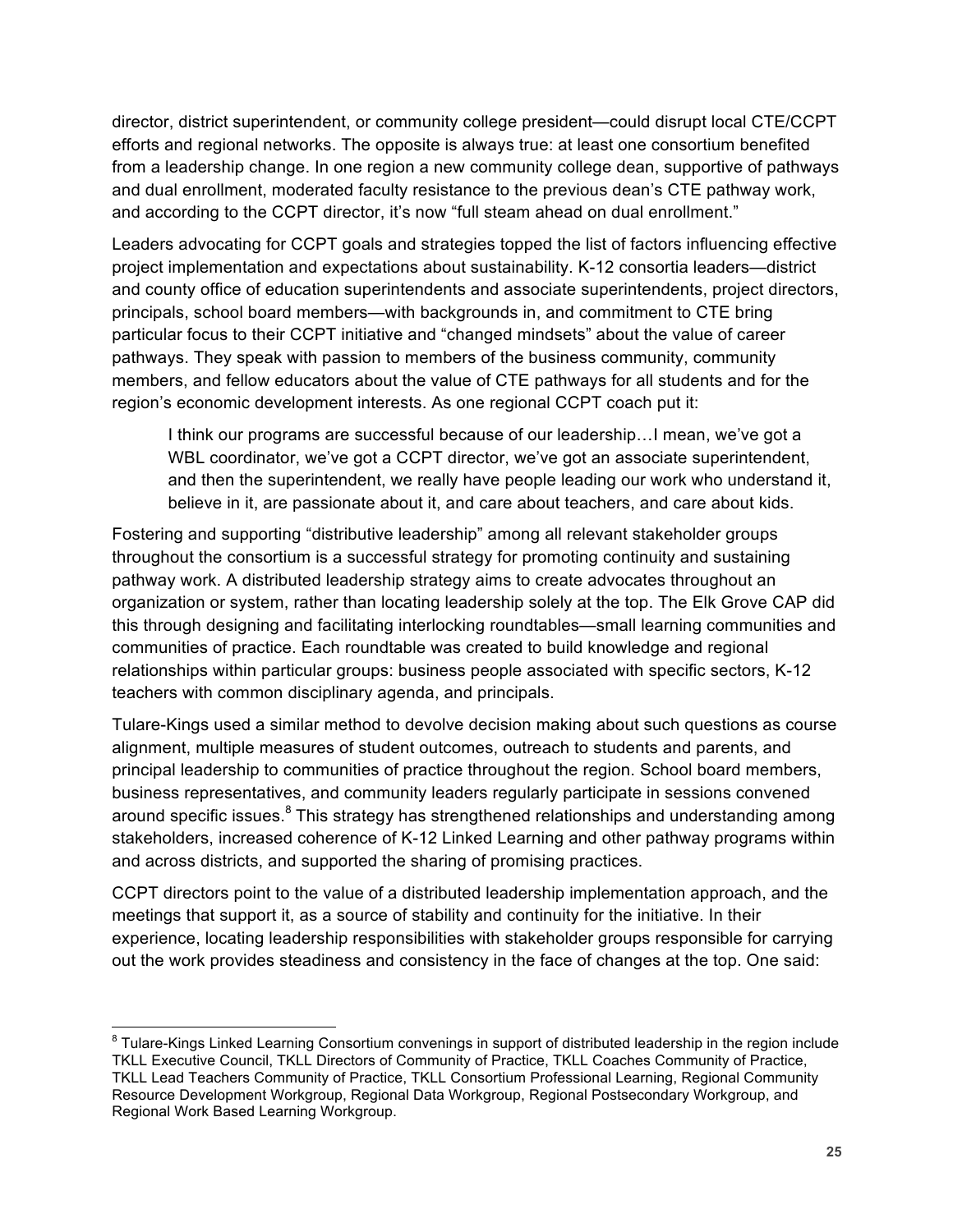director, district superintendent, or community college president—could disrupt local CTE/CCPT efforts and regional networks. The opposite is always true: at least one consortium benefited from a leadership change. In one region a new community college dean, supportive of pathways and dual enrollment, moderated faculty resistance to the previous dean's CTE pathway work, and according to the CCPT director, it's now "full steam ahead on dual enrollment."

Leaders advocating for CCPT goals and strategies topped the list of factors influencing effective project implementation and expectations about sustainability. K-12 consortia leaders—district and county office of education superintendents and associate superintendents, project directors, principals, school board members—with backgrounds in, and commitment to CTE bring particular focus to their CCPT initiative and "changed mindsets" about the value of career pathways. They speak with passion to members of the business community, community members, and fellow educators about the value of CTE pathways for all students and for the region's economic development interests. As one regional CCPT coach put it:

> I think our programs are successful because of our leadership…I mean, we've got a WBL coordinator, we've got a CCPT director, we've got an associate superintendent, and then the superintendent, we really have people leading our work who understand it, believe in it, are passionate about it, and care about teachers, and care about kids.

Fostering and supporting "distributive leadership" among all relevant stakeholder groups throughout the consortium is a successful strategy for promoting continuity and sustaining pathway work. A distributed leadership strategy aims to create advocates throughout an organization or system, rather than locating leadership solely at the top. The Elk Grove CAP did this through designing and facilitating interlocking roundtables—small learning communities and communities of practice. Each roundtable was created to build knowledge and regional relationships within particular groups: business people associated with specific sectors, K-12 teachers with common disciplinary agenda, and principals.

Tulare-Kings used a similar method to devolve decision making about such questions as course alignment, multiple measures of student outcomes, outreach to students and parents, and principal leadership to communities of practice throughout the region. School board members, business representatives, and community leaders regularly participate in sessions convened around specific issues.[8] This strategy has strengthened relationships and understanding among stakeholders, increased coherence of K-12 Linked Learning and other pathway programs within and across districts, and supported the sharing of promising practices.

CCPT directors point to the value of a distributed leadership implementation approach, and the meetings that support it, as a source of stability and continuity for the initiative. In their experience, locating leadership responsibilities with stakeholder groups responsible for carrying out the work provides steadiness and consistency in the face of changes at the top. One said:

---

[8] Tulare-Kings Linked Learning Consortium convenings in support of distributed leadership in the region include TKLL Executive Council, TKLL Directors of Community of Practice, TKLL Coaches Community of Practice, TKLL Lead Teachers Community of Practice, TKLL Consortium Professional Learning, Regional Community Resource Development Workgroup, Regional Data Workgroup, Regional Postsecondary Workgroup, and Regional Work Based Learning Workgroup.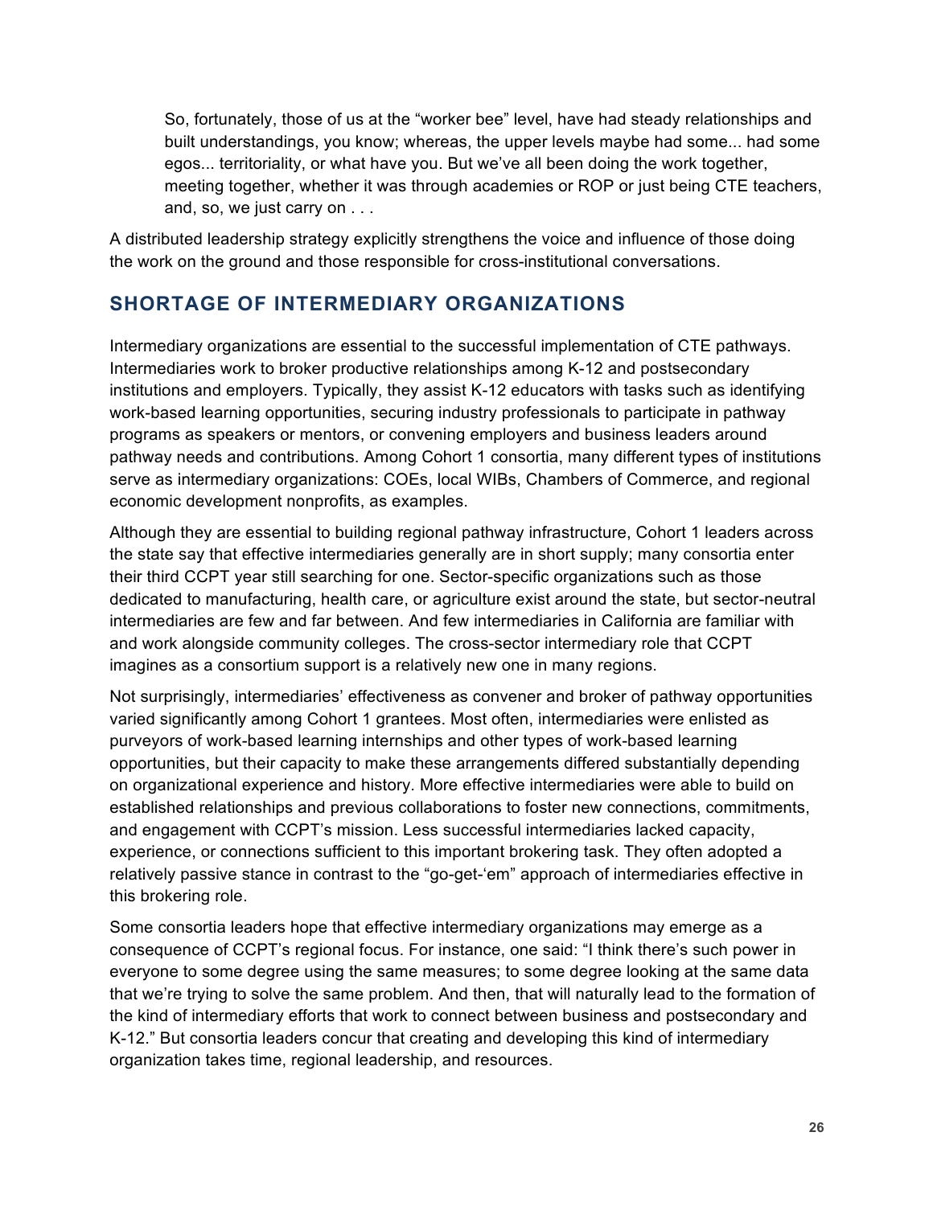> So, fortunately, those of us at the "worker bee" level, have had steady relationships and built understandings, you know; whereas, the upper levels maybe had some... had some egos... territoriality, or what have you. But we've all been doing the work together, meeting together, whether it was through academies or ROP or just being CTE teachers, and, so, we just carry on . . .

A distributed leadership strategy explicitly strengthens the voice and influence of those doing the work on the ground and those responsible for cross-institutional conversations.

## SHORTAGE OF INTERMEDIARY ORGANIZATIONS

Intermediary organizations are essential to the successful implementation of CTE pathways. Intermediaries work to broker productive relationships among K-12 and postsecondary institutions and employers. Typically, they assist K-12 educators with tasks such as identifying work-based learning opportunities, securing industry professionals to participate in pathway programs as speakers or mentors, or convening employers and business leaders around pathway needs and contributions. Among Cohort 1 consortia, many different types of institutions serve as intermediary organizations: COEs, local WIBs, Chambers of Commerce, and regional economic development nonprofits, as examples.

Although they are essential to building regional pathway infrastructure, Cohort 1 leaders across the state say that effective intermediaries generally are in short supply; many consortia enter their third CCPT year still searching for one. Sector-specific organizations such as those dedicated to manufacturing, health care, or agriculture exist around the state, but sector-neutral intermediaries are few and far between. And few intermediaries in California are familiar with and work alongside community colleges. The cross-sector intermediary role that CCPT imagines as a consortium support is a relatively new one in many regions.

Not surprisingly, intermediaries' effectiveness as convener and broker of pathway opportunities varied significantly among Cohort 1 grantees. Most often, intermediaries were enlisted as purveyors of work-based learning internships and other types of work-based learning opportunities, but their capacity to make these arrangements differed substantially depending on organizational experience and history. More effective intermediaries were able to build on established relationships and previous collaborations to foster new connections, commitments, and engagement with CCPT's mission. Less successful intermediaries lacked capacity, experience, or connections sufficient to this important brokering task. They often adopted a relatively passive stance in contrast to the "go-get-'em" approach of intermediaries effective in this brokering role.

Some consortia leaders hope that effective intermediary organizations may emerge as a consequence of CCPT's regional focus. For instance, one said: "I think there's such power in everyone to some degree using the same measures; to some degree looking at the same data that we're trying to solve the same problem. And then, that will naturally lead to the formation of the kind of intermediary efforts that work to connect between business and postsecondary and K-12." But consortia leaders concur that creating and developing this kind of intermediary organization takes time, regional leadership, and resources.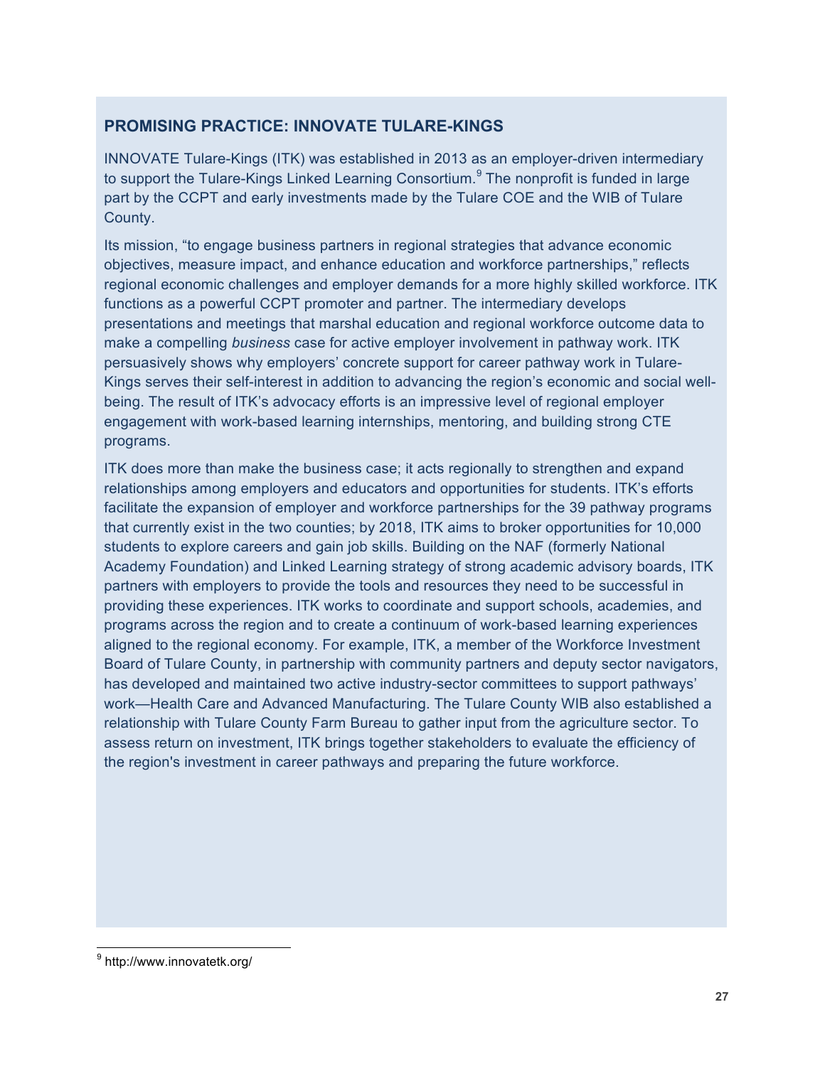### PROMISING PRACTICE: INNOVATE TULARE-KINGS

INNOVATE Tulare-Kings (ITK) was established in 2013 as an employer-driven intermediary to support the Tulare-Kings Linked Learning Consortium.[9] The nonprofit is funded in large part by the CCPT and early investments made by the Tulare COE and the WIB of Tulare County.

Its mission, "to engage business partners in regional strategies that advance economic objectives, measure impact, and enhance education and workforce partnerships," reflects regional economic challenges and employer demands for a more highly skilled workforce. ITK functions as a powerful CCPT promoter and partner. The intermediary develops presentations and meetings that marshal education and regional workforce outcome data to make a compelling *business* case for active employer involvement in pathway work. ITK persuasively shows why employers' concrete support for career pathway work in Tulare-Kings serves their self-interest in addition to advancing the region's economic and social well-being. The result of ITK's advocacy efforts is an impressive level of regional employer engagement with work-based learning internships, mentoring, and building strong CTE programs.

ITK does more than make the business case; it acts regionally to strengthen and expand relationships among employers and educators and opportunities for students. ITK's efforts facilitate the expansion of employer and workforce partnerships for the 39 pathway programs that currently exist in the two counties; by 2018, ITK aims to broker opportunities for 10,000 students to explore careers and gain job skills. Building on the NAF (formerly National Academy Foundation) and Linked Learning strategy of strong academic advisory boards, ITK partners with employers to provide the tools and resources they need to be successful in providing these experiences. ITK works to coordinate and support schools, academies, and programs across the region and to create a continuum of work-based learning experiences aligned to the regional economy. For example, ITK, a member of the Workforce Investment Board of Tulare County, in partnership with community partners and deputy sector navigators, has developed and maintained two active industry-sector committees to support pathways' work—Health Care and Advanced Manufacturing. The Tulare County WIB also established a relationship with Tulare County Farm Bureau to gather input from the agriculture sector. To assess return on investment, ITK brings together stakeholders to evaluate the efficiency of the region's investment in career pathways and preparing the future workforce.

[9] http://www.innovatetk.org/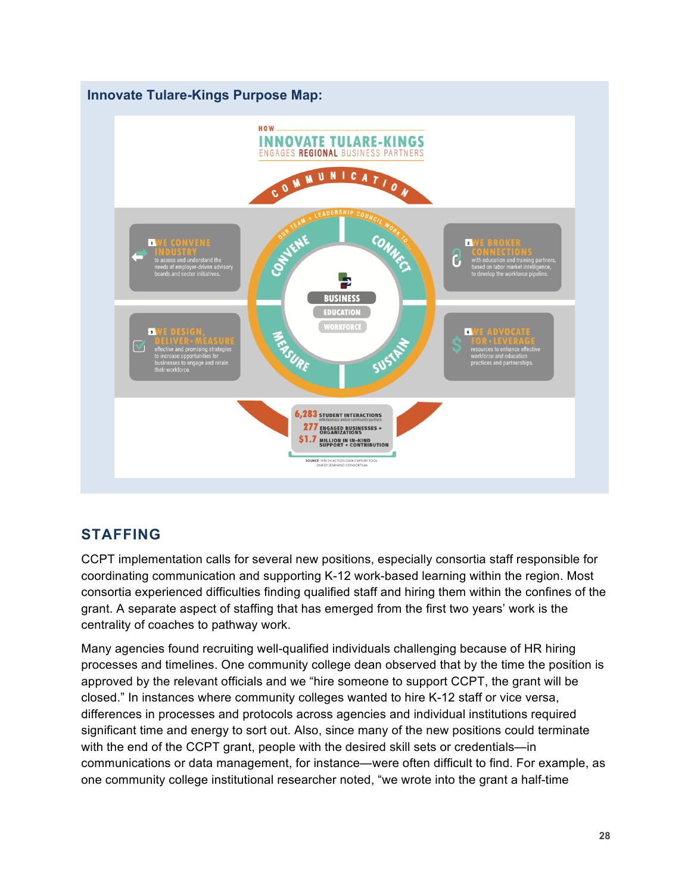**Innovate Tulare-Kings Purpose Map:**

HOW

INNOVATE TULARE-KINGS

ENGAGES REGIONAL BUSINESS PARTNERS

COMMUNICATION

OUR TEAM + LEADERSHIP COUNCIL WORK TO...

CONVENE

CONNECT

MEASURE

SUSTAIN

BUSINESS

EDUCATION

WORKFORCE

1 WE CONVENE INDUSTRY to assess and understand the needs of employer-driven advisory boards and sector initiatives.

2 WE BROKER CONNECTIONS with education and training partners, based on labor market intelligence, to develop the workforce pipeline.

3 WE DESIGN, DELIVER + MEASURE effective and promising strategies to increase opportunities for businesses to engage and retain their workforce.

4 WE ADVOCATE FOR + LEVERAGE resources to enhance effective workforce and education practices and partnerships.

6,283 STUDENT INTERACTIONS with business and/or community partners

277 ENGAGED BUSINESSES + ORGANIZATIONS

$1.7 MILLION IN IN-KIND SUPPORT + CONTRIBUTION

SOURCE: WBL IN ACTION DATA CAPTURE TOOL, LINKED LEARNING CONSORTIUM

## STAFFING

CCPT implementation calls for several new positions, especially consortia staff responsible for coordinating communication and supporting K-12 work-based learning within the region. Most consortia experienced difficulties finding qualified staff and hiring them within the confines of the grant. A separate aspect of staffing that has emerged from the first two years' work is the centrality of coaches to pathway work.

Many agencies found recruiting well-qualified individuals challenging because of HR hiring processes and timelines. One community college dean observed that by the time the position is approved by the relevant officials and we "hire someone to support CCPT, the grant will be closed." In instances where community colleges wanted to hire K-12 staff or vice versa, differences in processes and protocols across agencies and individual institutions required significant time and energy to sort out. Also, since many of the new positions could terminate with the end of the CCPT grant, people with the desired skill sets or credentials—in communications or data management, for instance—were often difficult to find. For example, as one community college institutional researcher noted, "we wrote into the grant a half-time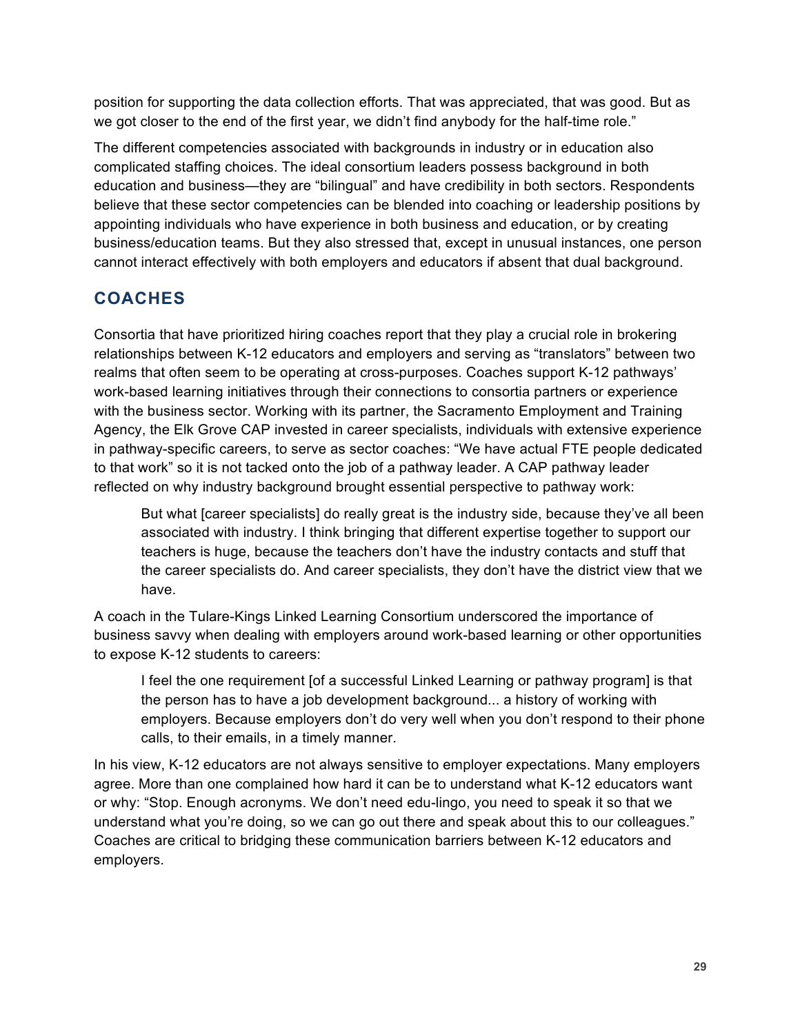position for supporting the data collection efforts. That was appreciated, that was good. But as we got closer to the end of the first year, we didn't find anybody for the half-time role."

The different competencies associated with backgrounds in industry or in education also complicated staffing choices. The ideal consortium leaders possess background in both education and business—they are "bilingual" and have credibility in both sectors. Respondents believe that these sector competencies can be blended into coaching or leadership positions by appointing individuals who have experience in both business and education, or by creating business/education teams. But they also stressed that, except in unusual instances, one person cannot interact effectively with both employers and educators if absent that dual background.

## COACHES

Consortia that have prioritized hiring coaches report that they play a crucial role in brokering relationships between K-12 educators and employers and serving as "translators" between two realms that often seem to be operating at cross-purposes. Coaches support K-12 pathways' work-based learning initiatives through their connections to consortia partners or experience with the business sector. Working with its partner, the Sacramento Employment and Training Agency, the Elk Grove CAP invested in career specialists, individuals with extensive experience in pathway-specific careers, to serve as sector coaches: "We have actual FTE people dedicated to that work" so it is not tacked onto the job of a pathway leader. A CAP pathway leader reflected on why industry background brought essential perspective to pathway work:

> But what [career specialists] do really great is the industry side, because they've all been associated with industry. I think bringing that different expertise together to support our teachers is huge, because the teachers don't have the industry contacts and stuff that the career specialists do. And career specialists, they don't have the district view that we have.

A coach in the Tulare-Kings Linked Learning Consortium underscored the importance of business savvy when dealing with employers around work-based learning or other opportunities to expose K-12 students to careers:

> I feel the one requirement [of a successful Linked Learning or pathway program] is that the person has to have a job development background... a history of working with employers. Because employers don't do very well when you don't respond to their phone calls, to their emails, in a timely manner.

In his view, K-12 educators are not always sensitive to employer expectations. Many employers agree. More than one complained how hard it can be to understand what K-12 educators want or why: "Stop. Enough acronyms. We don't need edu-lingo, you need to speak it so that we understand what you're doing, so we can go out there and speak about this to our colleagues." Coaches are critical to bridging these communication barriers between K-12 educators and employers.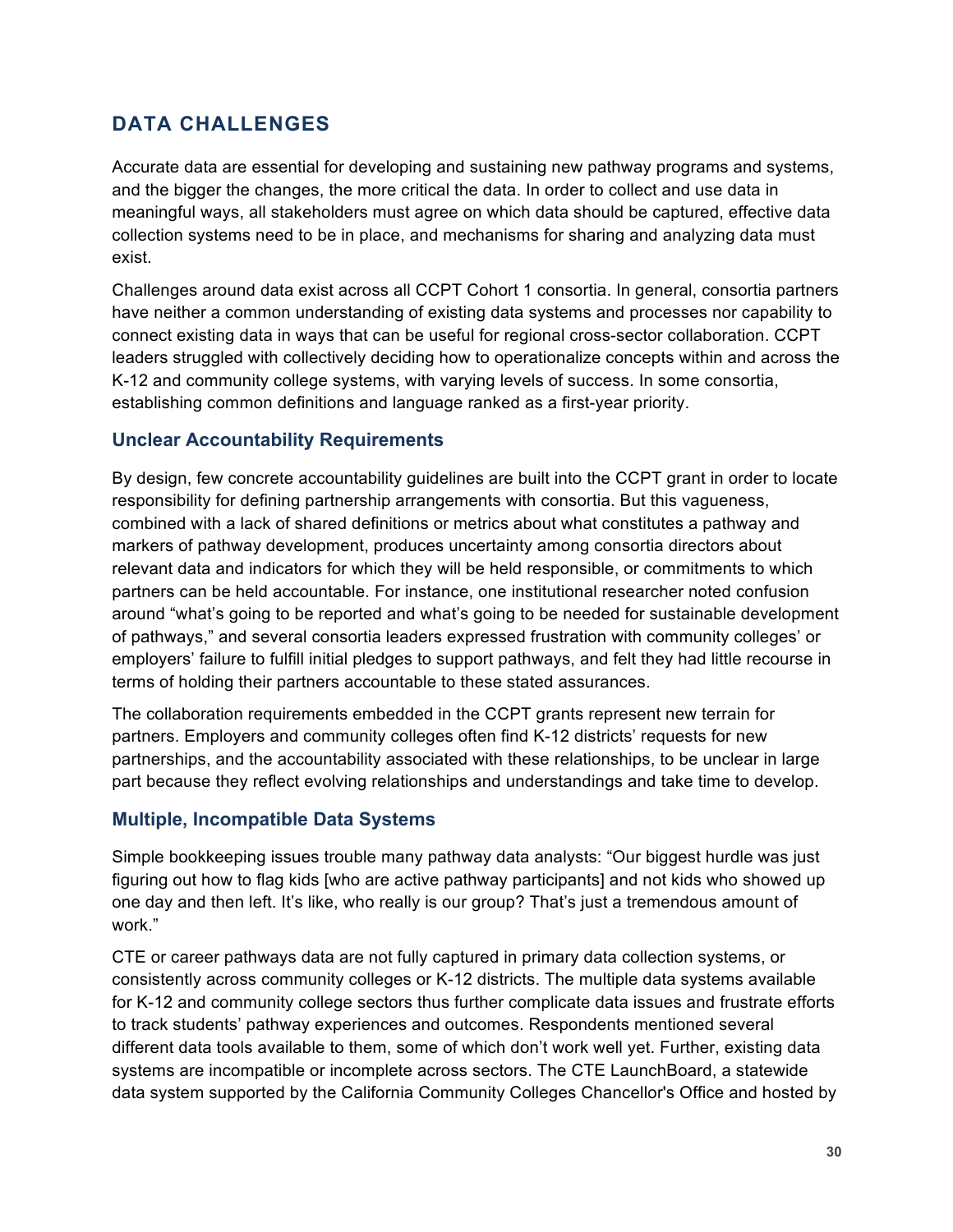## DATA CHALLENGES

Accurate data are essential for developing and sustaining new pathway programs and systems, and the bigger the changes, the more critical the data. In order to collect and use data in meaningful ways, all stakeholders must agree on which data should be captured, effective data collection systems need to be in place, and mechanisms for sharing and analyzing data must exist.

Challenges around data exist across all CCPT Cohort 1 consortia. In general, consortia partners have neither a common understanding of existing data systems and processes nor capability to connect existing data in ways that can be useful for regional cross-sector collaboration. CCPT leaders struggled with collectively deciding how to operationalize concepts within and across the K-12 and community college systems, with varying levels of success. In some consortia, establishing common definitions and language ranked as a first-year priority.

### Unclear Accountability Requirements

By design, few concrete accountability guidelines are built into the CCPT grant in order to locate responsibility for defining partnership arrangements with consortia. But this vagueness, combined with a lack of shared definitions or metrics about what constitutes a pathway and markers of pathway development, produces uncertainty among consortia directors about relevant data and indicators for which they will be held responsible, or commitments to which partners can be held accountable. For instance, one institutional researcher noted confusion around "what's going to be reported and what's going to be needed for sustainable development of pathways," and several consortia leaders expressed frustration with community colleges' or employers' failure to fulfill initial pledges to support pathways, and felt they had little recourse in terms of holding their partners accountable to these stated assurances.

The collaboration requirements embedded in the CCPT grants represent new terrain for partners. Employers and community colleges often find K-12 districts' requests for new partnerships, and the accountability associated with these relationships, to be unclear in large part because they reflect evolving relationships and understandings and take time to develop.

### Multiple, Incompatible Data Systems

Simple bookkeeping issues trouble many pathway data analysts: "Our biggest hurdle was just figuring out how to flag kids [who are active pathway participants] and not kids who showed up one day and then left. It's like, who really is our group? That's just a tremendous amount of work."

CTE or career pathways data are not fully captured in primary data collection systems, or consistently across community colleges or K-12 districts. The multiple data systems available for K-12 and community college sectors thus further complicate data issues and frustrate efforts to track students' pathway experiences and outcomes. Respondents mentioned several different data tools available to them, some of which don't work well yet. Further, existing data systems are incompatible or incomplete across sectors. The CTE LaunchBoard, a statewide data system supported by the California Community Colleges Chancellor's Office and hosted by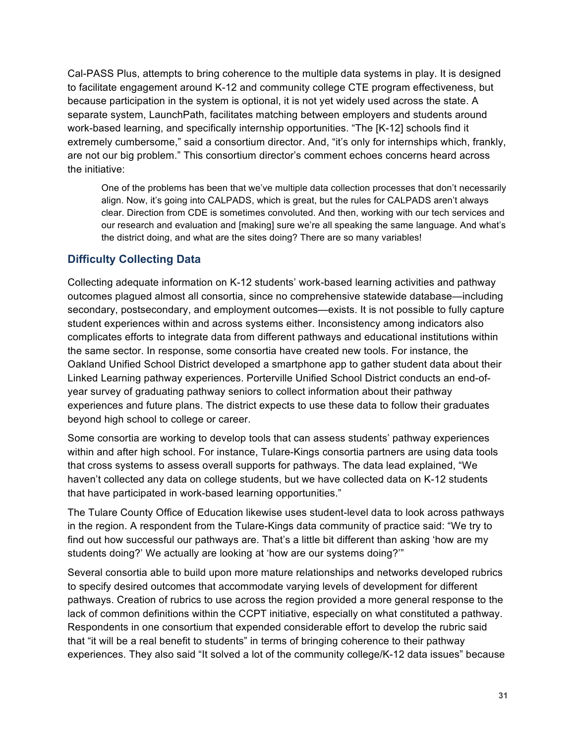Cal-PASS Plus, attempts to bring coherence to the multiple data systems in play. It is designed to facilitate engagement around K-12 and community college CTE program effectiveness, but because participation in the system is optional, it is not yet widely used across the state. A separate system, LaunchPath, facilitates matching between employers and students around work-based learning, and specifically internship opportunities. "The [K-12] schools find it extremely cumbersome," said a consortium director. And, "it's only for internships which, frankly, are not our big problem." This consortium director's comment echoes concerns heard across the initiative:

> One of the problems has been that we've multiple data collection processes that don't necessarily align. Now, it's going into CALPADS, which is great, but the rules for CALPADS aren't always clear. Direction from CDE is sometimes convoluted. And then, working with our tech services and our research and evaluation and [making] sure we're all speaking the same language. And what's the district doing, and what are the sites doing? There are so many variables!

### Difficulty Collecting Data

Collecting adequate information on K-12 students' work-based learning activities and pathway outcomes plagued almost all consortia, since no comprehensive statewide database—including secondary, postsecondary, and employment outcomes—exists. It is not possible to fully capture student experiences within and across systems either. Inconsistency among indicators also complicates efforts to integrate data from different pathways and educational institutions within the same sector. In response, some consortia have created new tools. For instance, the Oakland Unified School District developed a smartphone app to gather student data about their Linked Learning pathway experiences. Porterville Unified School District conducts an end-of-year survey of graduating pathway seniors to collect information about their pathway experiences and future plans. The district expects to use these data to follow their graduates beyond high school to college or career.

Some consortia are working to develop tools that can assess students' pathway experiences within and after high school. For instance, Tulare-Kings consortia partners are using data tools that cross systems to assess overall supports for pathways. The data lead explained, "We haven't collected any data on college students, but we have collected data on K-12 students that have participated in work-based learning opportunities."

The Tulare County Office of Education likewise uses student-level data to look across pathways in the region. A respondent from the Tulare-Kings data community of practice said: "We try to find out how successful our pathways are. That's a little bit different than asking 'how are my students doing?' We actually are looking at 'how are our systems doing?'"

Several consortia able to build upon more mature relationships and networks developed rubrics to specify desired outcomes that accommodate varying levels of development for different pathways. Creation of rubrics to use across the region provided a more general response to the lack of common definitions within the CCPT initiative, especially on what constituted a pathway. Respondents in one consortium that expended considerable effort to develop the rubric said that "it will be a real benefit to students" in terms of bringing coherence to their pathway experiences. They also said "It solved a lot of the community college/K-12 data issues" because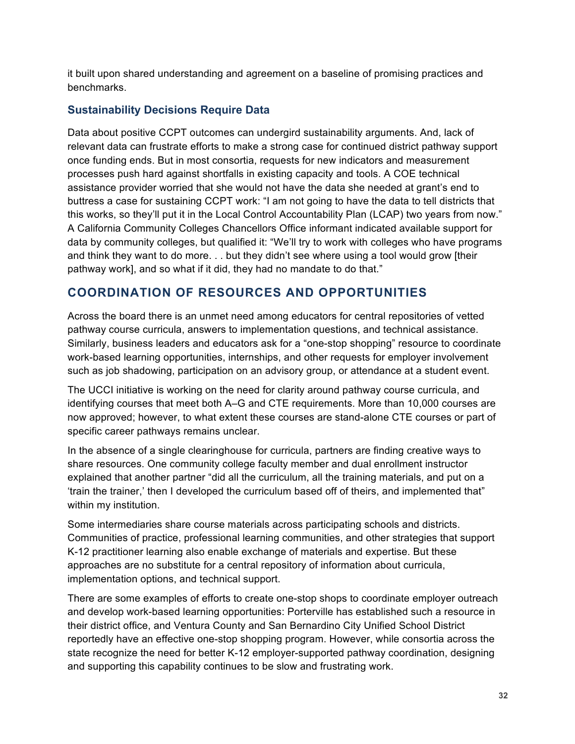it built upon shared understanding and agreement on a baseline of promising practices and benchmarks.

### Sustainability Decisions Require Data

Data about positive CCPT outcomes can undergird sustainability arguments. And, lack of relevant data can frustrate efforts to make a strong case for continued district pathway support once funding ends. But in most consortia, requests for new indicators and measurement processes push hard against shortfalls in existing capacity and tools. A COE technical assistance provider worried that she would not have the data she needed at grant's end to buttress a case for sustaining CCPT work: "I am not going to have the data to tell districts that this works, so they'll put it in the Local Control Accountability Plan (LCAP) two years from now." A California Community Colleges Chancellors Office informant indicated available support for data by community colleges, but qualified it: "We'll try to work with colleges who have programs and think they want to do more. . . but they didn't see where using a tool would grow [their pathway work], and so what if it did, they had no mandate to do that."

## COORDINATION OF RESOURCES AND OPPORTUNITIES

Across the board there is an unmet need among educators for central repositories of vetted pathway course curricula, answers to implementation questions, and technical assistance. Similarly, business leaders and educators ask for a "one-stop shopping" resource to coordinate work-based learning opportunities, internships, and other requests for employer involvement such as job shadowing, participation on an advisory group, or attendance at a student event.

The UCCI initiative is working on the need for clarity around pathway course curricula, and identifying courses that meet both A–G and CTE requirements. More than 10,000 courses are now approved; however, to what extent these courses are stand-alone CTE courses or part of specific career pathways remains unclear.

In the absence of a single clearinghouse for curricula, partners are finding creative ways to share resources. One community college faculty member and dual enrollment instructor explained that another partner "did all the curriculum, all the training materials, and put on a 'train the trainer,' then I developed the curriculum based off of theirs, and implemented that" within my institution.

Some intermediaries share course materials across participating schools and districts. Communities of practice, professional learning communities, and other strategies that support K-12 practitioner learning also enable exchange of materials and expertise. But these approaches are no substitute for a central repository of information about curricula, implementation options, and technical support.

There are some examples of efforts to create one-stop shops to coordinate employer outreach and develop work-based learning opportunities: Porterville has established such a resource in their district office, and Ventura County and San Bernardino City Unified School District reportedly have an effective one-stop shopping program. However, while consortia across the state recognize the need for better K-12 employer-supported pathway coordination, designing and supporting this capability continues to be slow and frustrating work.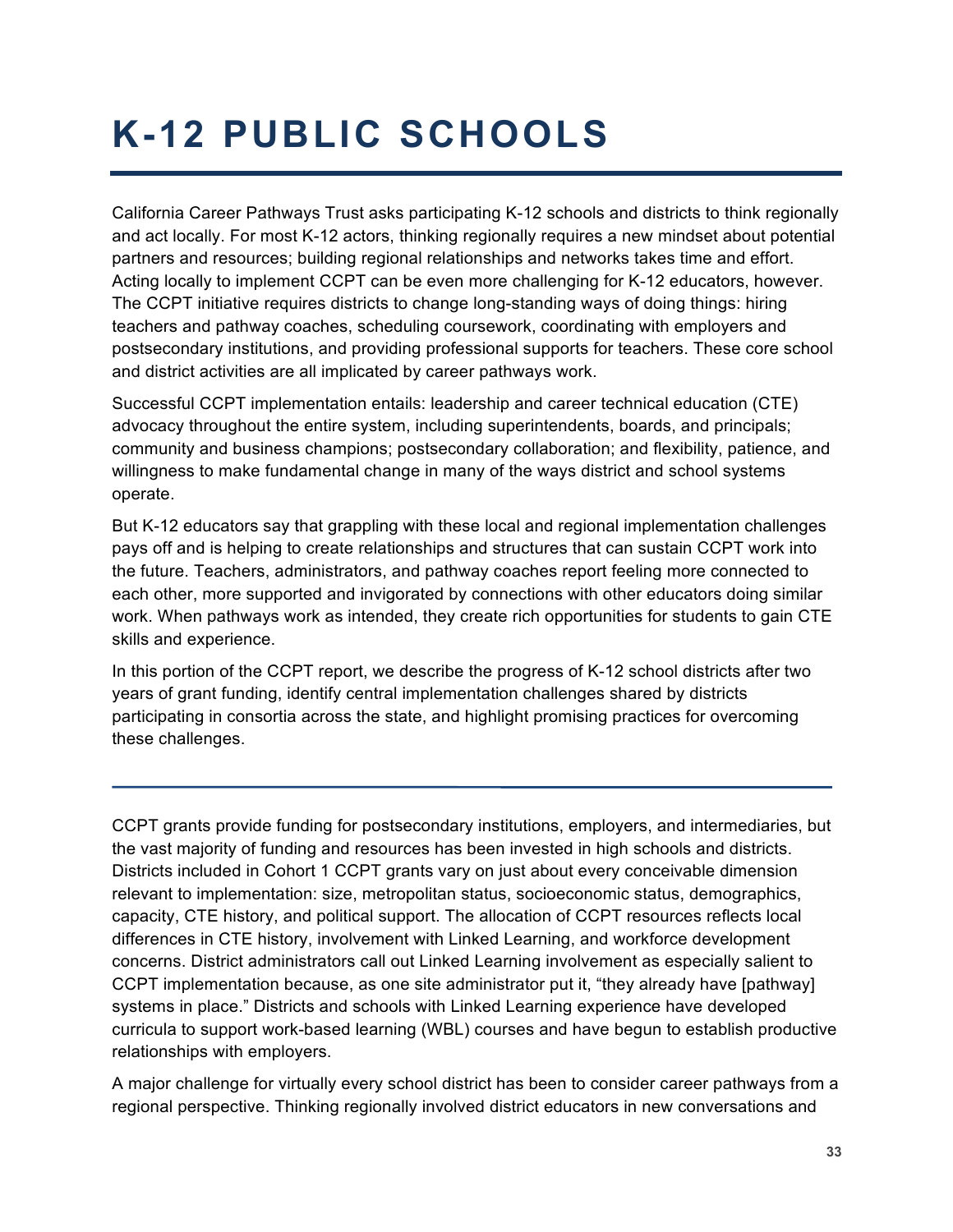# K-12 PUBLIC SCHOOLS

California Career Pathways Trust asks participating K-12 schools and districts to think regionally and act locally. For most K-12 actors, thinking regionally requires a new mindset about potential partners and resources; building regional relationships and networks takes time and effort. Acting locally to implement CCPT can be even more challenging for K-12 educators, however. The CCPT initiative requires districts to change long-standing ways of doing things: hiring teachers and pathway coaches, scheduling coursework, coordinating with employers and postsecondary institutions, and providing professional supports for teachers. These core school and district activities are all implicated by career pathways work.

Successful CCPT implementation entails: leadership and career technical education (CTE) advocacy throughout the entire system, including superintendents, boards, and principals; community and business champions; postsecondary collaboration; and flexibility, patience, and willingness to make fundamental change in many of the ways district and school systems operate.

But K-12 educators say that grappling with these local and regional implementation challenges pays off and is helping to create relationships and structures that can sustain CCPT work into the future. Teachers, administrators, and pathway coaches report feeling more connected to each other, more supported and invigorated by connections with other educators doing similar work. When pathways work as intended, they create rich opportunities for students to gain CTE skills and experience.

In this portion of the CCPT report, we describe the progress of K-12 school districts after two years of grant funding, identify central implementation challenges shared by districts participating in consortia across the state, and highlight promising practices for overcoming these challenges.

---

CCPT grants provide funding for postsecondary institutions, employers, and intermediaries, but the vast majority of funding and resources has been invested in high schools and districts. Districts included in Cohort 1 CCPT grants vary on just about every conceivable dimension relevant to implementation: size, metropolitan status, socioeconomic status, demographics, capacity, CTE history, and political support. The allocation of CCPT resources reflects local differences in CTE history, involvement with Linked Learning, and workforce development concerns. District administrators call out Linked Learning involvement as especially salient to CCPT implementation because, as one site administrator put it, "they already have [pathway] systems in place." Districts and schools with Linked Learning experience have developed curricula to support work-based learning (WBL) courses and have begun to establish productive relationships with employers.

A major challenge for virtually every school district has been to consider career pathways from a regional perspective. Thinking regionally involved district educators in new conversations and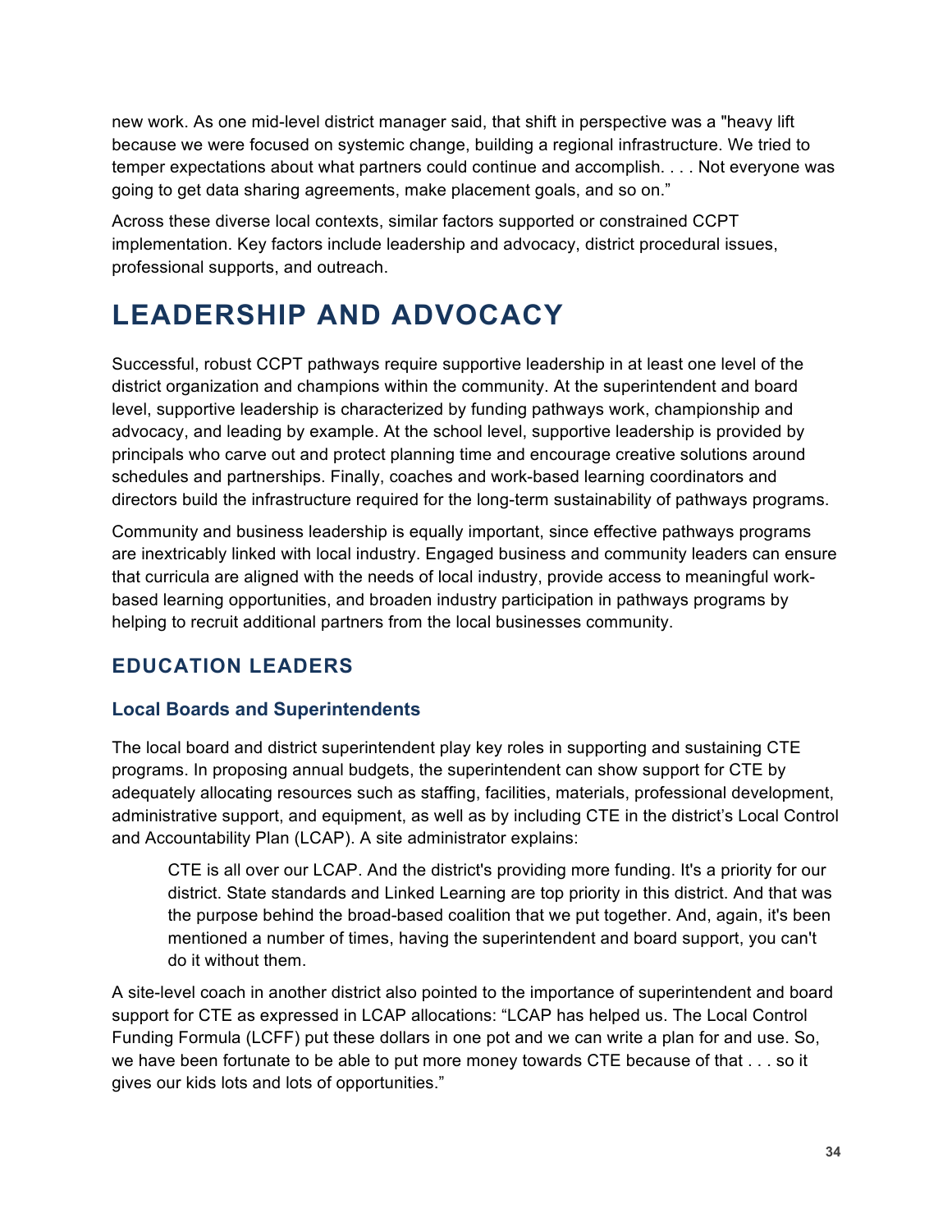new work. As one mid-level district manager said, that shift in perspective was a "heavy lift because we were focused on systemic change, building a regional infrastructure. We tried to temper expectations about what partners could continue and accomplish. . . . Not everyone was going to get data sharing agreements, make placement goals, and so on."

Across these diverse local contexts, similar factors supported or constrained CCPT implementation. Key factors include leadership and advocacy, district procedural issues, professional supports, and outreach.

# LEADERSHIP AND ADVOCACY

Successful, robust CCPT pathways require supportive leadership in at least one level of the district organization and champions within the community. At the superintendent and board level, supportive leadership is characterized by funding pathways work, championship and advocacy, and leading by example. At the school level, supportive leadership is provided by principals who carve out and protect planning time and encourage creative solutions around schedules and partnerships. Finally, coaches and work-based learning coordinators and directors build the infrastructure required for the long-term sustainability of pathways programs.

Community and business leadership is equally important, since effective pathways programs are inextricably linked with local industry. Engaged business and community leaders can ensure that curricula are aligned with the needs of local industry, provide access to meaningful work-based learning opportunities, and broaden industry participation in pathways programs by helping to recruit additional partners from the local businesses community.

## EDUCATION LEADERS

### Local Boards and Superintendents

The local board and district superintendent play key roles in supporting and sustaining CTE programs. In proposing annual budgets, the superintendent can show support for CTE by adequately allocating resources such as staffing, facilities, materials, professional development, administrative support, and equipment, as well as by including CTE in the district's Local Control and Accountability Plan (LCAP). A site administrator explains:

> CTE is all over our LCAP. And the district's providing more funding. It's a priority for our district. State standards and Linked Learning are top priority in this district. And that was the purpose behind the broad-based coalition that we put together. And, again, it's been mentioned a number of times, having the superintendent and board support, you can't do it without them.

A site-level coach in another district also pointed to the importance of superintendent and board support for CTE as expressed in LCAP allocations: "LCAP has helped us. The Local Control Funding Formula (LCFF) put these dollars in one pot and we can write a plan for and use. So, we have been fortunate to be able to put more money towards CTE because of that . . . so it gives our kids lots and lots of opportunities."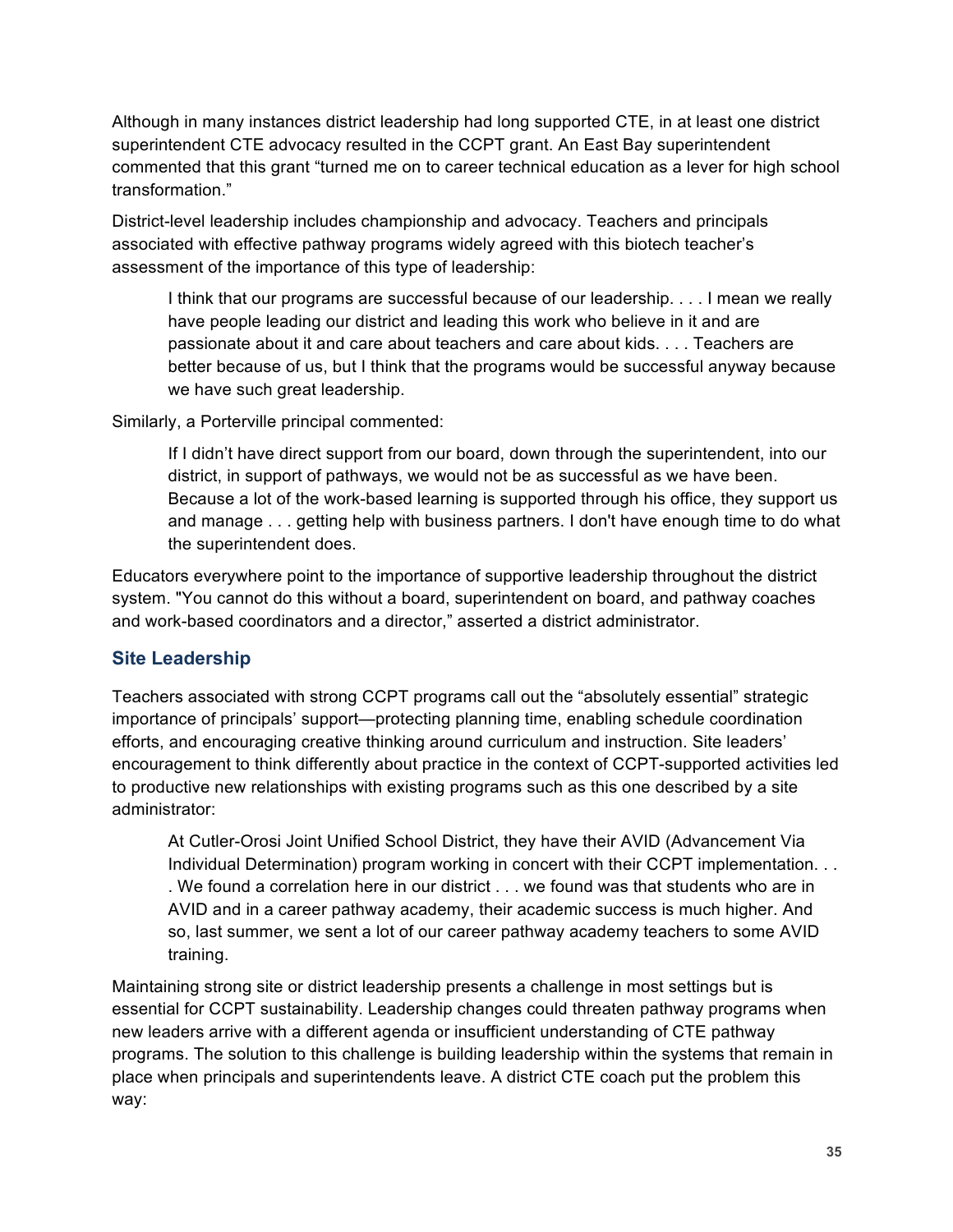Although in many instances district leadership had long supported CTE, in at least one district superintendent CTE advocacy resulted in the CCPT grant. An East Bay superintendent commented that this grant "turned me on to career technical education as a lever for high school transformation."

District-level leadership includes championship and advocacy. Teachers and principals associated with effective pathway programs widely agreed with this biotech teacher's assessment of the importance of this type of leadership:

> I think that our programs are successful because of our leadership. . . . I mean we really have people leading our district and leading this work who believe in it and are passionate about it and care about teachers and care about kids. . . . Teachers are better because of us, but I think that the programs would be successful anyway because we have such great leadership.

Similarly, a Porterville principal commented:

> If I didn't have direct support from our board, down through the superintendent, into our district, in support of pathways, we would not be as successful as we have been. Because a lot of the work-based learning is supported through his office, they support us and manage . . . getting help with business partners. I don't have enough time to do what the superintendent does.

Educators everywhere point to the importance of supportive leadership throughout the district system. "You cannot do this without a board, superintendent on board, and pathway coaches and work-based coordinators and a director," asserted a district administrator.

### Site Leadership

Teachers associated with strong CCPT programs call out the "absolutely essential" strategic importance of principals' support—protecting planning time, enabling schedule coordination efforts, and encouraging creative thinking around curriculum and instruction. Site leaders' encouragement to think differently about practice in the context of CCPT-supported activities led to productive new relationships with existing programs such as this one described by a site administrator:

> At Cutler-Orosi Joint Unified School District, they have their AVID (Advancement Via Individual Determination) program working in concert with their CCPT implementation. . . . We found a correlation here in our district . . . we found was that students who are in AVID and in a career pathway academy, their academic success is much higher. And so, last summer, we sent a lot of our career pathway academy teachers to some AVID training.

Maintaining strong site or district leadership presents a challenge in most settings but is essential for CCPT sustainability. Leadership changes could threaten pathway programs when new leaders arrive with a different agenda or insufficient understanding of CTE pathway programs. The solution to this challenge is building leadership within the systems that remain in place when principals and superintendents leave. A district CTE coach put the problem this way: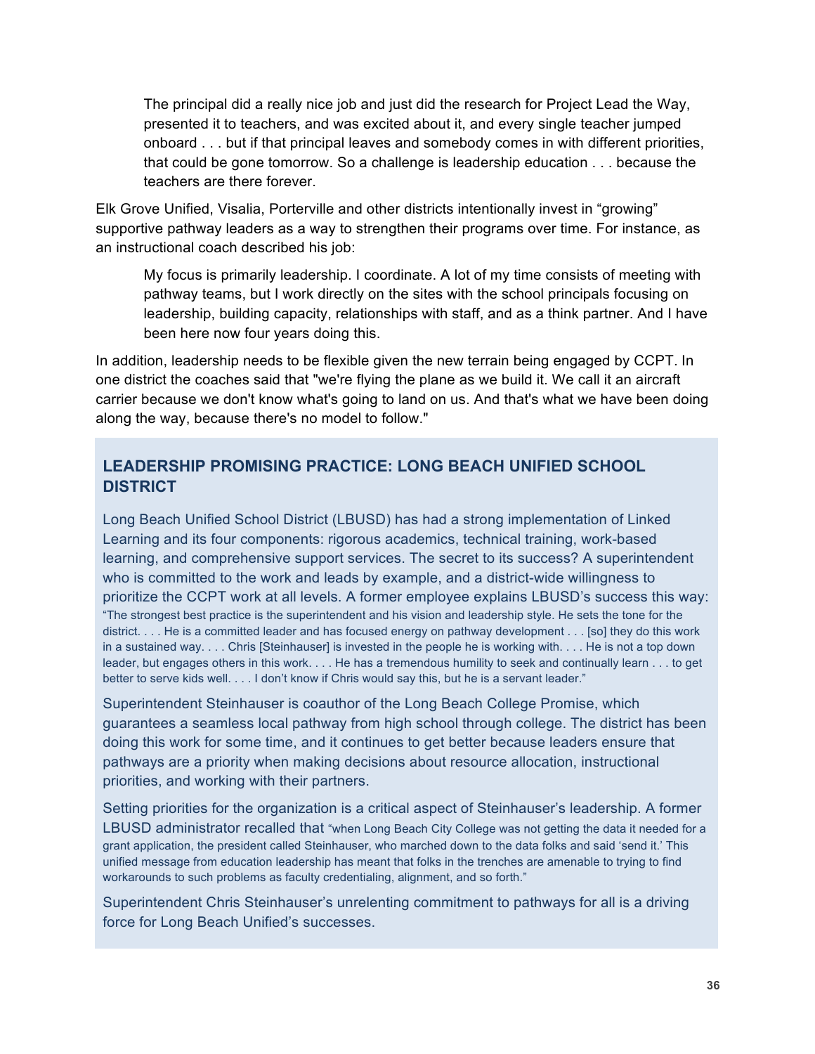> The principal did a really nice job and just did the research for Project Lead the Way, presented it to teachers, and was excited about it, and every single teacher jumped onboard . . . but if that principal leaves and somebody comes in with different priorities, that could be gone tomorrow. So a challenge is leadership education . . . because the teachers are there forever.

Elk Grove Unified, Visalia, Porterville and other districts intentionally invest in "growing" supportive pathway leaders as a way to strengthen their programs over time. For instance, as an instructional coach described his job:

> My focus is primarily leadership. I coordinate. A lot of my time consists of meeting with pathway teams, but I work directly on the sites with the school principals focusing on leadership, building capacity, relationships with staff, and as a think partner. And I have been here now four years doing this.

In addition, leadership needs to be flexible given the new terrain being engaged by CCPT. In one district the coaches said that "we're flying the plane as we build it. We call it an aircraft carrier because we don't know what's going to land on us. And that's what we have been doing along the way, because there's no model to follow."

## LEADERSHIP PROMISING PRACTICE: LONG BEACH UNIFIED SCHOOL DISTRICT

Long Beach Unified School District (LBUSD) has had a strong implementation of Linked Learning and its four components: rigorous academics, technical training, work-based learning, and comprehensive support services. The secret to its success? A superintendent who is committed to the work and leads by example, and a district-wide willingness to prioritize the CCPT work at all levels. A former employee explains LBUSD's success this way: "The strongest best practice is the superintendent and his vision and leadership style. He sets the tone for the district. . . . He is a committed leader and has focused energy on pathway development . . . [so] they do this work in a sustained way. . . . Chris [Steinhauser] is invested in the people he is working with. . . . He is not a top down leader, but engages others in this work. . . . He has a tremendous humility to seek and continually learn . . . to get better to serve kids well. . . . I don't know if Chris would say this, but he is a servant leader."

Superintendent Steinhauser is coauthor of the Long Beach College Promise, which guarantees a seamless local pathway from high school through college. The district has been doing this work for some time, and it continues to get better because leaders ensure that pathways are a priority when making decisions about resource allocation, instructional priorities, and working with their partners.

Setting priorities for the organization is a critical aspect of Steinhauser's leadership. A former LBUSD administrator recalled that "when Long Beach City College was not getting the data it needed for a grant application, the president called Steinhauser, who marched down to the data folks and said 'send it.' This unified message from education leadership has meant that folks in the trenches are amenable to trying to find workarounds to such problems as faculty credentialing, alignment, and so forth."

Superintendent Chris Steinhauser's unrelenting commitment to pathways for all is a driving force for Long Beach Unified's successes.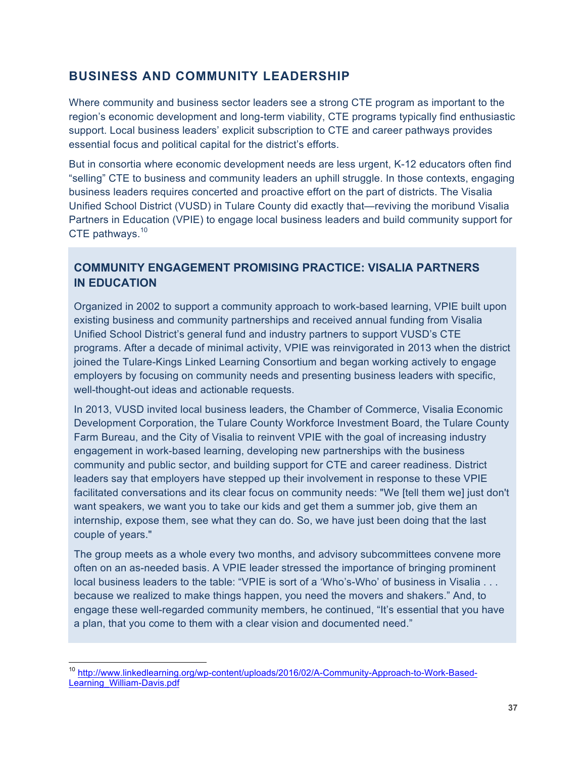## BUSINESS AND COMMUNITY LEADERSHIP

Where community and business sector leaders see a strong CTE program as important to the region's economic development and long-term viability, CTE programs typically find enthusiastic support. Local business leaders' explicit subscription to CTE and career pathways provides essential focus and political capital for the district's efforts.

But in consortia where economic development needs are less urgent, K-12 educators often find "selling" CTE to business and community leaders an uphill struggle. In those contexts, engaging business leaders requires concerted and proactive effort on the part of districts. The Visalia Unified School District (VUSD) in Tulare County did exactly that—reviving the moribund Visalia Partners in Education (VPIE) to engage local business leaders and build community support for CTE pathways.[10]

### COMMUNITY ENGAGEMENT PROMISING PRACTICE: VISALIA PARTNERS IN EDUCATION

Organized in 2002 to support a community approach to work-based learning, VPIE built upon existing business and community partnerships and received annual funding from Visalia Unified School District's general fund and industry partners to support VUSD's CTE programs. After a decade of minimal activity, VPIE was reinvigorated in 2013 when the district joined the Tulare-Kings Linked Learning Consortium and began working actively to engage employers by focusing on community needs and presenting business leaders with specific, well-thought-out ideas and actionable requests.

In 2013, VUSD invited local business leaders, the Chamber of Commerce, Visalia Economic Development Corporation, the Tulare County Workforce Investment Board, the Tulare County Farm Bureau, and the City of Visalia to reinvent VPIE with the goal of increasing industry engagement in work-based learning, developing new partnerships with the business community and public sector, and building support for CTE and career readiness. District leaders say that employers have stepped up their involvement in response to these VPIE facilitated conversations and its clear focus on community needs: "We [tell them we] just don't want speakers, we want you to take our kids and get them a summer job, give them an internship, expose them, see what they can do. So, we have just been doing that the last couple of years."

The group meets as a whole every two months, and advisory subcommittees convene more often on an as-needed basis. A VPIE leader stressed the importance of bringing prominent local business leaders to the table: "VPIE is sort of a 'Who's-Who' of business in Visalia . . . because we realized to make things happen, you need the movers and shakers." And, to engage these well-regarded community members, he continued, "It's essential that you have a plan, that you come to them with a clear vision and documented need."

---

[10] http://www.linkedlearning.org/wp-content/uploads/2016/02/A-Community-Approach-to-Work-Based-Learning_William-Davis.pdf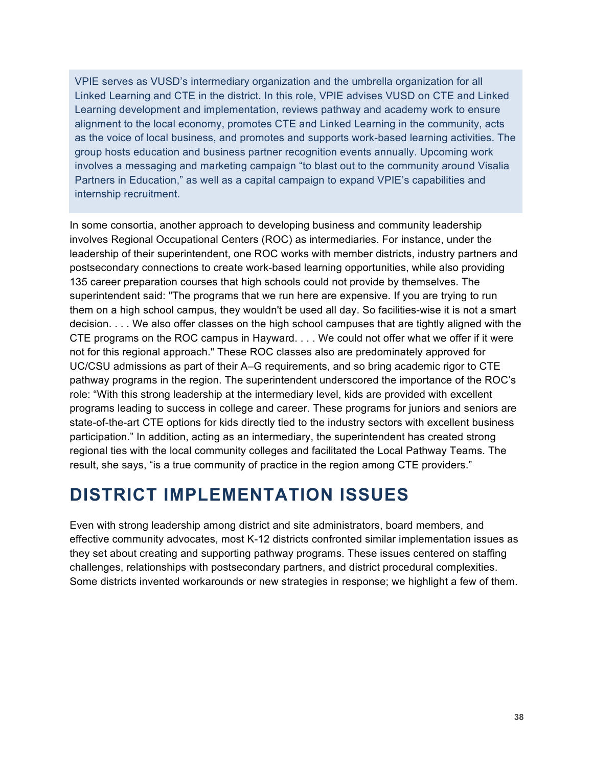> VPIE serves as VUSD's intermediary organization and the umbrella organization for all Linked Learning and CTE in the district. In this role, VPIE advises VUSD on CTE and Linked Learning development and implementation, reviews pathway and academy work to ensure alignment to the local economy, promotes CTE and Linked Learning in the community, acts as the voice of local business, and promotes and supports work-based learning activities. The group hosts education and business partner recognition events annually. Upcoming work involves a messaging and marketing campaign "to blast out to the community around Visalia Partners in Education," as well as a capital campaign to expand VPIE's capabilities and internship recruitment.

In some consortia, another approach to developing business and community leadership involves Regional Occupational Centers (ROC) as intermediaries. For instance, under the leadership of their superintendent, one ROC works with member districts, industry partners and postsecondary connections to create work-based learning opportunities, while also providing 135 career preparation courses that high schools could not provide by themselves. The superintendent said: "The programs that we run here are expensive. If you are trying to run them on a high school campus, they wouldn't be used all day. So facilities-wise it is not a smart decision. . . . We also offer classes on the high school campuses that are tightly aligned with the CTE programs on the ROC campus in Hayward. . . . We could not offer what we offer if it were not for this regional approach." These ROC classes also are predominately approved for UC/CSU admissions as part of their A–G requirements, and so bring academic rigor to CTE pathway programs in the region. The superintendent underscored the importance of the ROC's role: "With this strong leadership at the intermediary level, kids are provided with excellent programs leading to success in college and career. These programs for juniors and seniors are state-of-the-art CTE options for kids directly tied to the industry sectors with excellent business participation." In addition, acting as an intermediary, the superintendent has created strong regional ties with the local community colleges and facilitated the Local Pathway Teams. The result, she says, "is a true community of practice in the region among CTE providers."

# DISTRICT IMPLEMENTATION ISSUES

Even with strong leadership among district and site administrators, board members, and effective community advocates, most K-12 districts confronted similar implementation issues as they set about creating and supporting pathway programs. These issues centered on staffing challenges, relationships with postsecondary partners, and district procedural complexities. Some districts invented workarounds or new strategies in response; we highlight a few of them.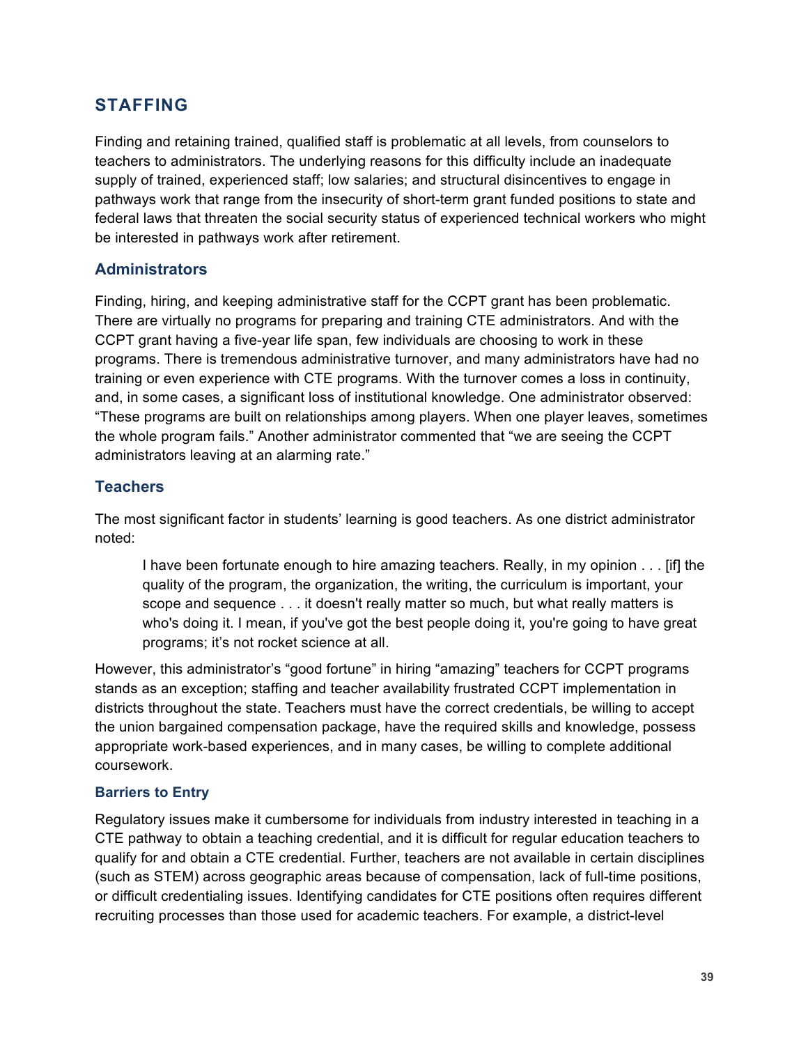## STAFFING

Finding and retaining trained, qualified staff is problematic at all levels, from counselors to teachers to administrators. The underlying reasons for this difficulty include an inadequate supply of trained, experienced staff; low salaries; and structural disincentives to engage in pathways work that range from the insecurity of short-term grant funded positions to state and federal laws that threaten the social security status of experienced technical workers who might be interested in pathways work after retirement.

### Administrators

Finding, hiring, and keeping administrative staff for the CCPT grant has been problematic. There are virtually no programs for preparing and training CTE administrators. And with the CCPT grant having a five-year life span, few individuals are choosing to work in these programs. There is tremendous administrative turnover, and many administrators have had no training or even experience with CTE programs. With the turnover comes a loss in continuity, and, in some cases, a significant loss of institutional knowledge. One administrator observed: "These programs are built on relationships among players. When one player leaves, sometimes the whole program fails." Another administrator commented that "we are seeing the CCPT administrators leaving at an alarming rate."

### Teachers

The most significant factor in students' learning is good teachers. As one district administrator noted:

> I have been fortunate enough to hire amazing teachers. Really, in my opinion . . . [if] the quality of the program, the organization, the writing, the curriculum is important, your scope and sequence . . . it doesn't really matter so much, but what really matters is who's doing it. I mean, if you've got the best people doing it, you're going to have great programs; it's not rocket science at all.

However, this administrator's "good fortune" in hiring "amazing" teachers for CCPT programs stands as an exception; staffing and teacher availability frustrated CCPT implementation in districts throughout the state. Teachers must have the correct credentials, be willing to accept the union bargained compensation package, have the required skills and knowledge, possess appropriate work-based experiences, and in many cases, be willing to complete additional coursework.

#### Barriers to Entry

Regulatory issues make it cumbersome for individuals from industry interested in teaching in a CTE pathway to obtain a teaching credential, and it is difficult for regular education teachers to qualify for and obtain a CTE credential. Further, teachers are not available in certain disciplines (such as STEM) across geographic areas because of compensation, lack of full-time positions, or difficult credentialing issues. Identifying candidates for CTE positions often requires different recruiting processes than those used for academic teachers. For example, a district-level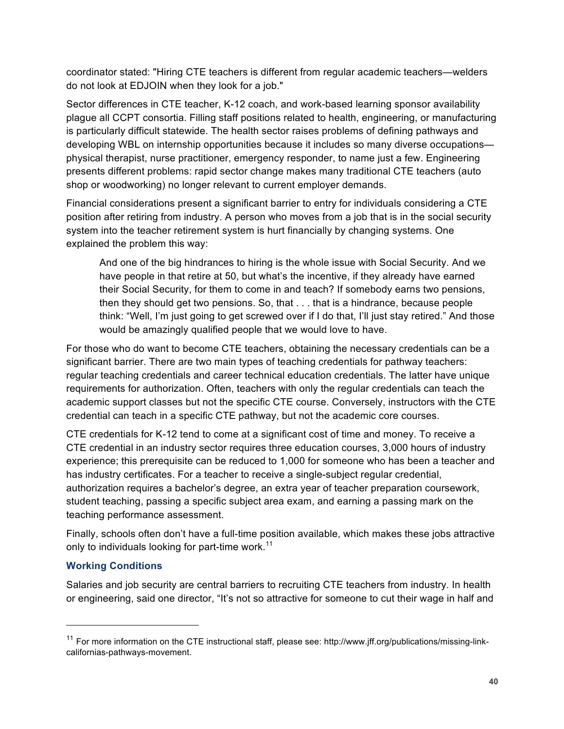coordinator stated: "Hiring CTE teachers is different from regular academic teachers—welders do not look at EDJOIN when they look for a job."

Sector differences in CTE teacher, K-12 coach, and work-based learning sponsor availability plague all CCPT consortia. Filling staff positions related to health, engineering, or manufacturing is particularly difficult statewide. The health sector raises problems of defining pathways and developing WBL on internship opportunities because it includes so many diverse occupations—physical therapist, nurse practitioner, emergency responder, to name just a few. Engineering presents different problems: rapid sector change makes many traditional CTE teachers (auto shop or woodworking) no longer relevant to current employer demands.

Financial considerations present a significant barrier to entry for individuals considering a CTE position after retiring from industry. A person who moves from a job that is in the social security system into the teacher retirement system is hurt financially by changing systems. One explained the problem this way:

> And one of the big hindrances to hiring is the whole issue with Social Security. And we have people in that retire at 50, but what's the incentive, if they already have earned their Social Security, for them to come in and teach? If somebody earns two pensions, then they should get two pensions. So, that . . . that is a hindrance, because people think: "Well, I'm just going to get screwed over if I do that, I'll just stay retired." And those would be amazingly qualified people that we would love to have.

For those who do want to become CTE teachers, obtaining the necessary credentials can be a significant barrier. There are two main types of teaching credentials for pathway teachers: regular teaching credentials and career technical education credentials. The latter have unique requirements for authorization. Often, teachers with only the regular credentials can teach the academic support classes but not the specific CTE course. Conversely, instructors with the CTE credential can teach in a specific CTE pathway, but not the academic core courses.

CTE credentials for K-12 tend to come at a significant cost of time and money. To receive a CTE credential in an industry sector requires three education courses, 3,000 hours of industry experience; this prerequisite can be reduced to 1,000 for someone who has been a teacher and has industry certificates. For a teacher to receive a single-subject regular credential, authorization requires a bachelor's degree, an extra year of teacher preparation coursework, student teaching, passing a specific subject area exam, and earning a passing mark on the teaching performance assessment.

Finally, schools often don't have a full-time position available, which makes these jobs attractive only to individuals looking for part-time work.[11]

### Working Conditions

Salaries and job security are central barriers to recruiting CTE teachers from industry. In health or engineering, said one director, "It's not so attractive for someone to cut their wage in half and

---

[11] For more information on the CTE instructional staff, please see: http://www.jff.org/publications/missing-link-californias-pathways-movement.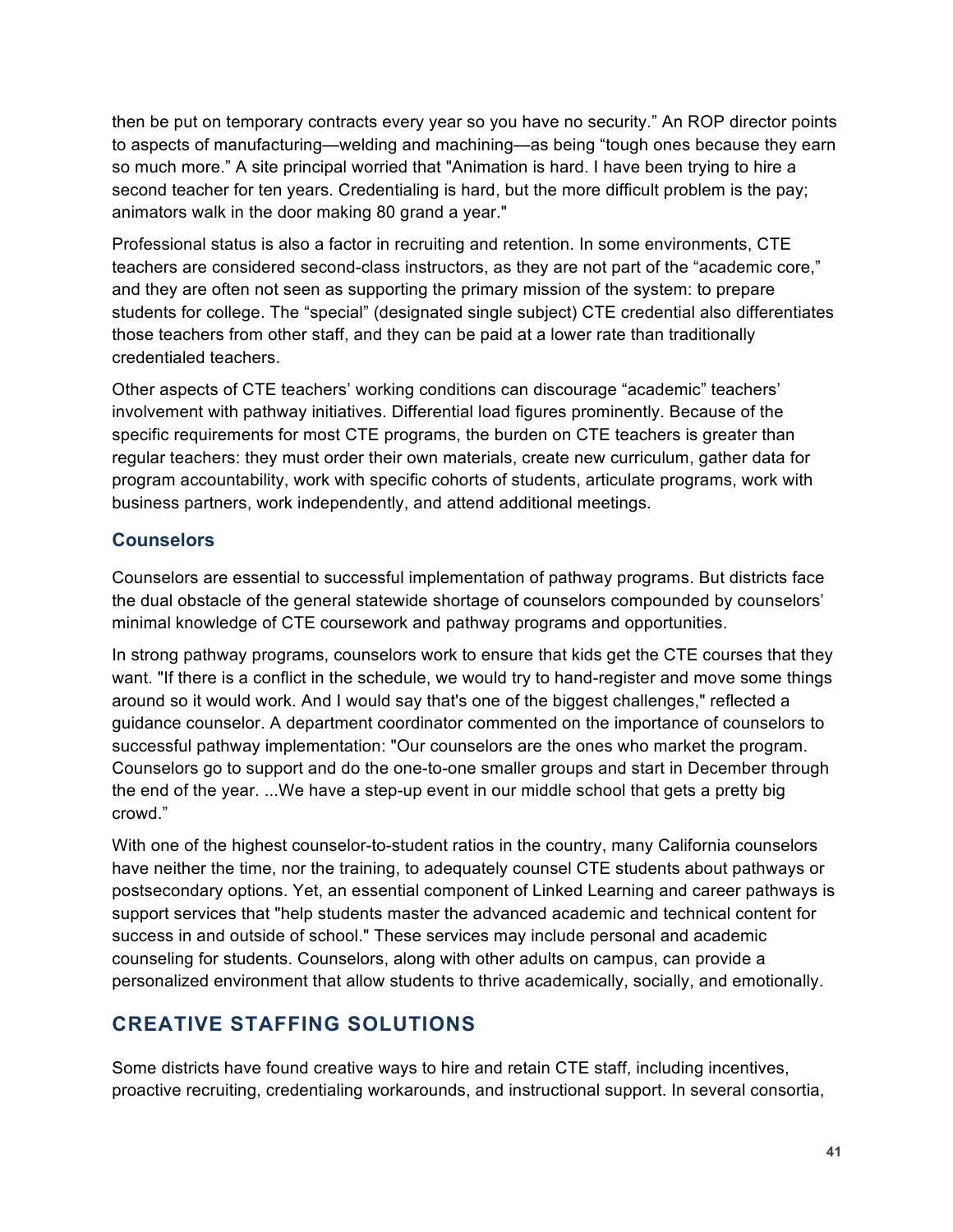then be put on temporary contracts every year so you have no security." An ROP director points to aspects of manufacturing—welding and machining—as being "tough ones because they earn so much more." A site principal worried that "Animation is hard. I have been trying to hire a second teacher for ten years. Credentialing is hard, but the more difficult problem is the pay; animators walk in the door making 80 grand a year."

Professional status is also a factor in recruiting and retention. In some environments, CTE teachers are considered second-class instructors, as they are not part of the "academic core," and they are often not seen as supporting the primary mission of the system: to prepare students for college. The "special" (designated single subject) CTE credential also differentiates those teachers from other staff, and they can be paid at a lower rate than traditionally credentialed teachers.

Other aspects of CTE teachers' working conditions can discourage "academic" teachers' involvement with pathway initiatives. Differential load figures prominently. Because of the specific requirements for most CTE programs, the burden on CTE teachers is greater than regular teachers: they must order their own materials, create new curriculum, gather data for program accountability, work with specific cohorts of students, articulate programs, work with business partners, work independently, and attend additional meetings.

### Counselors

Counselors are essential to successful implementation of pathway programs. But districts face the dual obstacle of the general statewide shortage of counselors compounded by counselors' minimal knowledge of CTE coursework and pathway programs and opportunities.

In strong pathway programs, counselors work to ensure that kids get the CTE courses that they want. "If there is a conflict in the schedule, we would try to hand-register and move some things around so it would work. And I would say that's one of the biggest challenges," reflected a guidance counselor. A department coordinator commented on the importance of counselors to successful pathway implementation: "Our counselors are the ones who market the program. Counselors go to support and do the one-to-one smaller groups and start in December through the end of the year. ...We have a step-up event in our middle school that gets a pretty big crowd."

With one of the highest counselor-to-student ratios in the country, many California counselors have neither the time, nor the training, to adequately counsel CTE students about pathways or postsecondary options. Yet, an essential component of Linked Learning and career pathways is support services that "help students master the advanced academic and technical content for success in and outside of school." These services may include personal and academic counseling for students. Counselors, along with other adults on campus, can provide a personalized environment that allow students to thrive academically, socially, and emotionally.

## CREATIVE STAFFING SOLUTIONS

Some districts have found creative ways to hire and retain CTE staff, including incentives, proactive recruiting, credentialing workarounds, and instructional support. In several consortia,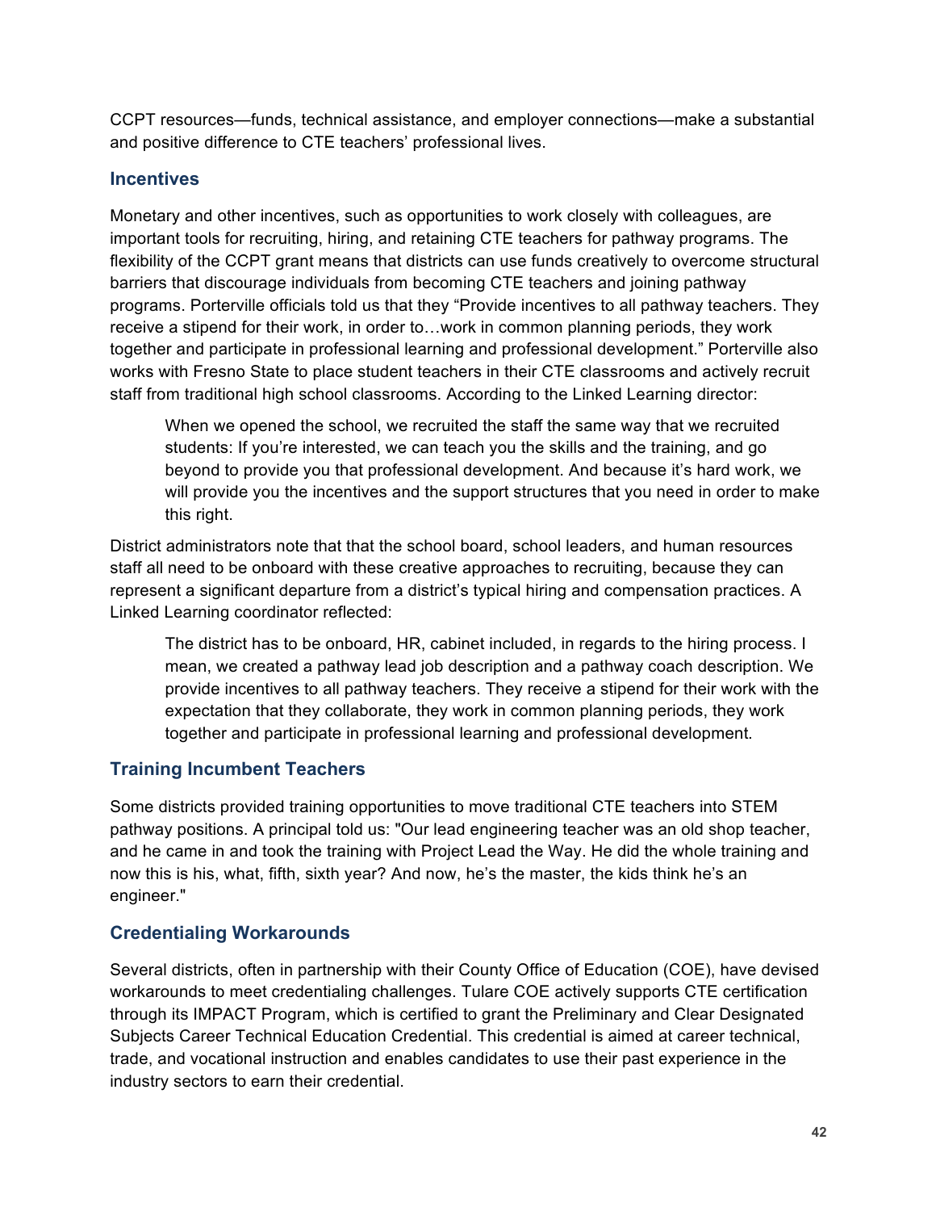CCPT resources—funds, technical assistance, and employer connections—make a substantial and positive difference to CTE teachers' professional lives.

## Incentives

Monetary and other incentives, such as opportunities to work closely with colleagues, are important tools for recruiting, hiring, and retaining CTE teachers for pathway programs. The flexibility of the CCPT grant means that districts can use funds creatively to overcome structural barriers that discourage individuals from becoming CTE teachers and joining pathway programs. Porterville officials told us that they "Provide incentives to all pathway teachers. They receive a stipend for their work, in order to…work in common planning periods, they work together and participate in professional learning and professional development." Porterville also works with Fresno State to place student teachers in their CTE classrooms and actively recruit staff from traditional high school classrooms. According to the Linked Learning director:

> When we opened the school, we recruited the staff the same way that we recruited students: If you're interested, we can teach you the skills and the training, and go beyond to provide you that professional development. And because it's hard work, we will provide you the incentives and the support structures that you need in order to make this right.

District administrators note that that the school board, school leaders, and human resources staff all need to be onboard with these creative approaches to recruiting, because they can represent a significant departure from a district's typical hiring and compensation practices. A Linked Learning coordinator reflected:

> The district has to be onboard, HR, cabinet included, in regards to the hiring process. I mean, we created a pathway lead job description and a pathway coach description. We provide incentives to all pathway teachers. They receive a stipend for their work with the expectation that they collaborate, they work in common planning periods, they work together and participate in professional learning and professional development.

## Training Incumbent Teachers

Some districts provided training opportunities to move traditional CTE teachers into STEM pathway positions. A principal told us: "Our lead engineering teacher was an old shop teacher, and he came in and took the training with Project Lead the Way. He did the whole training and now this is his, what, fifth, sixth year? And now, he's the master, the kids think he's an engineer."

## Credentialing Workarounds

Several districts, often in partnership with their County Office of Education (COE), have devised workarounds to meet credentialing challenges. Tulare COE actively supports CTE certification through its IMPACT Program, which is certified to grant the Preliminary and Clear Designated Subjects Career Technical Education Credential. This credential is aimed at career technical, trade, and vocational instruction and enables candidates to use their past experience in the industry sectors to earn their credential.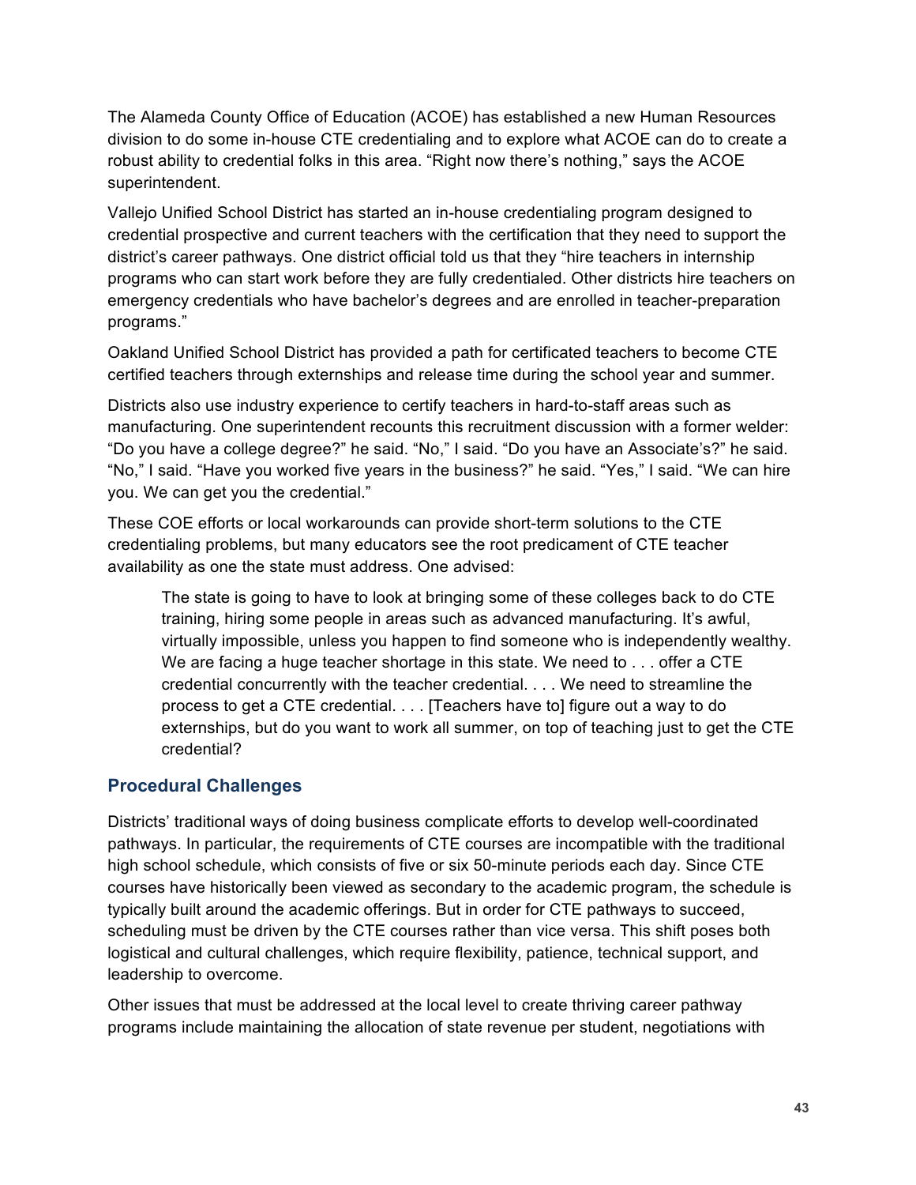The Alameda County Office of Education (ACOE) has established a new Human Resources division to do some in-house CTE credentialing and to explore what ACOE can do to create a robust ability to credential folks in this area. “Right now there’s nothing,” says the ACOE superintendent.

Vallejo Unified School District has started an in-house credentialing program designed to credential prospective and current teachers with the certification that they need to support the district’s career pathways. One district official told us that they “hire teachers in internship programs who can start work before they are fully credentialed. Other districts hire teachers on emergency credentials who have bachelor’s degrees and are enrolled in teacher-preparation programs.”

Oakland Unified School District has provided a path for certificated teachers to become CTE certified teachers through externships and release time during the school year and summer.

Districts also use industry experience to certify teachers in hard-to-staff areas such as manufacturing. One superintendent recounts this recruitment discussion with a former welder: “Do you have a college degree?” he said. “No,” I said. “Do you have an Associate’s?” he said. “No,” I said. “Have you worked five years in the business?” he said. “Yes,” I said. “We can hire you. We can get you the credential.”

These COE efforts or local workarounds can provide short-term solutions to the CTE credentialing problems, but many educators see the root predicament of CTE teacher availability as one the state must address. One advised:

> The state is going to have to look at bringing some of these colleges back to do CTE training, hiring some people in areas such as advanced manufacturing. It’s awful, virtually impossible, unless you happen to find someone who is independently wealthy. We are facing a huge teacher shortage in this state. We need to . . . offer a CTE credential concurrently with the teacher credential. . . . We need to streamline the process to get a CTE credential. . . . [Teachers have to] figure out a way to do externships, but do you want to work all summer, on top of teaching just to get the CTE credential?

## Procedural Challenges

Districts’ traditional ways of doing business complicate efforts to develop well-coordinated pathways. In particular, the requirements of CTE courses are incompatible with the traditional high school schedule, which consists of five or six 50-minute periods each day. Since CTE courses have historically been viewed as secondary to the academic program, the schedule is typically built around the academic offerings. But in order for CTE pathways to succeed, scheduling must be driven by the CTE courses rather than vice versa. This shift poses both logistical and cultural challenges, which require flexibility, patience, technical support, and leadership to overcome.

Other issues that must be addressed at the local level to create thriving career pathway programs include maintaining the allocation of state revenue per student, negotiations with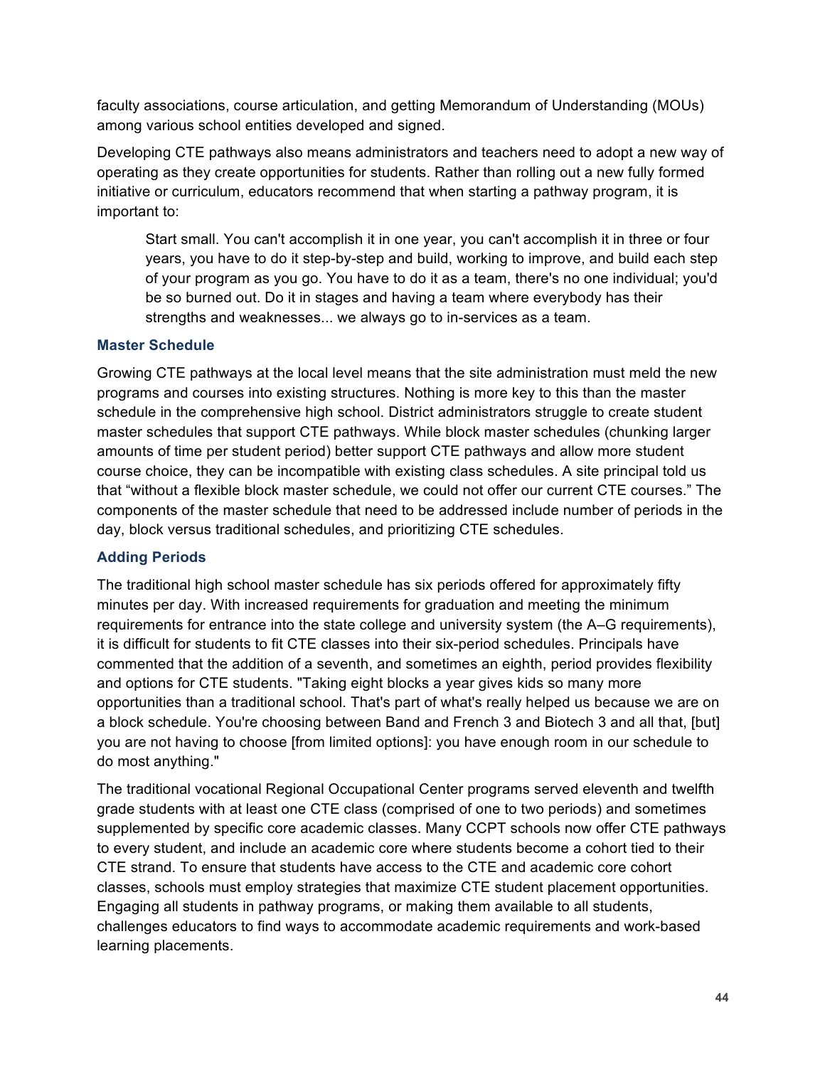faculty associations, course articulation, and getting Memorandum of Understanding (MOUs) among various school entities developed and signed.

Developing CTE pathways also means administrators and teachers need to adopt a new way of operating as they create opportunities for students. Rather than rolling out a new fully formed initiative or curriculum, educators recommend that when starting a pathway program, it is important to:

> Start small. You can't accomplish it in one year, you can't accomplish it in three or four years, you have to do it step-by-step and build, working to improve, and build each step of your program as you go. You have to do it as a team, there's no one individual; you'd be so burned out. Do it in stages and having a team where everybody has their strengths and weaknesses... we always go to in-services as a team.

### Master Schedule

Growing CTE pathways at the local level means that the site administration must meld the new programs and courses into existing structures. Nothing is more key to this than the master schedule in the comprehensive high school. District administrators struggle to create student master schedules that support CTE pathways. While block master schedules (chunking larger amounts of time per student period) better support CTE pathways and allow more student course choice, they can be incompatible with existing class schedules. A site principal told us that "without a flexible block master schedule, we could not offer our current CTE courses." The components of the master schedule that need to be addressed include number of periods in the day, block versus traditional schedules, and prioritizing CTE schedules.

### Adding Periods

The traditional high school master schedule has six periods offered for approximately fifty minutes per day. With increased requirements for graduation and meeting the minimum requirements for entrance into the state college and university system (the A–G requirements), it is difficult for students to fit CTE classes into their six-period schedules. Principals have commented that the addition of a seventh, and sometimes an eighth, period provides flexibility and options for CTE students. "Taking eight blocks a year gives kids so many more opportunities than a traditional school. That's part of what's really helped us because we are on a block schedule. You're choosing between Band and French 3 and Biotech 3 and all that, [but] you are not having to choose [from limited options]: you have enough room in our schedule to do most anything."

The traditional vocational Regional Occupational Center programs served eleventh and twelfth grade students with at least one CTE class (comprised of one to two periods) and sometimes supplemented by specific core academic classes. Many CCPT schools now offer CTE pathways to every student, and include an academic core where students become a cohort tied to their CTE strand. To ensure that students have access to the CTE and academic core cohort classes, schools must employ strategies that maximize CTE student placement opportunities. Engaging all students in pathway programs, or making them available to all students, challenges educators to find ways to accommodate academic requirements and work-based learning placements.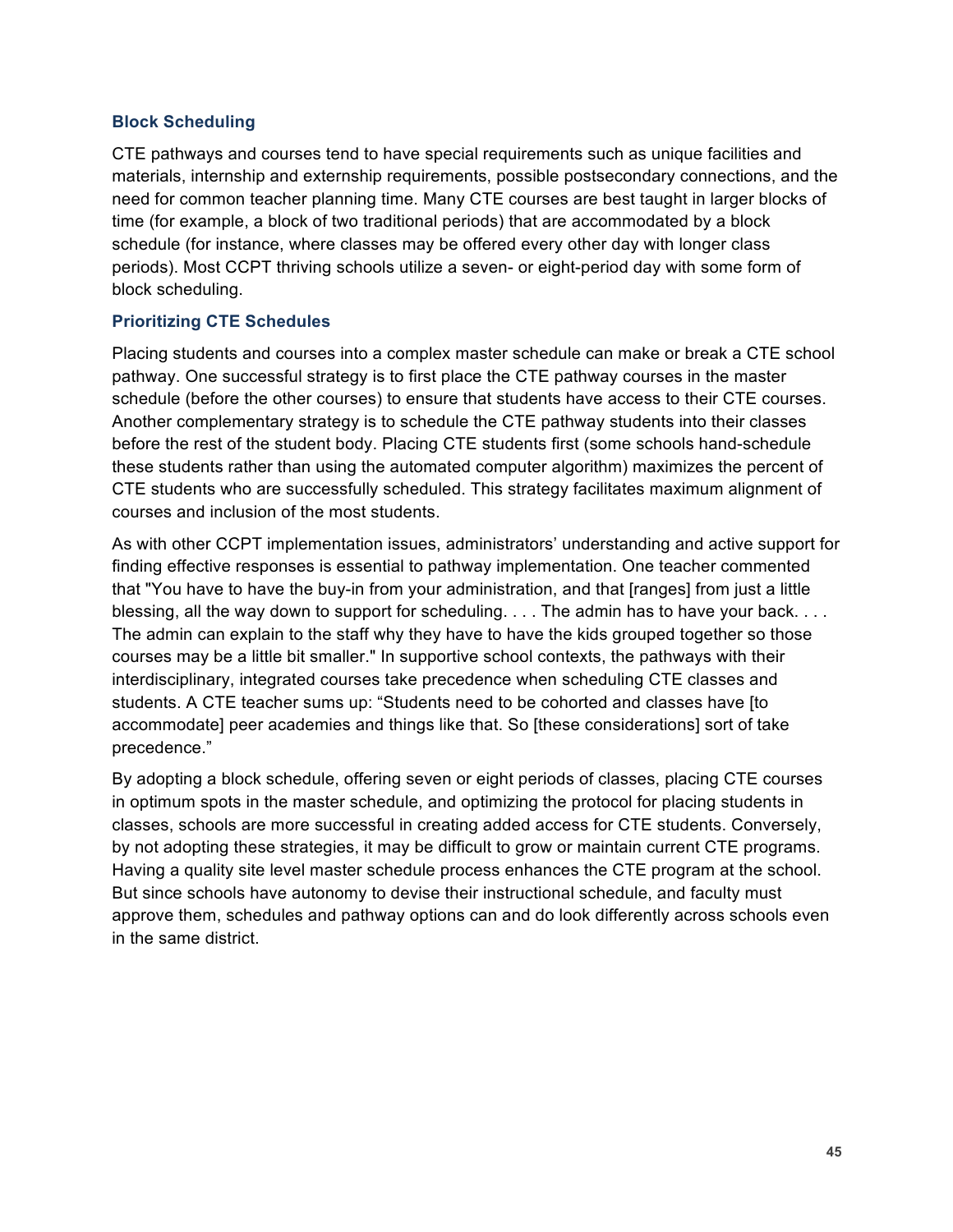### Block Scheduling

CTE pathways and courses tend to have special requirements such as unique facilities and materials, internship and externship requirements, possible postsecondary connections, and the need for common teacher planning time. Many CTE courses are best taught in larger blocks of time (for example, a block of two traditional periods) that are accommodated by a block schedule (for instance, where classes may be offered every other day with longer class periods). Most CCPT thriving schools utilize a seven- or eight-period day with some form of block scheduling.

### Prioritizing CTE Schedules

Placing students and courses into a complex master schedule can make or break a CTE school pathway. One successful strategy is to first place the CTE pathway courses in the master schedule (before the other courses) to ensure that students have access to their CTE courses. Another complementary strategy is to schedule the CTE pathway students into their classes before the rest of the student body. Placing CTE students first (some schools hand-schedule these students rather than using the automated computer algorithm) maximizes the percent of CTE students who are successfully scheduled. This strategy facilitates maximum alignment of courses and inclusion of the most students.

As with other CCPT implementation issues, administrators' understanding and active support for finding effective responses is essential to pathway implementation. One teacher commented that "You have to have the buy-in from your administration, and that [ranges] from just a little blessing, all the way down to support for scheduling. . . . The admin has to have your back. . . . The admin can explain to the staff why they have to have the kids grouped together so those courses may be a little bit smaller." In supportive school contexts, the pathways with their interdisciplinary, integrated courses take precedence when scheduling CTE classes and students. A CTE teacher sums up: "Students need to be cohorted and classes have [to accommodate] peer academies and things like that. So [these considerations] sort of take precedence."

By adopting a block schedule, offering seven or eight periods of classes, placing CTE courses in optimum spots in the master schedule, and optimizing the protocol for placing students in classes, schools are more successful in creating added access for CTE students. Conversely, by not adopting these strategies, it may be difficult to grow or maintain current CTE programs. Having a quality site level master schedule process enhances the CTE program at the school. But since schools have autonomy to devise their instructional schedule, and faculty must approve them, schedules and pathway options can and do look differently across schools even in the same district.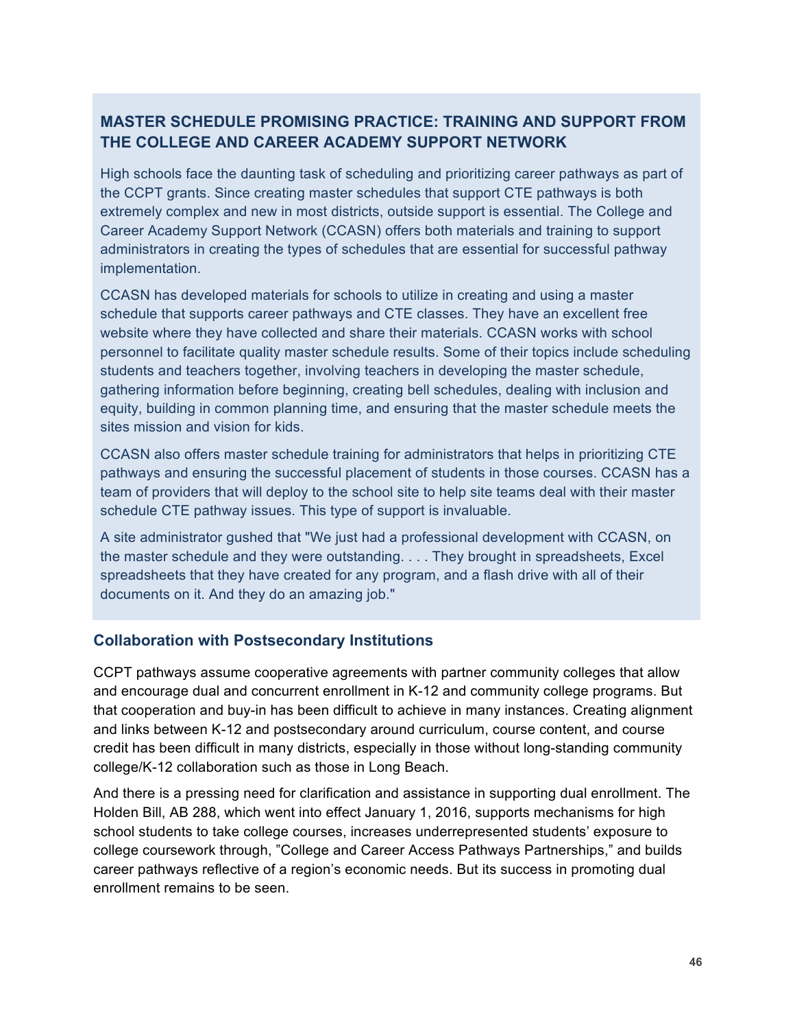### MASTER SCHEDULE PROMISING PRACTICE: TRAINING AND SUPPORT FROM THE COLLEGE AND CAREER ACADEMY SUPPORT NETWORK

High schools face the daunting task of scheduling and prioritizing career pathways as part of the CCPT grants. Since creating master schedules that support CTE pathways is both extremely complex and new in most districts, outside support is essential. The College and Career Academy Support Network (CCASN) offers both materials and training to support administrators in creating the types of schedules that are essential for successful pathway implementation.

CCASN has developed materials for schools to utilize in creating and using a master schedule that supports career pathways and CTE classes. They have an excellent free website where they have collected and share their materials. CCASN works with school personnel to facilitate quality master schedule results. Some of their topics include scheduling students and teachers together, involving teachers in developing the master schedule, gathering information before beginning, creating bell schedules, dealing with inclusion and equity, building in common planning time, and ensuring that the master schedule meets the sites mission and vision for kids.

CCASN also offers master schedule training for administrators that helps in prioritizing CTE pathways and ensuring the successful placement of students in those courses. CCASN has a team of providers that will deploy to the school site to help site teams deal with their master schedule CTE pathway issues. This type of support is invaluable.

A site administrator gushed that "We just had a professional development with CCASN, on the master schedule and they were outstanding. . . . They brought in spreadsheets, Excel spreadsheets that they have created for any program, and a flash drive with all of their documents on it. And they do an amazing job."

### Collaboration with Postsecondary Institutions

CCPT pathways assume cooperative agreements with partner community colleges that allow and encourage dual and concurrent enrollment in K-12 and community college programs. But that cooperation and buy-in has been difficult to achieve in many instances. Creating alignment and links between K-12 and postsecondary around curriculum, course content, and course credit has been difficult in many districts, especially in those without long-standing community college/K-12 collaboration such as those in Long Beach.

And there is a pressing need for clarification and assistance in supporting dual enrollment. The Holden Bill, AB 288, which went into effect January 1, 2016, supports mechanisms for high school students to take college courses, increases underrepresented students' exposure to college coursework through, "College and Career Access Pathways Partnerships," and builds career pathways reflective of a region's economic needs. But its success in promoting dual enrollment remains to be seen.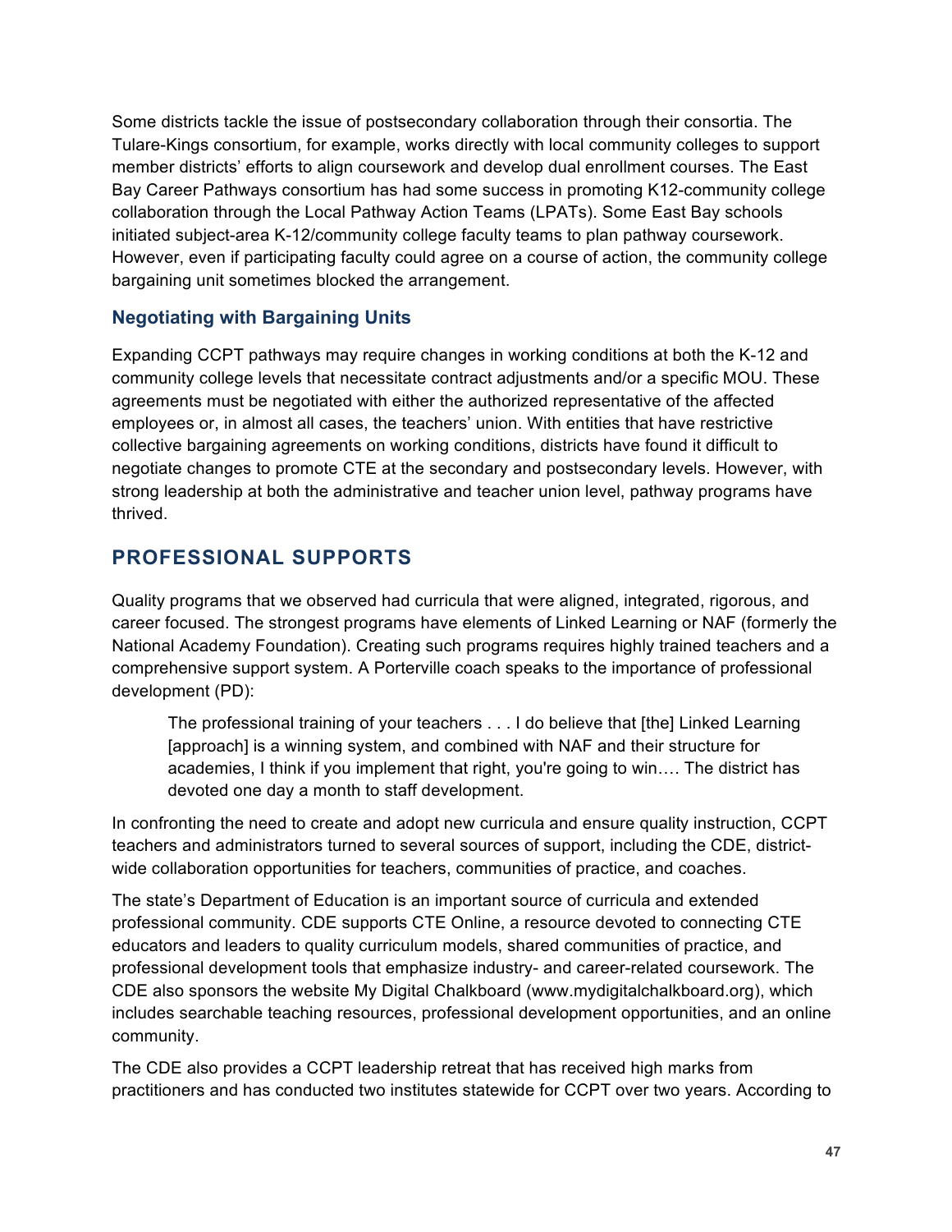Some districts tackle the issue of postsecondary collaboration through their consortia. The Tulare-Kings consortium, for example, works directly with local community colleges to support member districts' efforts to align coursework and develop dual enrollment courses. The East Bay Career Pathways consortium has had some success in promoting K12-community college collaboration through the Local Pathway Action Teams (LPATs). Some East Bay schools initiated subject-area K-12/community college faculty teams to plan pathway coursework. However, even if participating faculty could agree on a course of action, the community college bargaining unit sometimes blocked the arrangement.

### Negotiating with Bargaining Units

Expanding CCPT pathways may require changes in working conditions at both the K-12 and community college levels that necessitate contract adjustments and/or a specific MOU. These agreements must be negotiated with either the authorized representative of the affected employees or, in almost all cases, the teachers' union. With entities that have restrictive collective bargaining agreements on working conditions, districts have found it difficult to negotiate changes to promote CTE at the secondary and postsecondary levels. However, with strong leadership at both the administrative and teacher union level, pathway programs have thrived.

## PROFESSIONAL SUPPORTS

Quality programs that we observed had curricula that were aligned, integrated, rigorous, and career focused. The strongest programs have elements of Linked Learning or NAF (formerly the National Academy Foundation). Creating such programs requires highly trained teachers and a comprehensive support system. A Porterville coach speaks to the importance of professional development (PD):

> The professional training of your teachers . . . I do believe that [the] Linked Learning [approach] is a winning system, and combined with NAF and their structure for academies, I think if you implement that right, you're going to win…. The district has devoted one day a month to staff development.

In confronting the need to create and adopt new curricula and ensure quality instruction, CCPT teachers and administrators turned to several sources of support, including the CDE, district-wide collaboration opportunities for teachers, communities of practice, and coaches.

The state's Department of Education is an important source of curricula and extended professional community. CDE supports CTE Online, a resource devoted to connecting CTE educators and leaders to quality curriculum models, shared communities of practice, and professional development tools that emphasize industry- and career-related coursework. The CDE also sponsors the website My Digital Chalkboard (www.mydigitalchalkboard.org), which includes searchable teaching resources, professional development opportunities, and an online community.

The CDE also provides a CCPT leadership retreat that has received high marks from practitioners and has conducted two institutes statewide for CCPT over two years. According to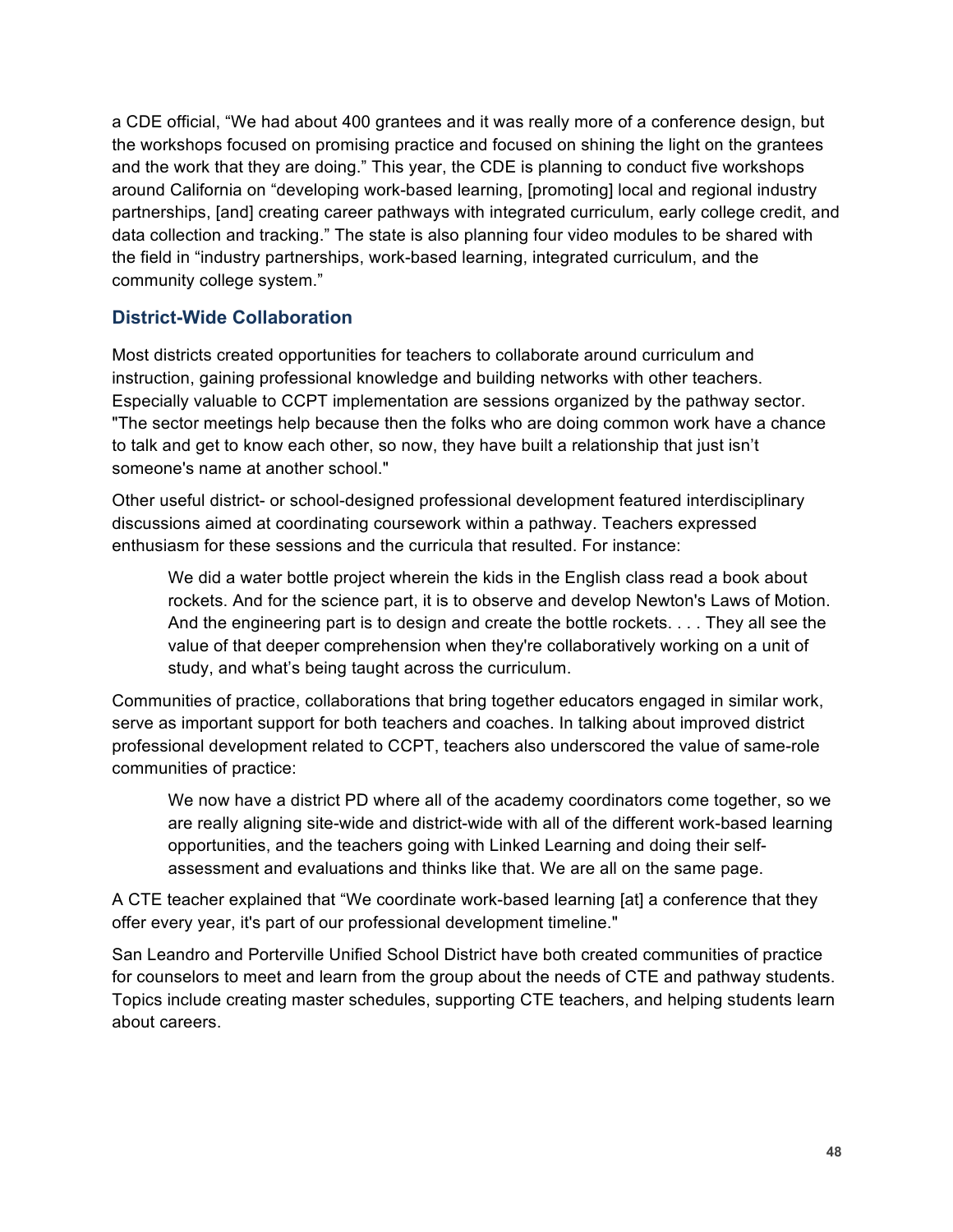a CDE official, "We had about 400 grantees and it was really more of a conference design, but the workshops focused on promising practice and focused on shining the light on the grantees and the work that they are doing." This year, the CDE is planning to conduct five workshops around California on "developing work-based learning, [promoting] local and regional industry partnerships, [and] creating career pathways with integrated curriculum, early college credit, and data collection and tracking." The state is also planning four video modules to be shared with the field in "industry partnerships, work-based learning, integrated curriculum, and the community college system."

### District-Wide Collaboration

Most districts created opportunities for teachers to collaborate around curriculum and instruction, gaining professional knowledge and building networks with other teachers. Especially valuable to CCPT implementation are sessions organized by the pathway sector. "The sector meetings help because then the folks who are doing common work have a chance to talk and get to know each other, so now, they have built a relationship that just isn't someone's name at another school."

Other useful district- or school-designed professional development featured interdisciplinary discussions aimed at coordinating coursework within a pathway. Teachers expressed enthusiasm for these sessions and the curricula that resulted. For instance:

> We did a water bottle project wherein the kids in the English class read a book about rockets. And for the science part, it is to observe and develop Newton's Laws of Motion. And the engineering part is to design and create the bottle rockets. . . . They all see the value of that deeper comprehension when they're collaboratively working on a unit of study, and what's being taught across the curriculum.

Communities of practice, collaborations that bring together educators engaged in similar work, serve as important support for both teachers and coaches. In talking about improved district professional development related to CCPT, teachers also underscored the value of same-role communities of practice:

> We now have a district PD where all of the academy coordinators come together, so we are really aligning site-wide and district-wide with all of the different work-based learning opportunities, and the teachers going with Linked Learning and doing their self-assessment and evaluations and thinks like that. We are all on the same page.

A CTE teacher explained that "We coordinate work-based learning [at] a conference that they offer every year, it's part of our professional development timeline."

San Leandro and Porterville Unified School District have both created communities of practice for counselors to meet and learn from the group about the needs of CTE and pathway students. Topics include creating master schedules, supporting CTE teachers, and helping students learn about careers.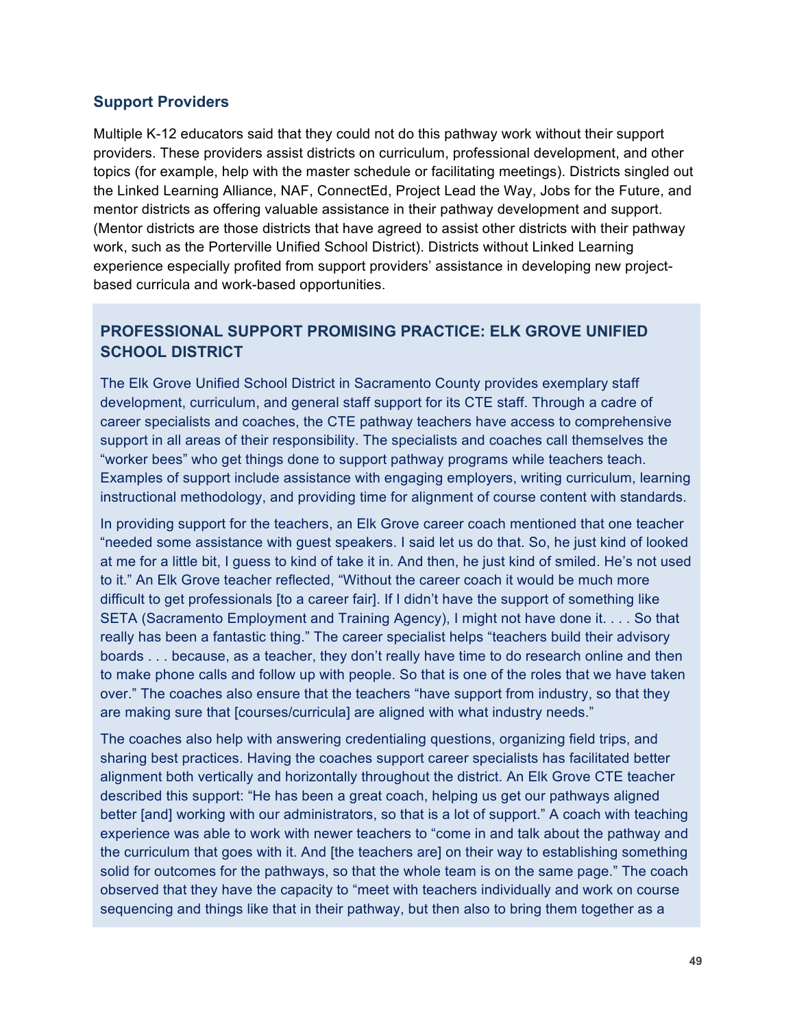### Support Providers

Multiple K-12 educators said that they could not do this pathway work without their support providers. These providers assist districts on curriculum, professional development, and other topics (for example, help with the master schedule or facilitating meetings). Districts singled out the Linked Learning Alliance, NAF, ConnectEd, Project Lead the Way, Jobs for the Future, and mentor districts as offering valuable assistance in their pathway development and support. (Mentor districts are those districts that have agreed to assist other districts with their pathway work, such as the Porterville Unified School District). Districts without Linked Learning experience especially profited from support providers' assistance in developing new project-based curricula and work-based opportunities.

#### PROFESSIONAL SUPPORT PROMISING PRACTICE: ELK GROVE UNIFIED SCHOOL DISTRICT

The Elk Grove Unified School District in Sacramento County provides exemplary staff development, curriculum, and general staff support for its CTE staff. Through a cadre of career specialists and coaches, the CTE pathway teachers have access to comprehensive support in all areas of their responsibility. The specialists and coaches call themselves the "worker bees" who get things done to support pathway programs while teachers teach. Examples of support include assistance with engaging employers, writing curriculum, learning instructional methodology, and providing time for alignment of course content with standards.

In providing support for the teachers, an Elk Grove career coach mentioned that one teacher "needed some assistance with guest speakers. I said let us do that. So, he just kind of looked at me for a little bit, I guess to kind of take it in. And then, he just kind of smiled. He's not used to it." An Elk Grove teacher reflected, "Without the career coach it would be much more difficult to get professionals [to a career fair]. If I didn't have the support of something like SETA (Sacramento Employment and Training Agency), I might not have done it. . . . So that really has been a fantastic thing." The career specialist helps "teachers build their advisory boards . . . because, as a teacher, they don't really have time to do research online and then to make phone calls and follow up with people. So that is one of the roles that we have taken over." The coaches also ensure that the teachers "have support from industry, so that they are making sure that [courses/curricula] are aligned with what industry needs."

The coaches also help with answering credentialing questions, organizing field trips, and sharing best practices. Having the coaches support career specialists has facilitated better alignment both vertically and horizontally throughout the district. An Elk Grove CTE teacher described this support: "He has been a great coach, helping us get our pathways aligned better [and] working with our administrators, so that is a lot of support." A coach with teaching experience was able to work with newer teachers to "come in and talk about the pathway and the curriculum that goes with it. And [the teachers are] on their way to establishing something solid for outcomes for the pathways, so that the whole team is on the same page." The coach observed that they have the capacity to "meet with teachers individually and work on course sequencing and things like that in their pathway, but then also to bring them together as a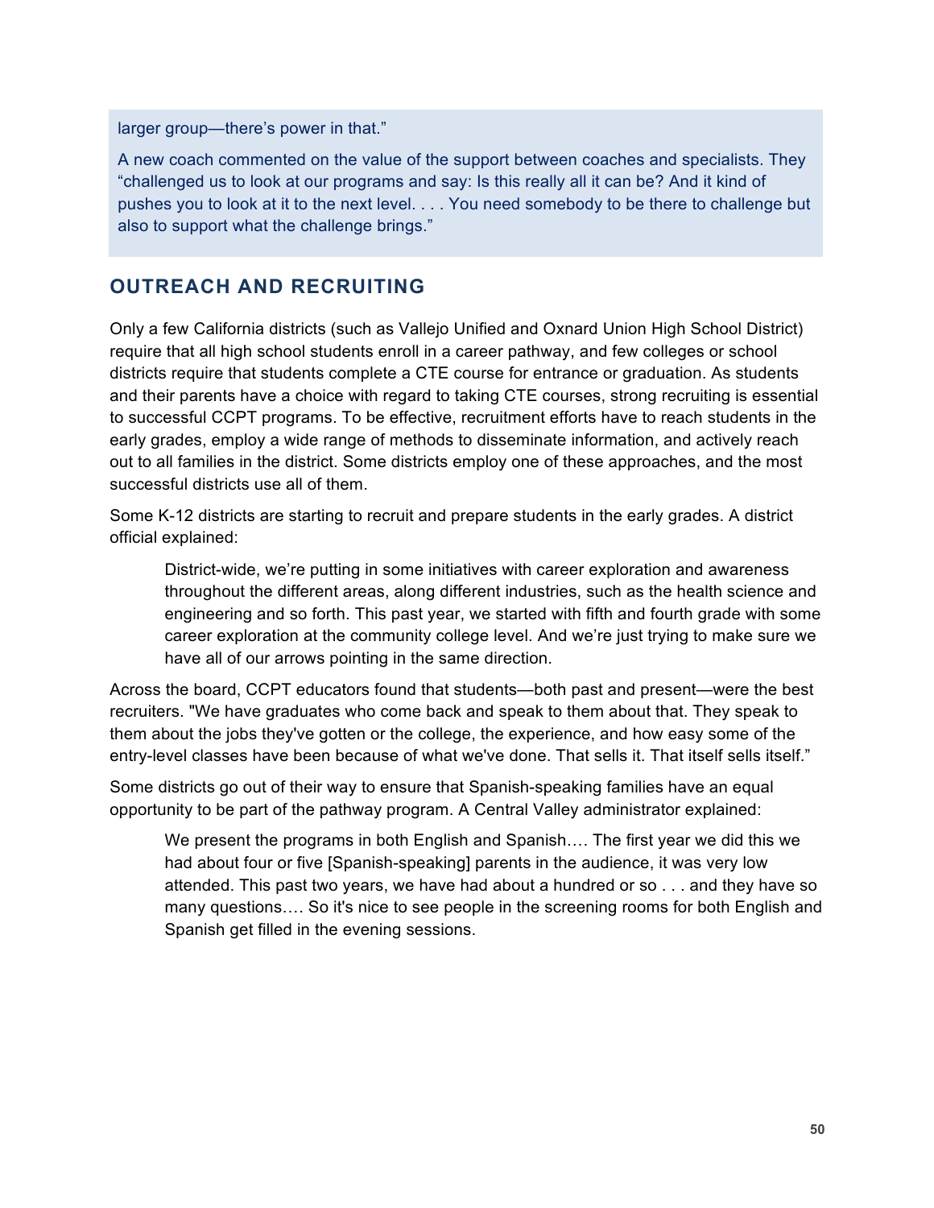larger group—there's power in that."

A new coach commented on the value of the support between coaches and specialists. They "challenged us to look at our programs and say: Is this really all it can be? And it kind of pushes you to look at it to the next level. . . . You need somebody to be there to challenge but also to support what the challenge brings."

## OUTREACH AND RECRUITING

Only a few California districts (such as Vallejo Unified and Oxnard Union High School District) require that all high school students enroll in a career pathway, and few colleges or school districts require that students complete a CTE course for entrance or graduation. As students and their parents have a choice with regard to taking CTE courses, strong recruiting is essential to successful CCPT programs. To be effective, recruitment efforts have to reach students in the early grades, employ a wide range of methods to disseminate information, and actively reach out to all families in the district. Some districts employ one of these approaches, and the most successful districts use all of them.

Some K-12 districts are starting to recruit and prepare students in the early grades. A district official explained:

> District-wide, we're putting in some initiatives with career exploration and awareness throughout the different areas, along different industries, such as the health science and engineering and so forth. This past year, we started with fifth and fourth grade with some career exploration at the community college level. And we're just trying to make sure we have all of our arrows pointing in the same direction.

Across the board, CCPT educators found that students—both past and present—were the best recruiters. "We have graduates who come back and speak to them about that. They speak to them about the jobs they've gotten or the college, the experience, and how easy some of the entry-level classes have been because of what we've done. That sells it. That itself sells itself."

Some districts go out of their way to ensure that Spanish-speaking families have an equal opportunity to be part of the pathway program. A Central Valley administrator explained:

> We present the programs in both English and Spanish…. The first year we did this we had about four or five [Spanish-speaking] parents in the audience, it was very low attended. This past two years, we have had about a hundred or so . . . and they have so many questions…. So it's nice to see people in the screening rooms for both English and Spanish get filled in the evening sessions.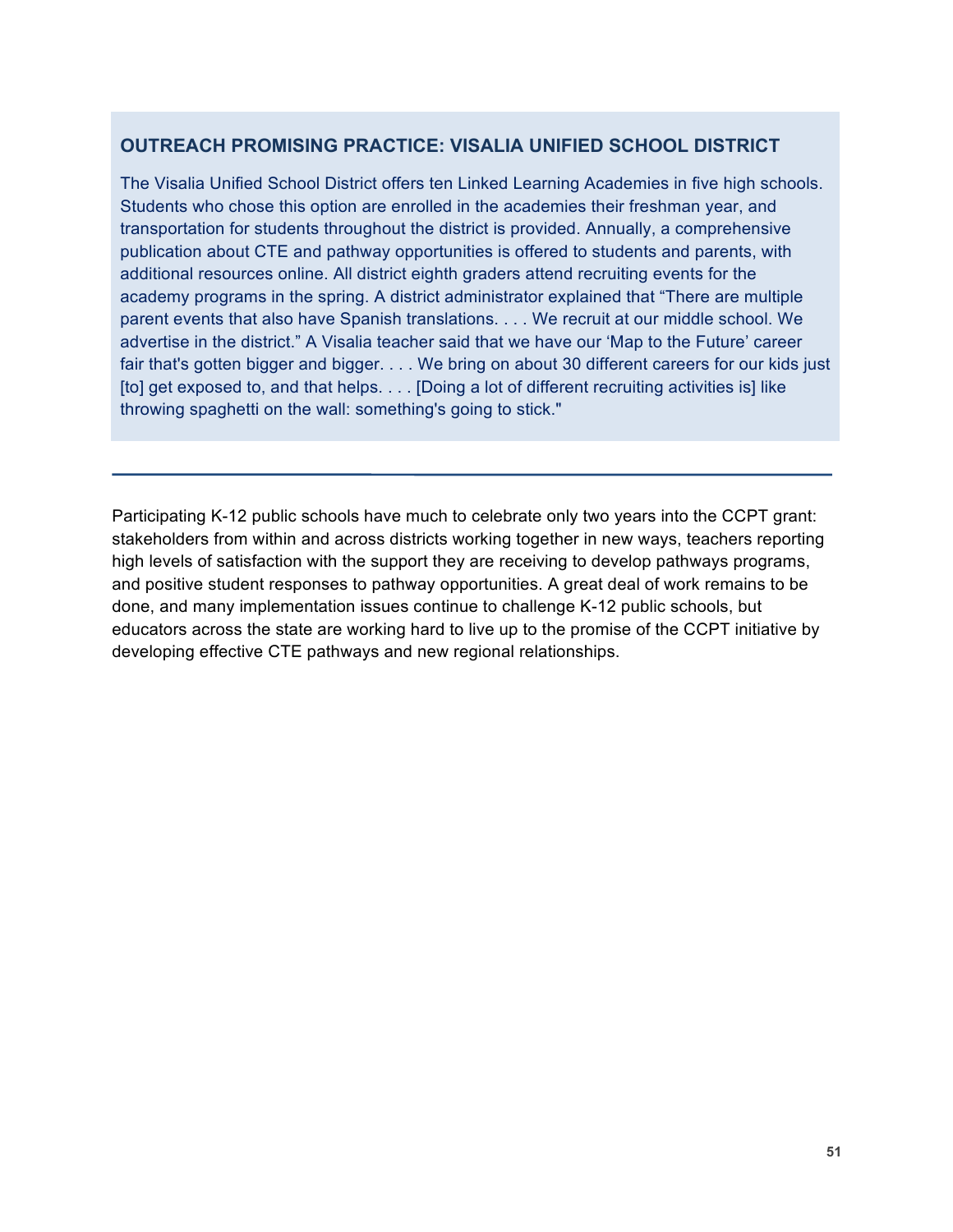### OUTREACH PROMISING PRACTICE: VISALIA UNIFIED SCHOOL DISTRICT

The Visalia Unified School District offers ten Linked Learning Academies in five high schools. Students who chose this option are enrolled in the academies their freshman year, and transportation for students throughout the district is provided. Annually, a comprehensive publication about CTE and pathway opportunities is offered to students and parents, with additional resources online. All district eighth graders attend recruiting events for the academy programs in the spring. A district administrator explained that "There are multiple parent events that also have Spanish translations. . . . We recruit at our middle school. We advertise in the district." A Visalia teacher said that we have our 'Map to the Future' career fair that's gotten bigger and bigger. . . . We bring on about 30 different careers for our kids just [to] get exposed to, and that helps. . . . [Doing a lot of different recruiting activities is] like throwing spaghetti on the wall: something's going to stick."

---

Participating K-12 public schools have much to celebrate only two years into the CCPT grant: stakeholders from within and across districts working together in new ways, teachers reporting high levels of satisfaction with the support they are receiving to develop pathways programs, and positive student responses to pathway opportunities. A great deal of work remains to be done, and many implementation issues continue to challenge K-12 public schools, but educators across the state are working hard to live up to the promise of the CCPT initiative by developing effective CTE pathways and new regional relationships.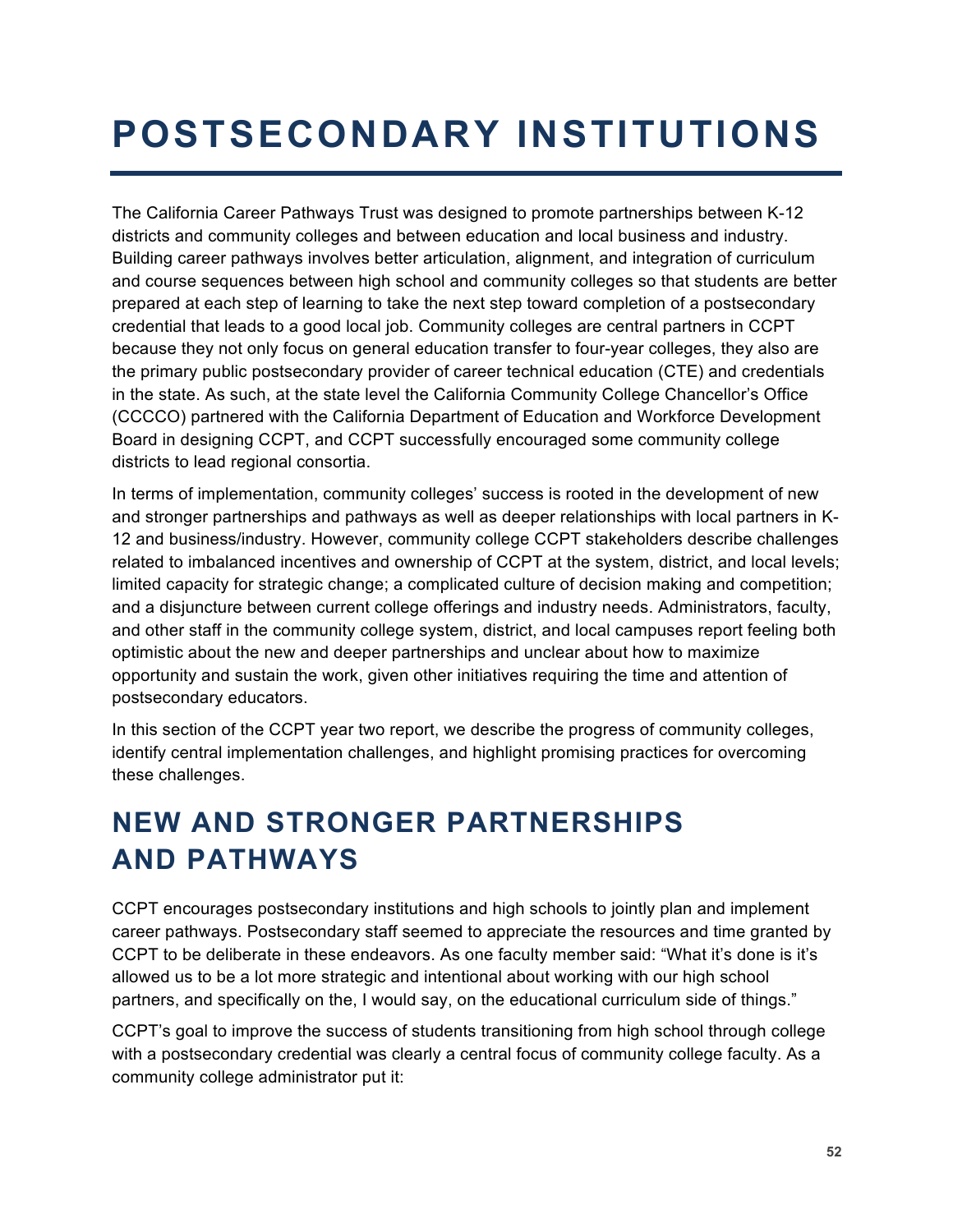# POSTSECONDARY INSTITUTIONS

The California Career Pathways Trust was designed to promote partnerships between K-12 districts and community colleges and between education and local business and industry. Building career pathways involves better articulation, alignment, and integration of curriculum and course sequences between high school and community colleges so that students are better prepared at each step of learning to take the next step toward completion of a postsecondary credential that leads to a good local job. Community colleges are central partners in CCPT because they not only focus on general education transfer to four-year colleges, they also are the primary public postsecondary provider of career technical education (CTE) and credentials in the state. As such, at the state level the California Community College Chancellor's Office (CCCCO) partnered with the California Department of Education and Workforce Development Board in designing CCPT, and CCPT successfully encouraged some community college districts to lead regional consortia.

In terms of implementation, community colleges' success is rooted in the development of new and stronger partnerships and pathways as well as deeper relationships with local partners in K-12 and business/industry. However, community college CCPT stakeholders describe challenges related to imbalanced incentives and ownership of CCPT at the system, district, and local levels; limited capacity for strategic change; a complicated culture of decision making and competition; and a disjuncture between current college offerings and industry needs. Administrators, faculty, and other staff in the community college system, district, and local campuses report feeling both optimistic about the new and deeper partnerships and unclear about how to maximize opportunity and sustain the work, given other initiatives requiring the time and attention of postsecondary educators.

In this section of the CCPT year two report, we describe the progress of community colleges, identify central implementation challenges, and highlight promising practices for overcoming these challenges.

## NEW AND STRONGER PARTNERSHIPS AND PATHWAYS

CCPT encourages postsecondary institutions and high schools to jointly plan and implement career pathways. Postsecondary staff seemed to appreciate the resources and time granted by CCPT to be deliberate in these endeavors. As one faculty member said: "What it's done is it's allowed us to be a lot more strategic and intentional about working with our high school partners, and specifically on the, I would say, on the educational curriculum side of things."

CCPT's goal to improve the success of students transitioning from high school through college with a postsecondary credential was clearly a central focus of community college faculty. As a community college administrator put it: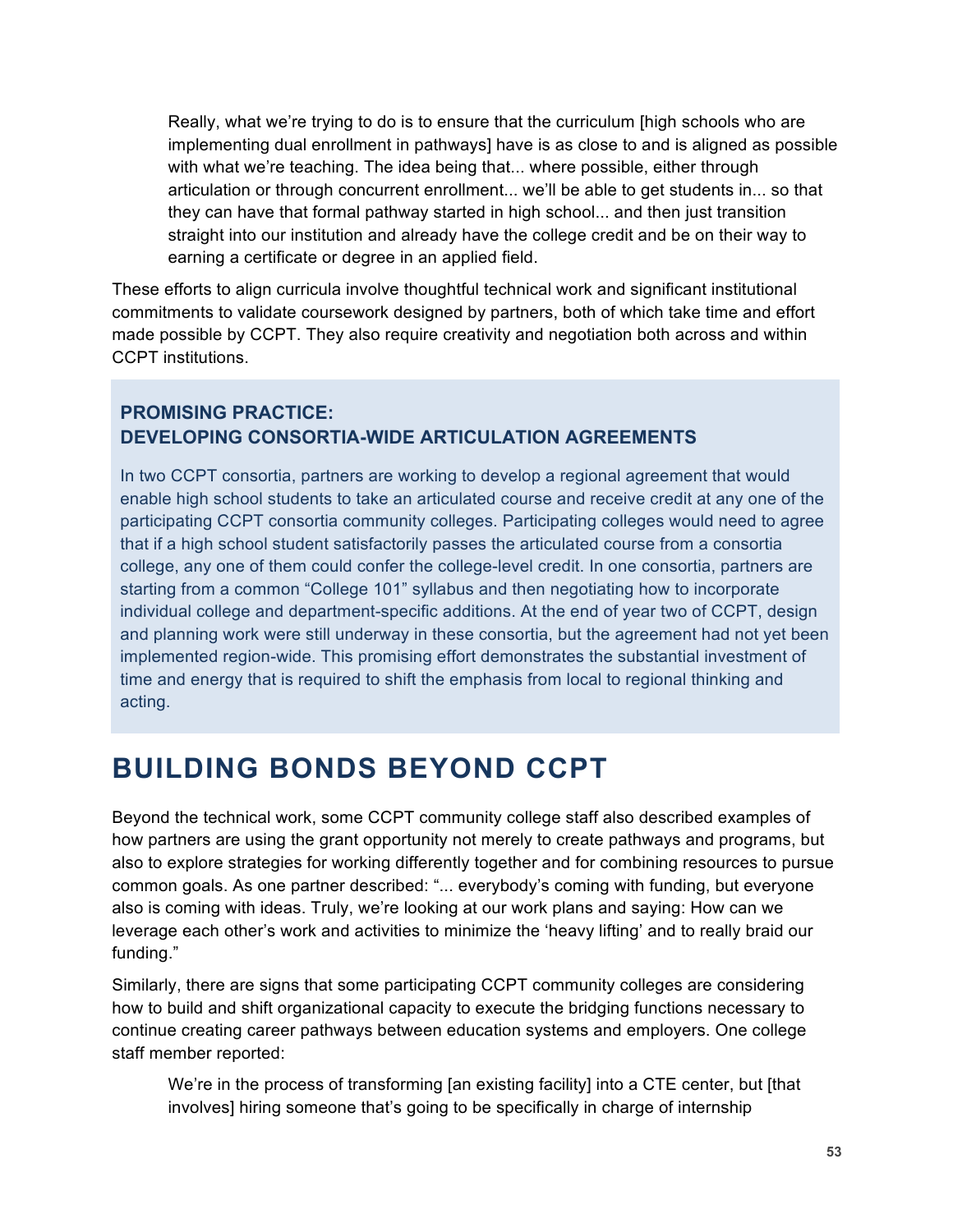> Really, what we're trying to do is to ensure that the curriculum [high schools who are implementing dual enrollment in pathways] have is as close to and is aligned as possible with what we're teaching. The idea being that... where possible, either through articulation or through concurrent enrollment... we'll be able to get students in... so that they can have that formal pathway started in high school... and then just transition straight into our institution and already have the college credit and be on their way to earning a certificate or degree in an applied field.

These efforts to align curricula involve thoughtful technical work and significant institutional commitments to validate coursework designed by partners, both of which take time and effort made possible by CCPT. They also require creativity and negotiation both across and within CCPT institutions.

> **PROMISING PRACTICE:**
> **DEVELOPING CONSORTIA-WIDE ARTICULATION AGREEMENTS**
>
> In two CCPT consortia, partners are working to develop a regional agreement that would enable high school students to take an articulated course and receive credit at any one of the participating CCPT consortia community colleges. Participating colleges would need to agree that if a high school student satisfactorily passes the articulated course from a consortia college, any one of them could confer the college-level credit. In one consortia, partners are starting from a common "College 101" syllabus and then negotiating how to incorporate individual college and department-specific additions. At the end of year two of CCPT, design and planning work were still underway in these consortia, but the agreement had not yet been implemented region-wide. This promising effort demonstrates the substantial investment of time and energy that is required to shift the emphasis from local to regional thinking and acting.

## BUILDING BONDS BEYOND CCPT

Beyond the technical work, some CCPT community college staff also described examples of how partners are using the grant opportunity not merely to create pathways and programs, but also to explore strategies for working differently together and for combining resources to pursue common goals. As one partner described: "... everybody's coming with funding, but everyone also is coming with ideas. Truly, we're looking at our work plans and saying: How can we leverage each other's work and activities to minimize the 'heavy lifting' and to really braid our funding."

Similarly, there are signs that some participating CCPT community colleges are considering how to build and shift organizational capacity to execute the bridging functions necessary to continue creating career pathways between education systems and employers. One college staff member reported:

> We're in the process of transforming [an existing facility] into a CTE center, but [that involves] hiring someone that's going to be specifically in charge of internship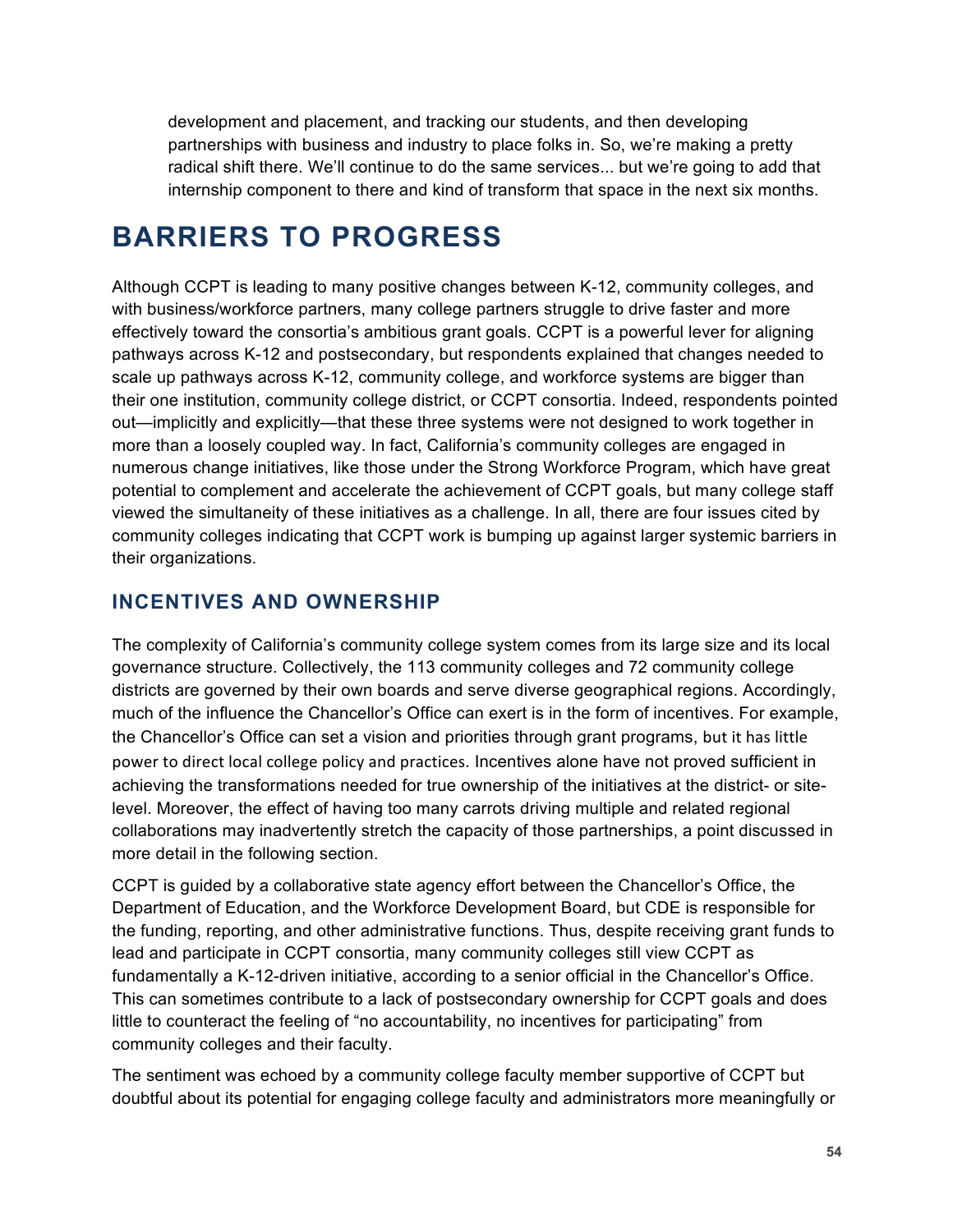> development and placement, and tracking our students, and then developing partnerships with business and industry to place folks in. So, we're making a pretty radical shift there. We'll continue to do the same services... but we're going to add that internship component to there and kind of transform that space in the next six months.

# BARRIERS TO PROGRESS

Although CCPT is leading to many positive changes between K-12, community colleges, and with business/workforce partners, many college partners struggle to drive faster and more effectively toward the consortia's ambitious grant goals. CCPT is a powerful lever for aligning pathways across K-12 and postsecondary, but respondents explained that changes needed to scale up pathways across K-12, community college, and workforce systems are bigger than their one institution, community college district, or CCPT consortia. Indeed, respondents pointed out—implicitly and explicitly—that these three systems were not designed to work together in more than a loosely coupled way. In fact, California's community colleges are engaged in numerous change initiatives, like those under the Strong Workforce Program, which have great potential to complement and accelerate the achievement of CCPT goals, but many college staff viewed the simultaneity of these initiatives as a challenge. In all, there are four issues cited by community colleges indicating that CCPT work is bumping up against larger systemic barriers in their organizations.

## INCENTIVES AND OWNERSHIP

The complexity of California's community college system comes from its large size and its local governance structure. Collectively, the 113 community colleges and 72 community college districts are governed by their own boards and serve diverse geographical regions. Accordingly, much of the influence the Chancellor's Office can exert is in the form of incentives. For example, the Chancellor's Office can set a vision and priorities through grant programs, but it has little power to direct local college policy and practices. Incentives alone have not proved sufficient in achieving the transformations needed for true ownership of the initiatives at the district- or site-level. Moreover, the effect of having too many carrots driving multiple and related regional collaborations may inadvertently stretch the capacity of those partnerships, a point discussed in more detail in the following section.

CCPT is guided by a collaborative state agency effort between the Chancellor's Office, the Department of Education, and the Workforce Development Board, but CDE is responsible for the funding, reporting, and other administrative functions. Thus, despite receiving grant funds to lead and participate in CCPT consortia, many community colleges still view CCPT as fundamentally a K-12-driven initiative, according to a senior official in the Chancellor's Office. This can sometimes contribute to a lack of postsecondary ownership for CCPT goals and does little to counteract the feeling of "no accountability, no incentives for participating" from community colleges and their faculty.

The sentiment was echoed by a community college faculty member supportive of CCPT but doubtful about its potential for engaging college faculty and administrators more meaningfully or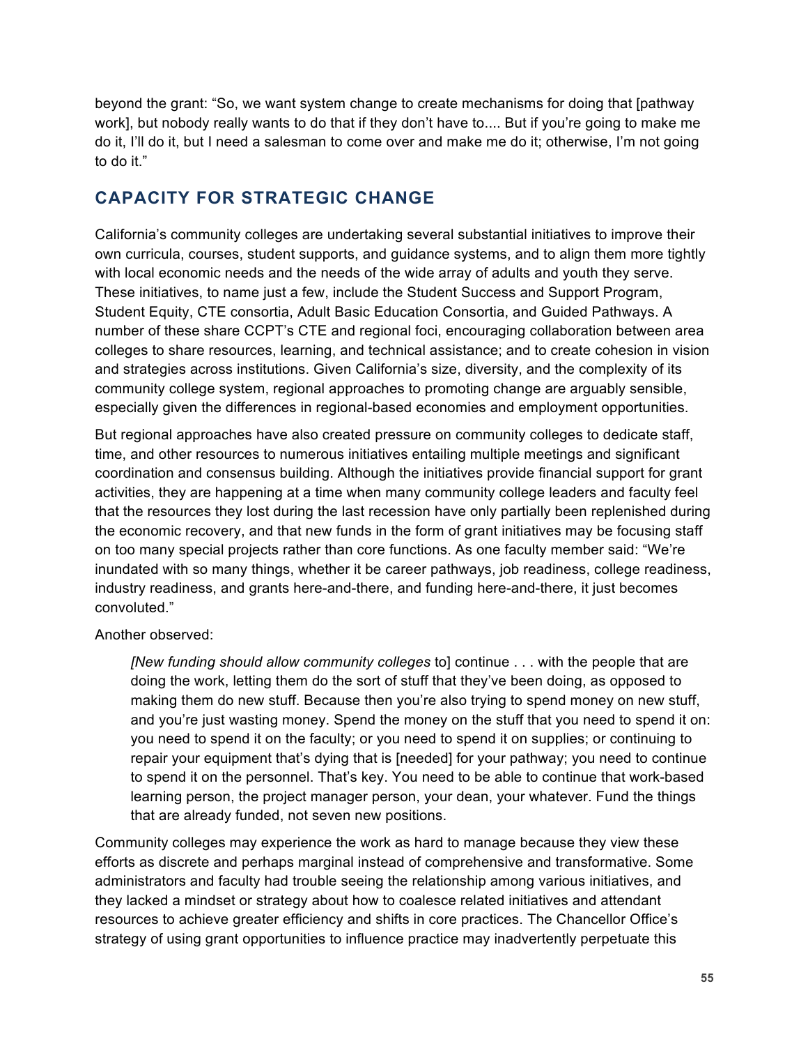beyond the grant: "So, we want system change to create mechanisms for doing that [pathway work], but nobody really wants to do that if they don't have to.... But if you're going to make me do it, I'll do it, but I need a salesman to come over and make me do it; otherwise, I'm not going to do it."

## CAPACITY FOR STRATEGIC CHANGE

California's community colleges are undertaking several substantial initiatives to improve their own curricula, courses, student supports, and guidance systems, and to align them more tightly with local economic needs and the needs of the wide array of adults and youth they serve. These initiatives, to name just a few, include the Student Success and Support Program, Student Equity, CTE consortia, Adult Basic Education Consortia, and Guided Pathways. A number of these share CCPT's CTE and regional foci, encouraging collaboration between area colleges to share resources, learning, and technical assistance; and to create cohesion in vision and strategies across institutions. Given California's size, diversity, and the complexity of its community college system, regional approaches to promoting change are arguably sensible, especially given the differences in regional-based economies and employment opportunities.

But regional approaches have also created pressure on community colleges to dedicate staff, time, and other resources to numerous initiatives entailing multiple meetings and significant coordination and consensus building. Although the initiatives provide financial support for grant activities, they are happening at a time when many community college leaders and faculty feel that the resources they lost during the last recession have only partially been replenished during the economic recovery, and that new funds in the form of grant initiatives may be focusing staff on too many special projects rather than core functions. As one faculty member said: "We're inundated with so many things, whether it be career pathways, job readiness, college readiness, industry readiness, and grants here-and-there, and funding here-and-there, it just becomes convoluted."

Another observed:

> *[New funding should allow community colleges* to] continue . . . with the people that are doing the work, letting them do the sort of stuff that they've been doing, as opposed to making them do new stuff. Because then you're also trying to spend money on new stuff, and you're just wasting money. Spend the money on the stuff that you need to spend it on: you need to spend it on the faculty; or you need to spend it on supplies; or continuing to repair your equipment that's dying that is [needed] for your pathway; you need to continue to spend it on the personnel. That's key. You need to be able to continue that work-based learning person, the project manager person, your dean, your whatever. Fund the things that are already funded, not seven new positions.

Community colleges may experience the work as hard to manage because they view these efforts as discrete and perhaps marginal instead of comprehensive and transformative. Some administrators and faculty had trouble seeing the relationship among various initiatives, and they lacked a mindset or strategy about how to coalesce related initiatives and attendant resources to achieve greater efficiency and shifts in core practices. The Chancellor Office's strategy of using grant opportunities to influence practice may inadvertently perpetuate this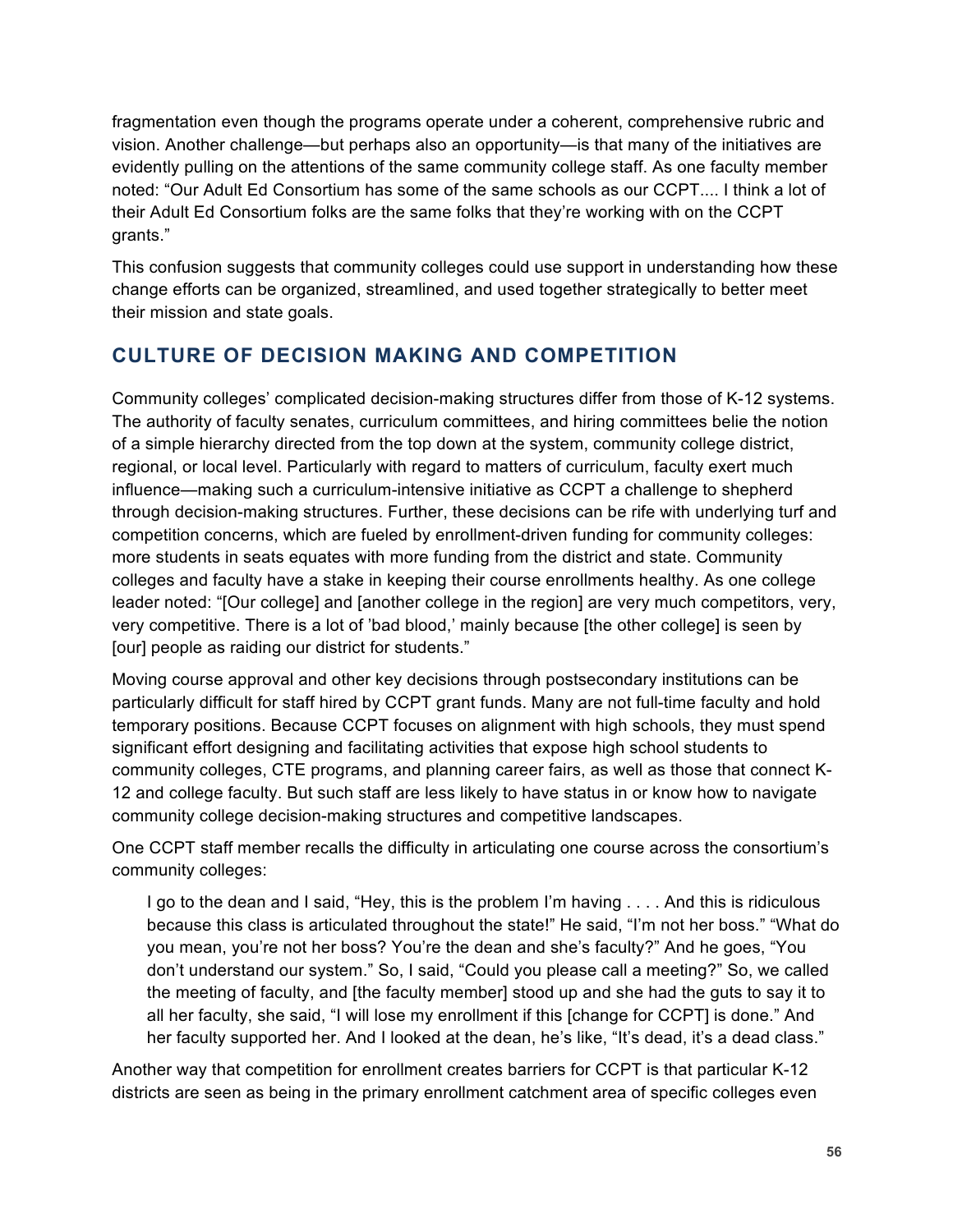fragmentation even though the programs operate under a coherent, comprehensive rubric and vision. Another challenge—but perhaps also an opportunity—is that many of the initiatives are evidently pulling on the attentions of the same community college staff. As one faculty member noted: “Our Adult Ed Consortium has some of the same schools as our CCPT.... I think a lot of their Adult Ed Consortium folks are the same folks that they’re working with on the CCPT grants.”

This confusion suggests that community colleges could use support in understanding how these change efforts can be organized, streamlined, and used together strategically to better meet their mission and state goals.

## CULTURE OF DECISION MAKING AND COMPETITION

Community colleges’ complicated decision-making structures differ from those of K-12 systems. The authority of faculty senates, curriculum committees, and hiring committees belie the notion of a simple hierarchy directed from the top down at the system, community college district, regional, or local level. Particularly with regard to matters of curriculum, faculty exert much influence—making such a curriculum-intensive initiative as CCPT a challenge to shepherd through decision-making structures. Further, these decisions can be rife with underlying turf and competition concerns, which are fueled by enrollment-driven funding for community colleges: more students in seats equates with more funding from the district and state. Community colleges and faculty have a stake in keeping their course enrollments healthy. As one college leader noted: “[Our college] and [another college in the region] are very much competitors, very, very competitive. There is a lot of ’bad blood,’ mainly because [the other college] is seen by [our] people as raiding our district for students.”

Moving course approval and other key decisions through postsecondary institutions can be particularly difficult for staff hired by CCPT grant funds. Many are not full-time faculty and hold temporary positions. Because CCPT focuses on alignment with high schools, they must spend significant effort designing and facilitating activities that expose high school students to community colleges, CTE programs, and planning career fairs, as well as those that connect K-12 and college faculty. But such staff are less likely to have status in or know how to navigate community college decision-making structures and competitive landscapes.

One CCPT staff member recalls the difficulty in articulating one course across the consortium’s community colleges:

> I go to the dean and I said, “Hey, this is the problem I’m having . . . . And this is ridiculous because this class is articulated throughout the state!” He said, “I’m not her boss.” “What do you mean, you’re not her boss? You’re the dean and she’s faculty?” And he goes, “You don’t understand our system.” So, I said, “Could you please call a meeting?” So, we called the meeting of faculty, and [the faculty member] stood up and she had the guts to say it to all her faculty, she said, “I will lose my enrollment if this [change for CCPT] is done.” And her faculty supported her. And I looked at the dean, he’s like, “It’s dead, it’s a dead class.”

Another way that competition for enrollment creates barriers for CCPT is that particular K-12 districts are seen as being in the primary enrollment catchment area of specific colleges even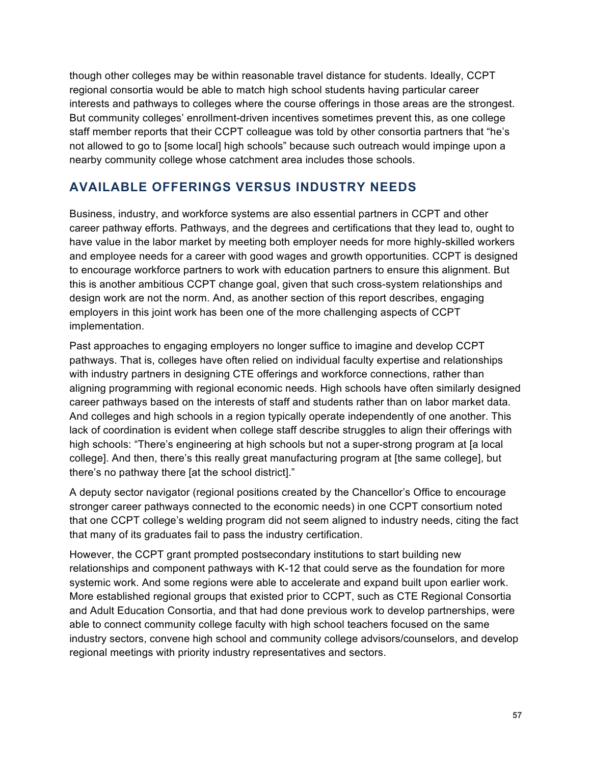though other colleges may be within reasonable travel distance for students. Ideally, CCPT regional consortia would be able to match high school students having particular career interests and pathways to colleges where the course offerings in those areas are the strongest. But community colleges' enrollment-driven incentives sometimes prevent this, as one college staff member reports that their CCPT colleague was told by other consortia partners that "he's not allowed to go to [some local] high schools" because such outreach would impinge upon a nearby community college whose catchment area includes those schools.

## AVAILABLE OFFERINGS VERSUS INDUSTRY NEEDS

Business, industry, and workforce systems are also essential partners in CCPT and other career pathway efforts. Pathways, and the degrees and certifications that they lead to, ought to have value in the labor market by meeting both employer needs for more highly-skilled workers and employee needs for a career with good wages and growth opportunities. CCPT is designed to encourage workforce partners to work with education partners to ensure this alignment. But this is another ambitious CCPT change goal, given that such cross-system relationships and design work are not the norm. And, as another section of this report describes, engaging employers in this joint work has been one of the more challenging aspects of CCPT implementation.

Past approaches to engaging employers no longer suffice to imagine and develop CCPT pathways. That is, colleges have often relied on individual faculty expertise and relationships with industry partners in designing CTE offerings and workforce connections, rather than aligning programming with regional economic needs. High schools have often similarly designed career pathways based on the interests of staff and students rather than on labor market data. And colleges and high schools in a region typically operate independently of one another. This lack of coordination is evident when college staff describe struggles to align their offerings with high schools: "There's engineering at high schools but not a super-strong program at [a local college]. And then, there's this really great manufacturing program at [the same college], but there's no pathway there [at the school district]."

A deputy sector navigator (regional positions created by the Chancellor's Office to encourage stronger career pathways connected to the economic needs) in one CCPT consortium noted that one CCPT college's welding program did not seem aligned to industry needs, citing the fact that many of its graduates fail to pass the industry certification.

However, the CCPT grant prompted postsecondary institutions to start building new relationships and component pathways with K-12 that could serve as the foundation for more systemic work. And some regions were able to accelerate and expand built upon earlier work. More established regional groups that existed prior to CCPT, such as CTE Regional Consortia and Adult Education Consortia, and that had done previous work to develop partnerships, were able to connect community college faculty with high school teachers focused on the same industry sectors, convene high school and community college advisors/counselors, and develop regional meetings with priority industry representatives and sectors.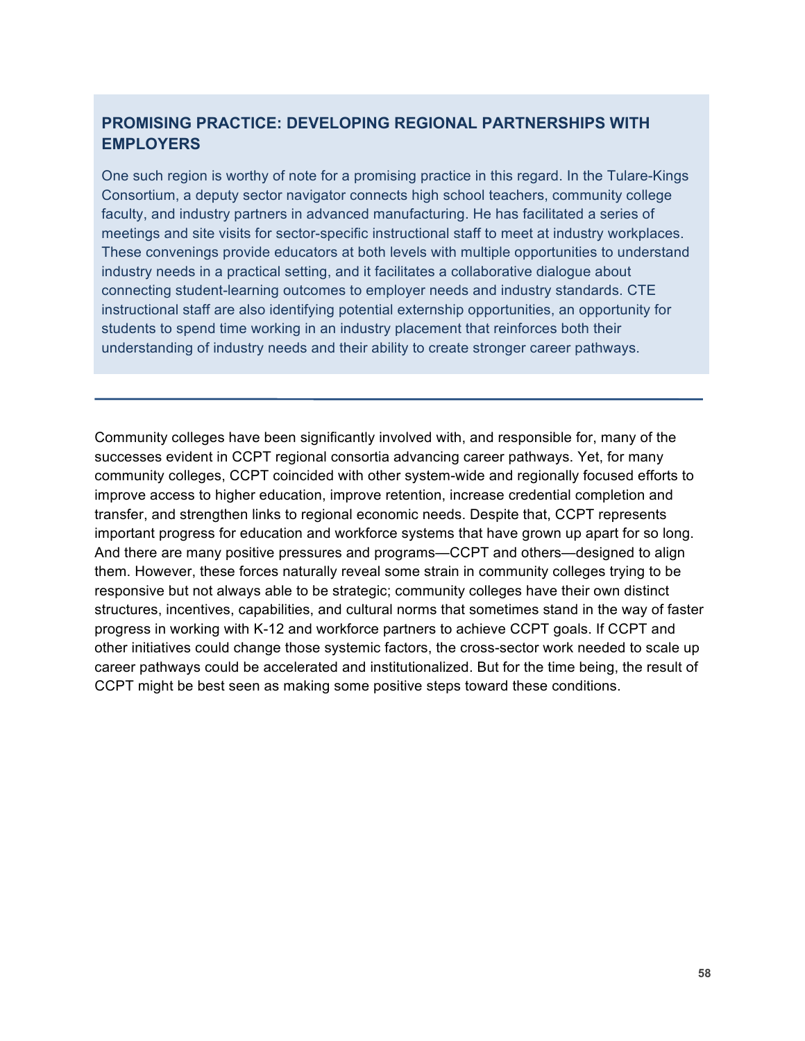### PROMISING PRACTICE: DEVELOPING REGIONAL PARTNERSHIPS WITH EMPLOYERS

One such region is worthy of note for a promising practice in this regard. In the Tulare-Kings Consortium, a deputy sector navigator connects high school teachers, community college faculty, and industry partners in advanced manufacturing. He has facilitated a series of meetings and site visits for sector-specific instructional staff to meet at industry workplaces. These convenings provide educators at both levels with multiple opportunities to understand industry needs in a practical setting, and it facilitates a collaborative dialogue about connecting student-learning outcomes to employer needs and industry standards. CTE instructional staff are also identifying potential externship opportunities, an opportunity for students to spend time working in an industry placement that reinforces both their understanding of industry needs and their ability to create stronger career pathways.

---

Community colleges have been significantly involved with, and responsible for, many of the successes evident in CCPT regional consortia advancing career pathways. Yet, for many community colleges, CCPT coincided with other system-wide and regionally focused efforts to improve access to higher education, improve retention, increase credential completion and transfer, and strengthen links to regional economic needs. Despite that, CCPT represents important progress for education and workforce systems that have grown up apart for so long. And there are many positive pressures and programs—CCPT and others—designed to align them. However, these forces naturally reveal some strain in community colleges trying to be responsive but not always able to be strategic; community colleges have their own distinct structures, incentives, capabilities, and cultural norms that sometimes stand in the way of faster progress in working with K-12 and workforce partners to achieve CCPT goals. If CCPT and other initiatives could change those systemic factors, the cross-sector work needed to scale up career pathways could be accelerated and institutionalized. But for the time being, the result of CCPT might be best seen as making some positive steps toward these conditions.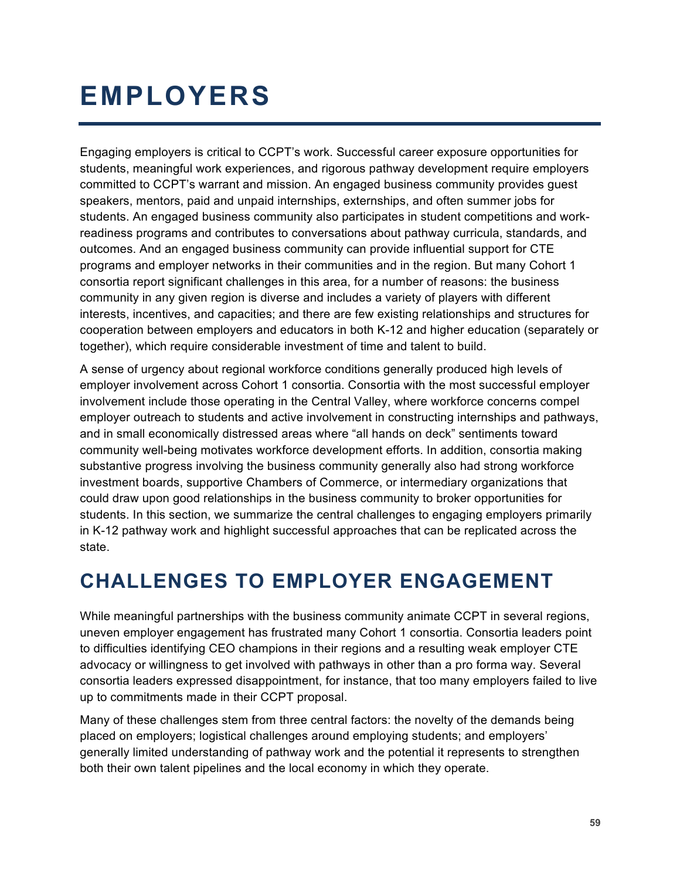# EMPLOYERS

Engaging employers is critical to CCPT's work. Successful career exposure opportunities for students, meaningful work experiences, and rigorous pathway development require employers committed to CCPT's warrant and mission. An engaged business community provides guest speakers, mentors, paid and unpaid internships, externships, and often summer jobs for students. An engaged business community also participates in student competitions and work-readiness programs and contributes to conversations about pathway curricula, standards, and outcomes. And an engaged business community can provide influential support for CTE programs and employer networks in their communities and in the region. But many Cohort 1 consortia report significant challenges in this area, for a number of reasons: the business community in any given region is diverse and includes a variety of players with different interests, incentives, and capacities; and there are few existing relationships and structures for cooperation between employers and educators in both K-12 and higher education (separately or together), which require considerable investment of time and talent to build.

A sense of urgency about regional workforce conditions generally produced high levels of employer involvement across Cohort 1 consortia. Consortia with the most successful employer involvement include those operating in the Central Valley, where workforce concerns compel employer outreach to students and active involvement in constructing internships and pathways, and in small economically distressed areas where "all hands on deck" sentiments toward community well-being motivates workforce development efforts. In addition, consortia making substantive progress involving the business community generally also had strong workforce investment boards, supportive Chambers of Commerce, or intermediary organizations that could draw upon good relationships in the business community to broker opportunities for students. In this section, we summarize the central challenges to engaging employers primarily in K-12 pathway work and highlight successful approaches that can be replicated across the state.

## CHALLENGES TO EMPLOYER ENGAGEMENT

While meaningful partnerships with the business community animate CCPT in several regions, uneven employer engagement has frustrated many Cohort 1 consortia. Consortia leaders point to difficulties identifying CEO champions in their regions and a resulting weak employer CTE advocacy or willingness to get involved with pathways in other than a pro forma way. Several consortia leaders expressed disappointment, for instance, that too many employers failed to live up to commitments made in their CCPT proposal.

Many of these challenges stem from three central factors: the novelty of the demands being placed on employers; logistical challenges around employing students; and employers' generally limited understanding of pathway work and the potential it represents to strengthen both their own talent pipelines and the local economy in which they operate.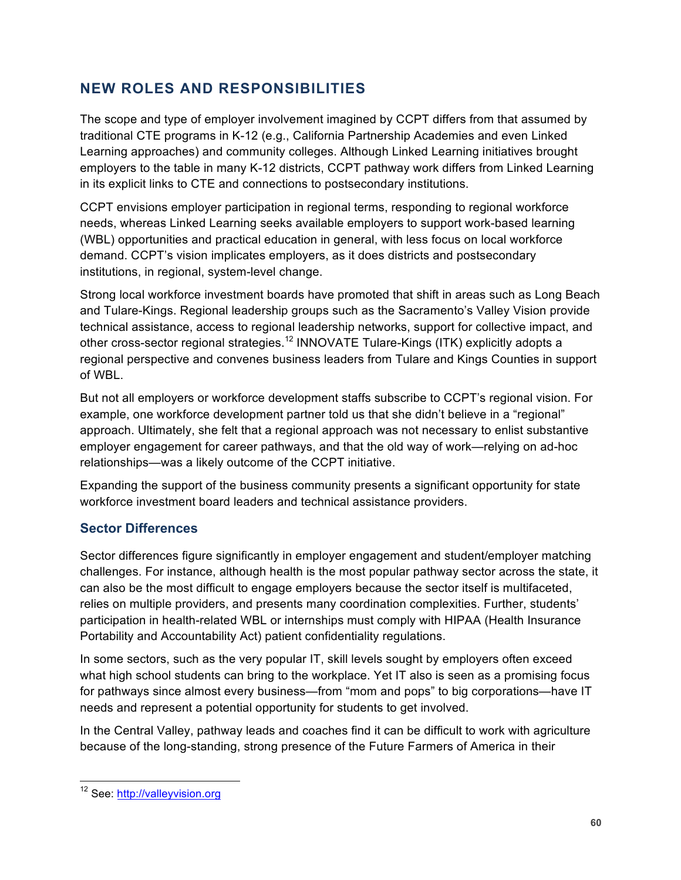## NEW ROLES AND RESPONSIBILITIES

The scope and type of employer involvement imagined by CCPT differs from that assumed by traditional CTE programs in K-12 (e.g., California Partnership Academies and even Linked Learning approaches) and community colleges. Although Linked Learning initiatives brought employers to the table in many K-12 districts, CCPT pathway work differs from Linked Learning in its explicit links to CTE and connections to postsecondary institutions.

CCPT envisions employer participation in regional terms, responding to regional workforce needs, whereas Linked Learning seeks available employers to support work-based learning (WBL) opportunities and practical education in general, with less focus on local workforce demand. CCPT's vision implicates employers, as it does districts and postsecondary institutions, in regional, system-level change.

Strong local workforce investment boards have promoted that shift in areas such as Long Beach and Tulare-Kings. Regional leadership groups such as the Sacramento's Valley Vision provide technical assistance, access to regional leadership networks, support for collective impact, and other cross-sector regional strategies.[12] INNOVATE Tulare-Kings (ITK) explicitly adopts a regional perspective and convenes business leaders from Tulare and Kings Counties in support of WBL.

But not all employers or workforce development staffs subscribe to CCPT's regional vision. For example, one workforce development partner told us that she didn't believe in a "regional" approach. Ultimately, she felt that a regional approach was not necessary to enlist substantive employer engagement for career pathways, and that the old way of work—relying on ad-hoc relationships—was a likely outcome of the CCPT initiative.

Expanding the support of the business community presents a significant opportunity for state workforce investment board leaders and technical assistance providers.

### Sector Differences

Sector differences figure significantly in employer engagement and student/employer matching challenges. For instance, although health is the most popular pathway sector across the state, it can also be the most difficult to engage employers because the sector itself is multifaceted, relies on multiple providers, and presents many coordination complexities. Further, students' participation in health-related WBL or internships must comply with HIPAA (Health Insurance Portability and Accountability Act) patient confidentiality regulations.

In some sectors, such as the very popular IT, skill levels sought by employers often exceed what high school students can bring to the workplace. Yet IT also is seen as a promising focus for pathways since almost every business—from "mom and pops" to big corporations—have IT needs and represent a potential opportunity for students to get involved.

In the Central Valley, pathway leads and coaches find it can be difficult to work with agriculture because of the long-standing, strong presence of the Future Farmers of America in their

---

[12] See: http://valleyvision.org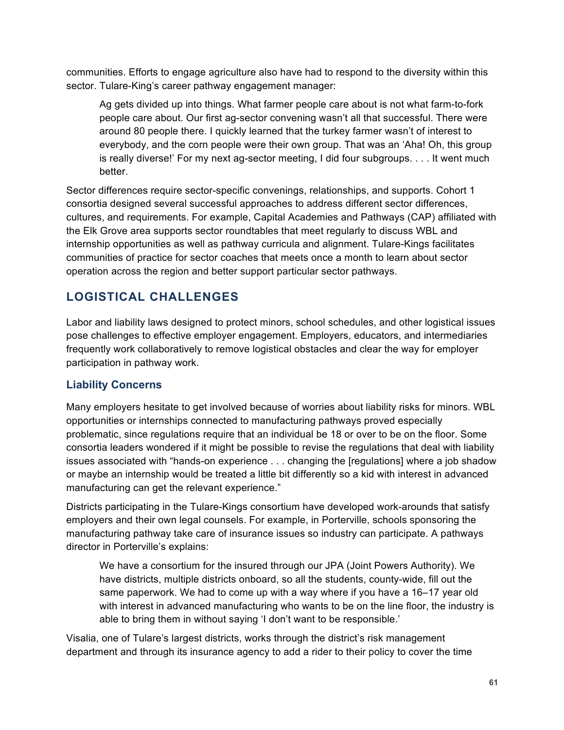communities. Efforts to engage agriculture also have had to respond to the diversity within this sector. Tulare-King's career pathway engagement manager:

> Ag gets divided up into things. What farmer people care about is not what farm-to-fork people care about. Our first ag-sector convening wasn't all that successful. There were around 80 people there. I quickly learned that the turkey farmer wasn't of interest to everybody, and the corn people were their own group. That was an 'Aha! Oh, this group is really diverse!' For my next ag-sector meeting, I did four subgroups. . . . It went much better.

Sector differences require sector-specific convenings, relationships, and supports. Cohort 1 consortia designed several successful approaches to address different sector differences, cultures, and requirements. For example, Capital Academies and Pathways (CAP) affiliated with the Elk Grove area supports sector roundtables that meet regularly to discuss WBL and internship opportunities as well as pathway curricula and alignment. Tulare-Kings facilitates communities of practice for sector coaches that meets once a month to learn about sector operation across the region and better support particular sector pathways.

## LOGISTICAL CHALLENGES

Labor and liability laws designed to protect minors, school schedules, and other logistical issues pose challenges to effective employer engagement. Employers, educators, and intermediaries frequently work collaboratively to remove logistical obstacles and clear the way for employer participation in pathway work.

### Liability Concerns

Many employers hesitate to get involved because of worries about liability risks for minors. WBL opportunities or internships connected to manufacturing pathways proved especially problematic, since regulations require that an individual be 18 or over to be on the floor. Some consortia leaders wondered if it might be possible to revise the regulations that deal with liability issues associated with "hands-on experience . . . changing the [regulations] where a job shadow or maybe an internship would be treated a little bit differently so a kid with interest in advanced manufacturing can get the relevant experience."

Districts participating in the Tulare-Kings consortium have developed work-arounds that satisfy employers and their own legal counsels. For example, in Porterville, schools sponsoring the manufacturing pathway take care of insurance issues so industry can participate. A pathways director in Porterville's explains:

> We have a consortium for the insured through our JPA (Joint Powers Authority). We have districts, multiple districts onboard, so all the students, county-wide, fill out the same paperwork. We had to come up with a way where if you have a 16–17 year old with interest in advanced manufacturing who wants to be on the line floor, the industry is able to bring them in without saying 'I don't want to be responsible.'

Visalia, one of Tulare's largest districts, works through the district's risk management department and through its insurance agency to add a rider to their policy to cover the time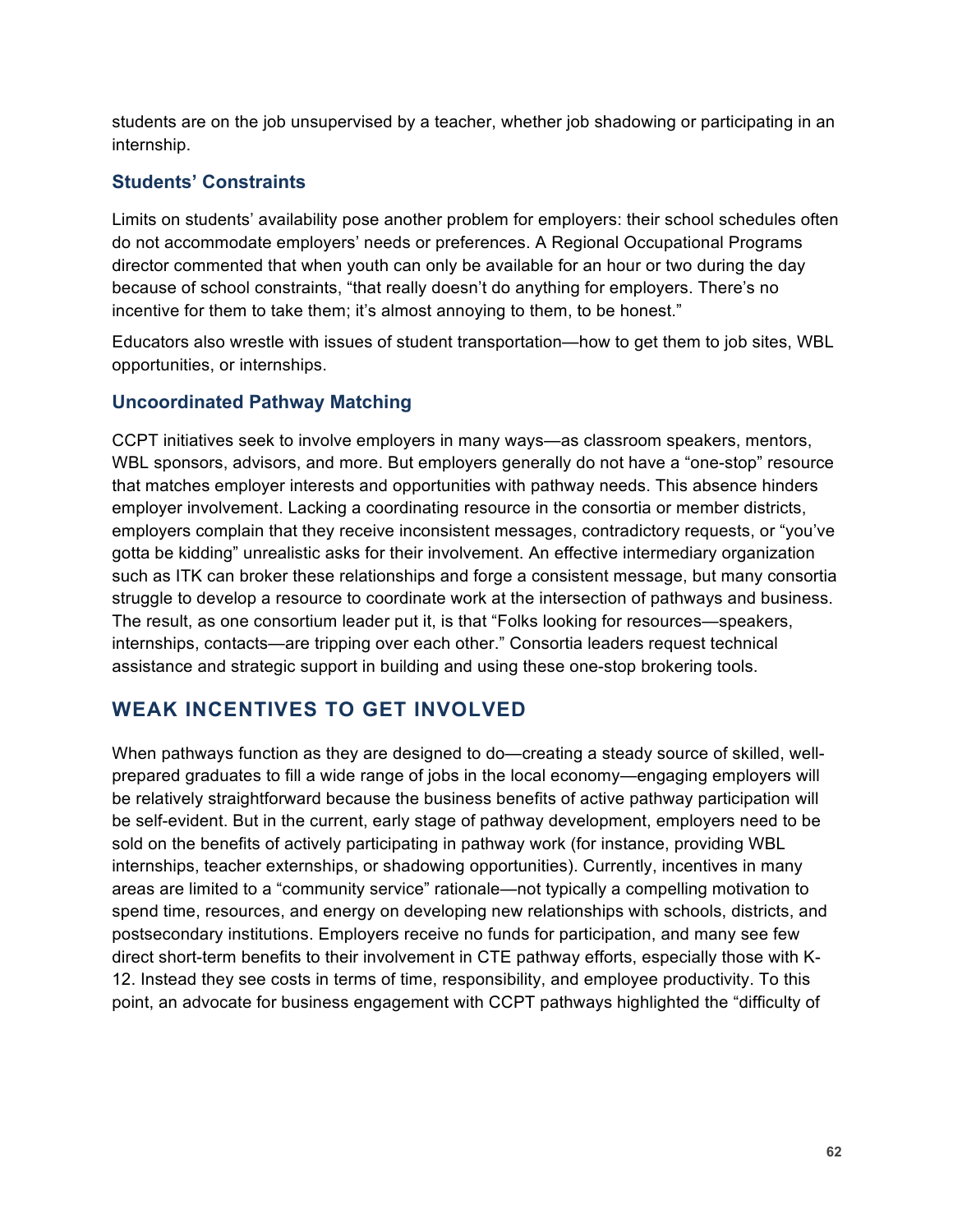students are on the job unsupervised by a teacher, whether job shadowing or participating in an internship.

### Students' Constraints

Limits on students' availability pose another problem for employers: their school schedules often do not accommodate employers' needs or preferences. A Regional Occupational Programs director commented that when youth can only be available for an hour or two during the day because of school constraints, "that really doesn't do anything for employers. There's no incentive for them to take them; it's almost annoying to them, to be honest."

Educators also wrestle with issues of student transportation—how to get them to job sites, WBL opportunities, or internships.

### Uncoordinated Pathway Matching

CCPT initiatives seek to involve employers in many ways—as classroom speakers, mentors, WBL sponsors, advisors, and more. But employers generally do not have a "one-stop" resource that matches employer interests and opportunities with pathway needs. This absence hinders employer involvement. Lacking a coordinating resource in the consortia or member districts, employers complain that they receive inconsistent messages, contradictory requests, or "you've gotta be kidding" unrealistic asks for their involvement. An effective intermediary organization such as ITK can broker these relationships and forge a consistent message, but many consortia struggle to develop a resource to coordinate work at the intersection of pathways and business. The result, as one consortium leader put it, is that "Folks looking for resources—speakers, internships, contacts—are tripping over each other." Consortia leaders request technical assistance and strategic support in building and using these one-stop brokering tools.

## WEAK INCENTIVES TO GET INVOLVED

When pathways function as they are designed to do—creating a steady source of skilled, well-prepared graduates to fill a wide range of jobs in the local economy—engaging employers will be relatively straightforward because the business benefits of active pathway participation will be self-evident. But in the current, early stage of pathway development, employers need to be sold on the benefits of actively participating in pathway work (for instance, providing WBL internships, teacher externships, or shadowing opportunities). Currently, incentives in many areas are limited to a "community service" rationale—not typically a compelling motivation to spend time, resources, and energy on developing new relationships with schools, districts, and postsecondary institutions. Employers receive no funds for participation, and many see few direct short-term benefits to their involvement in CTE pathway efforts, especially those with K-12. Instead they see costs in terms of time, responsibility, and employee productivity. To this point, an advocate for business engagement with CCPT pathways highlighted the "difficulty of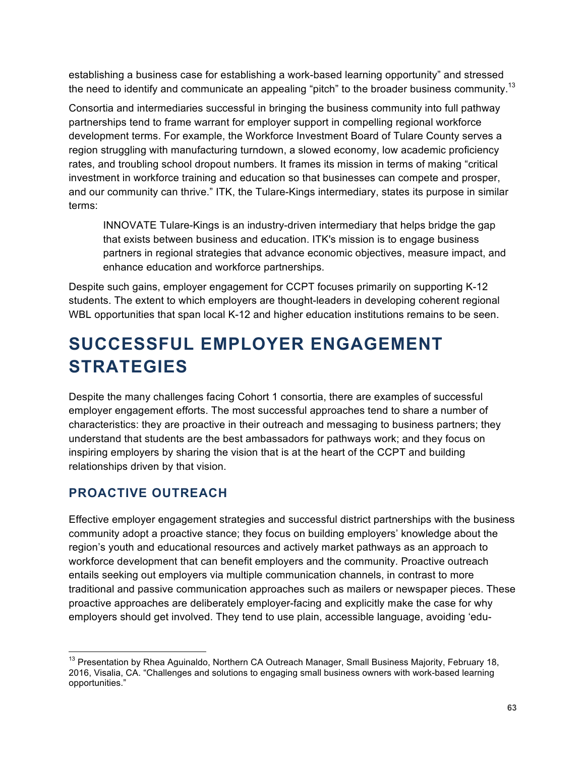establishing a business case for establishing a work-based learning opportunity" and stressed the need to identify and communicate an appealing "pitch" to the broader business community.[13]

Consortia and intermediaries successful in bringing the business community into full pathway partnerships tend to frame warrant for employer support in compelling regional workforce development terms. For example, the Workforce Investment Board of Tulare County serves a region struggling with manufacturing turndown, a slowed economy, low academic proficiency rates, and troubling school dropout numbers. It frames its mission in terms of making "critical investment in workforce training and education so that businesses can compete and prosper, and our community can thrive." ITK, the Tulare-Kings intermediary, states its purpose in similar terms:

> INNOVATE Tulare-Kings is an industry-driven intermediary that helps bridge the gap that exists between business and education. ITK's mission is to engage business partners in regional strategies that advance economic objectives, measure impact, and enhance education and workforce partnerships.

Despite such gains, employer engagement for CCPT focuses primarily on supporting K-12 students. The extent to which employers are thought-leaders in developing coherent regional WBL opportunities that span local K-12 and higher education institutions remains to be seen.

# SUCCESSFUL EMPLOYER ENGAGEMENT STRATEGIES

Despite the many challenges facing Cohort 1 consortia, there are examples of successful employer engagement efforts. The most successful approaches tend to share a number of characteristics: they are proactive in their outreach and messaging to business partners; they understand that students are the best ambassadors for pathways work; and they focus on inspiring employers by sharing the vision that is at the heart of the CCPT and building relationships driven by that vision.

## PROACTIVE OUTREACH

Effective employer engagement strategies and successful district partnerships with the business community adopt a proactive stance; they focus on building employers' knowledge about the region's youth and educational resources and actively market pathways as an approach to workforce development that can benefit employers and the community. Proactive outreach entails seeking out employers via multiple communication channels, in contrast to more traditional and passive communication approaches such as mailers or newspaper pieces. These proactive approaches are deliberately employer-facing and explicitly make the case for why employers should get involved. They tend to use plain, accessible language, avoiding 'edu-

---

[13] Presentation by Rhea Aguinaldo, Northern CA Outreach Manager, Small Business Majority, February 18, 2016, Visalia, CA. "Challenges and solutions to engaging small business owners with work-based learning opportunities."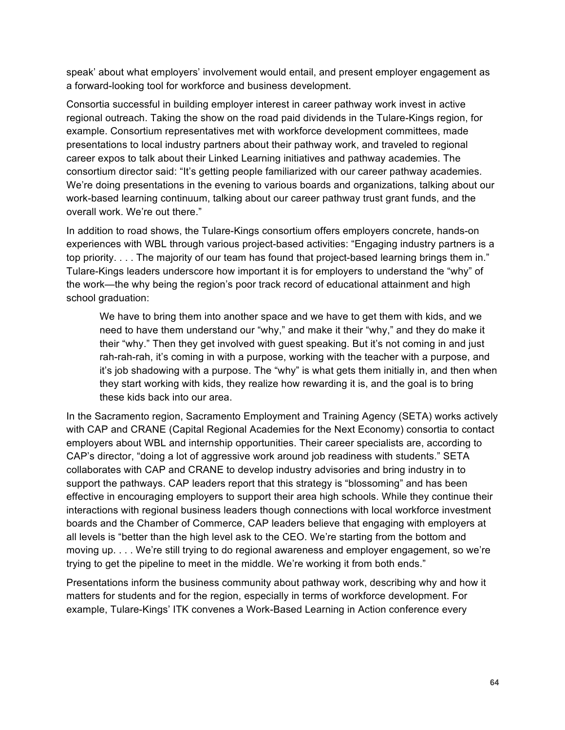speak' about what employers' involvement would entail, and present employer engagement as a forward-looking tool for workforce and business development.

Consortia successful in building employer interest in career pathway work invest in active regional outreach. Taking the show on the road paid dividends in the Tulare-Kings region, for example. Consortium representatives met with workforce development committees, made presentations to local industry partners about their pathway work, and traveled to regional career expos to talk about their Linked Learning initiatives and pathway academies. The consortium director said: "It's getting people familiarized with our career pathway academies. We're doing presentations in the evening to various boards and organizations, talking about our work-based learning continuum, talking about our career pathway trust grant funds, and the overall work. We're out there."

In addition to road shows, the Tulare-Kings consortium offers employers concrete, hands-on experiences with WBL through various project-based activities: "Engaging industry partners is a top priority. . . . The majority of our team has found that project-based learning brings them in." Tulare-Kings leaders underscore how important it is for employers to understand the "why" of the work—the why being the region's poor track record of educational attainment and high school graduation:

> We have to bring them into another space and we have to get them with kids, and we need to have them understand our "why," and make it their "why," and they do make it their "why." Then they get involved with guest speaking. But it's not coming in and just rah-rah-rah, it's coming in with a purpose, working with the teacher with a purpose, and it's job shadowing with a purpose. The "why" is what gets them initially in, and then when they start working with kids, they realize how rewarding it is, and the goal is to bring these kids back into our area.

In the Sacramento region, Sacramento Employment and Training Agency (SETA) works actively with CAP and CRANE (Capital Regional Academies for the Next Economy) consortia to contact employers about WBL and internship opportunities. Their career specialists are, according to CAP's director, "doing a lot of aggressive work around job readiness with students." SETA collaborates with CAP and CRANE to develop industry advisories and bring industry in to support the pathways. CAP leaders report that this strategy is "blossoming" and has been effective in encouraging employers to support their area high schools. While they continue their interactions with regional business leaders though connections with local workforce investment boards and the Chamber of Commerce, CAP leaders believe that engaging with employers at all levels is "better than the high level ask to the CEO. We're starting from the bottom and moving up. . . . We're still trying to do regional awareness and employer engagement, so we're trying to get the pipeline to meet in the middle. We're working it from both ends."

Presentations inform the business community about pathway work, describing why and how it matters for students and for the region, especially in terms of workforce development. For example, Tulare-Kings' ITK convenes a Work-Based Learning in Action conference every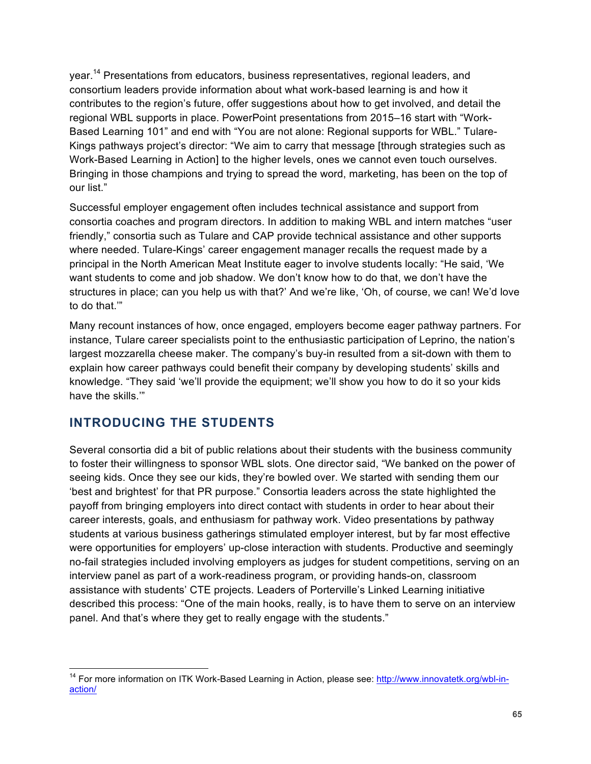year.[14] Presentations from educators, business representatives, regional leaders, and consortium leaders provide information about what work-based learning is and how it contributes to the region's future, offer suggestions about how to get involved, and detail the regional WBL supports in place. PowerPoint presentations from 2015–16 start with "Work-Based Learning 101" and end with "You are not alone: Regional supports for WBL." Tulare-Kings pathways project's director: "We aim to carry that message [through strategies such as Work-Based Learning in Action] to the higher levels, ones we cannot even touch ourselves. Bringing in those champions and trying to spread the word, marketing, has been on the top of our list."

Successful employer engagement often includes technical assistance and support from consortia coaches and program directors. In addition to making WBL and intern matches "user friendly," consortia such as Tulare and CAP provide technical assistance and other supports where needed. Tulare-Kings' career engagement manager recalls the request made by a principal in the North American Meat Institute eager to involve students locally: "He said, 'We want students to come and job shadow. We don't know how to do that, we don't have the structures in place; can you help us with that?' And we're like, 'Oh, of course, we can! We'd love to do that.'"

Many recount instances of how, once engaged, employers become eager pathway partners. For instance, Tulare career specialists point to the enthusiastic participation of Leprino, the nation's largest mozzarella cheese maker. The company's buy-in resulted from a sit-down with them to explain how career pathways could benefit their company by developing students' skills and knowledge. "They said 'we'll provide the equipment; we'll show you how to do it so your kids have the skills.'"

## INTRODUCING THE STUDENTS

Several consortia did a bit of public relations about their students with the business community to foster their willingness to sponsor WBL slots. One director said, "We banked on the power of seeing kids. Once they see our kids, they're bowled over. We started with sending them our 'best and brightest' for that PR purpose." Consortia leaders across the state highlighted the payoff from bringing employers into direct contact with students in order to hear about their career interests, goals, and enthusiasm for pathway work. Video presentations by pathway students at various business gatherings stimulated employer interest, but by far most effective were opportunities for employers' up-close interaction with students. Productive and seemingly no-fail strategies included involving employers as judges for student competitions, serving on an interview panel as part of a work-readiness program, or providing hands-on, classroom assistance with students' CTE projects. Leaders of Porterville's Linked Learning initiative described this process: "One of the main hooks, really, is to have them to serve on an interview panel. And that's where they get to really engage with the students."

---

[14] For more information on ITK Work-Based Learning in Action, please see: http://www.innovatetk.org/wbl-in-action/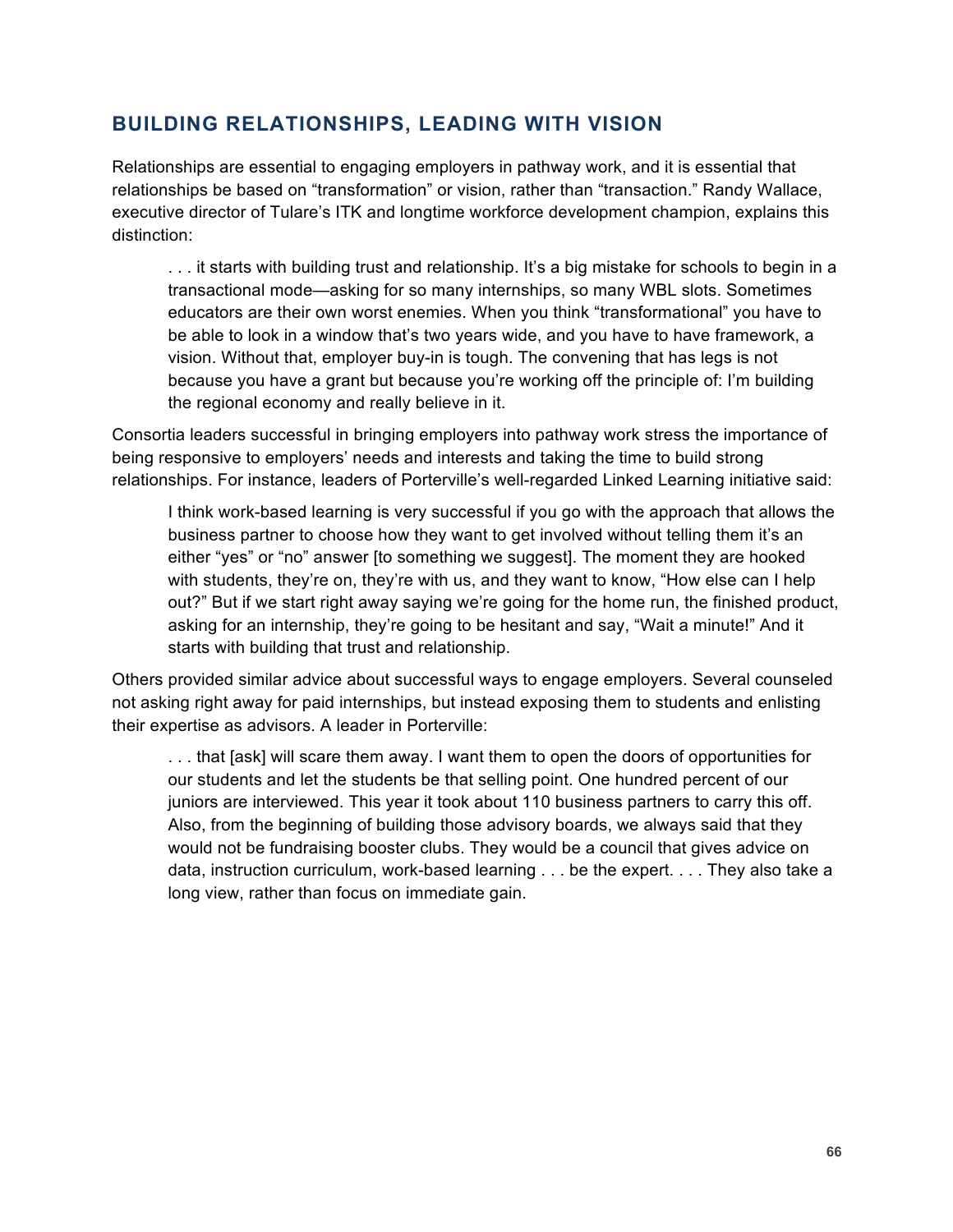## BUILDING RELATIONSHIPS, LEADING WITH VISION

Relationships are essential to engaging employers in pathway work, and it is essential that relationships be based on "transformation" or vision, rather than "transaction." Randy Wallace, executive director of Tulare's ITK and longtime workforce development champion, explains this distinction:

> . . . it starts with building trust and relationship. It's a big mistake for schools to begin in a transactional mode—asking for so many internships, so many WBL slots. Sometimes educators are their own worst enemies. When you think "transformational" you have to be able to look in a window that's two years wide, and you have to have framework, a vision. Without that, employer buy-in is tough. The convening that has legs is not because you have a grant but because you're working off the principle of: I'm building the regional economy and really believe in it.

Consortia leaders successful in bringing employers into pathway work stress the importance of being responsive to employers' needs and interests and taking the time to build strong relationships. For instance, leaders of Porterville's well-regarded Linked Learning initiative said:

> I think work-based learning is very successful if you go with the approach that allows the business partner to choose how they want to get involved without telling them it's an either "yes" or "no" answer [to something we suggest]. The moment they are hooked with students, they're on, they're with us, and they want to know, "How else can I help out?" But if we start right away saying we're going for the home run, the finished product, asking for an internship, they're going to be hesitant and say, "Wait a minute!" And it starts with building that trust and relationship.

Others provided similar advice about successful ways to engage employers. Several counseled not asking right away for paid internships, but instead exposing them to students and enlisting their expertise as advisors. A leader in Porterville:

> . . . that [ask] will scare them away. I want them to open the doors of opportunities for our students and let the students be that selling point. One hundred percent of our juniors are interviewed. This year it took about 110 business partners to carry this off. Also, from the beginning of building those advisory boards, we always said that they would not be fundraising booster clubs. They would be a council that gives advice on data, instruction curriculum, work-based learning . . . be the expert. . . . They also take a long view, rather than focus on immediate gain.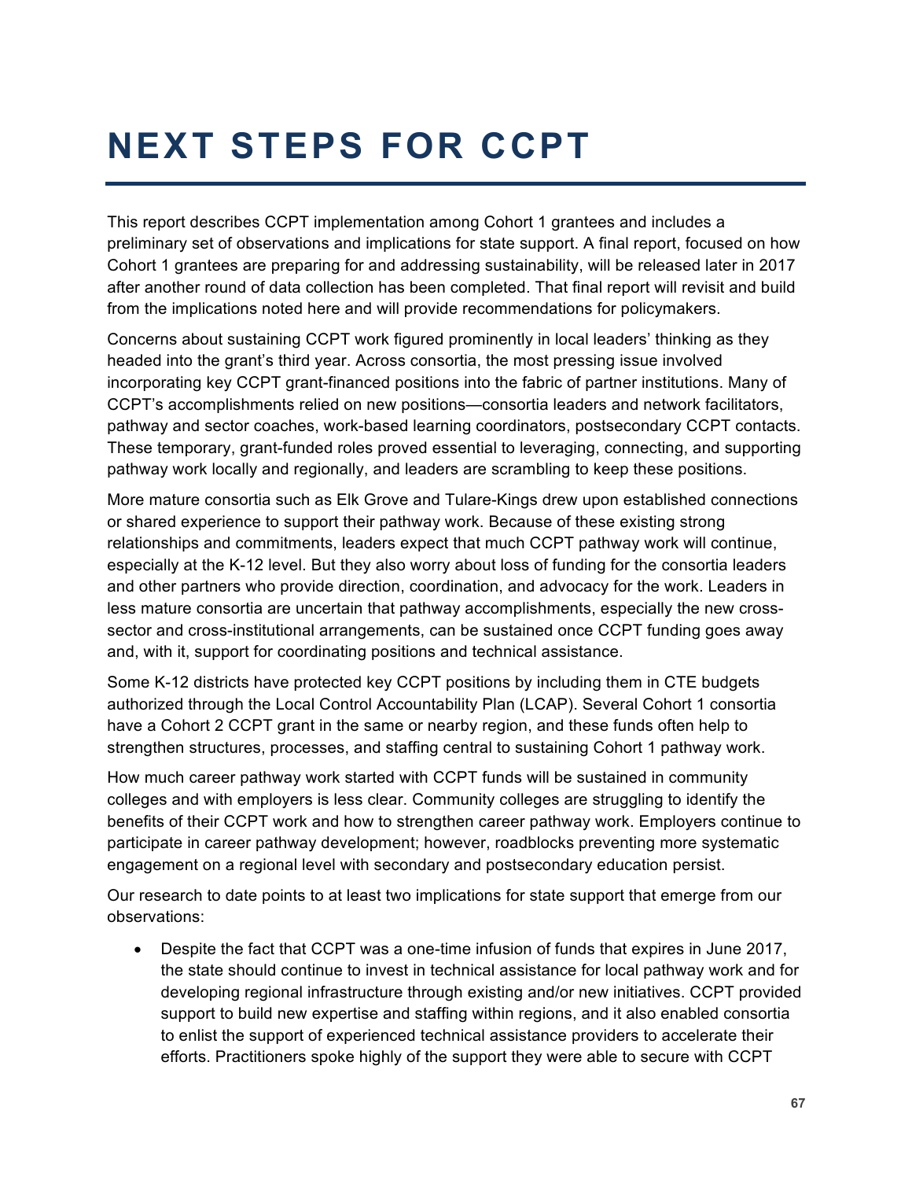# NEXT STEPS FOR CCPT

This report describes CCPT implementation among Cohort 1 grantees and includes a preliminary set of observations and implications for state support. A final report, focused on how Cohort 1 grantees are preparing for and addressing sustainability, will be released later in 2017 after another round of data collection has been completed. That final report will revisit and build from the implications noted here and will provide recommendations for policymakers.

Concerns about sustaining CCPT work figured prominently in local leaders' thinking as they headed into the grant's third year. Across consortia, the most pressing issue involved incorporating key CCPT grant-financed positions into the fabric of partner institutions. Many of CCPT's accomplishments relied on new positions—consortia leaders and network facilitators, pathway and sector coaches, work-based learning coordinators, postsecondary CCPT contacts. These temporary, grant-funded roles proved essential to leveraging, connecting, and supporting pathway work locally and regionally, and leaders are scrambling to keep these positions.

More mature consortia such as Elk Grove and Tulare-Kings drew upon established connections or shared experience to support their pathway work. Because of these existing strong relationships and commitments, leaders expect that much CCPT pathway work will continue, especially at the K-12 level. But they also worry about loss of funding for the consortia leaders and other partners who provide direction, coordination, and advocacy for the work. Leaders in less mature consortia are uncertain that pathway accomplishments, especially the new cross-sector and cross-institutional arrangements, can be sustained once CCPT funding goes away and, with it, support for coordinating positions and technical assistance.

Some K-12 districts have protected key CCPT positions by including them in CTE budgets authorized through the Local Control Accountability Plan (LCAP). Several Cohort 1 consortia have a Cohort 2 CCPT grant in the same or nearby region, and these funds often help to strengthen structures, processes, and staffing central to sustaining Cohort 1 pathway work.

How much career pathway work started with CCPT funds will be sustained in community colleges and with employers is less clear. Community colleges are struggling to identify the benefits of their CCPT work and how to strengthen career pathway work. Employers continue to participate in career pathway development; however, roadblocks preventing more systematic engagement on a regional level with secondary and postsecondary education persist.

Our research to date points to at least two implications for state support that emerge from our observations:

- Despite the fact that CCPT was a one-time infusion of funds that expires in June 2017, the state should continue to invest in technical assistance for local pathway work and for developing regional infrastructure through existing and/or new initiatives. CCPT provided support to build new expertise and staffing within regions, and it also enabled consortia to enlist the support of experienced technical assistance providers to accelerate their efforts. Practitioners spoke highly of the support they were able to secure with CCPT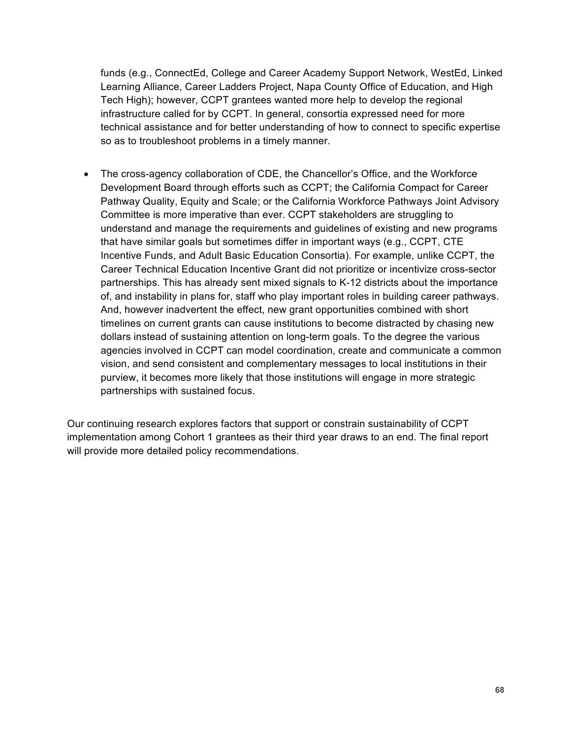funds (e.g., ConnectEd, College and Career Academy Support Network, WestEd, Linked Learning Alliance, Career Ladders Project, Napa County Office of Education, and High Tech High); however, CCPT grantees wanted more help to develop the regional infrastructure called for by CCPT. In general, consortia expressed need for more technical assistance and for better understanding of how to connect to specific expertise so as to troubleshoot problems in a timely manner.

- The cross-agency collaboration of CDE, the Chancellor's Office, and the Workforce Development Board through efforts such as CCPT; the California Compact for Career Pathway Quality, Equity and Scale; or the California Workforce Pathways Joint Advisory Committee is more imperative than ever. CCPT stakeholders are struggling to understand and manage the requirements and guidelines of existing and new programs that have similar goals but sometimes differ in important ways (e.g., CCPT, CTE Incentive Funds, and Adult Basic Education Consortia). For example, unlike CCPT, the Career Technical Education Incentive Grant did not prioritize or incentivize cross-sector partnerships. This has already sent mixed signals to K-12 districts about the importance of, and instability in plans for, staff who play important roles in building career pathways. And, however inadvertent the effect, new grant opportunities combined with short timelines on current grants can cause institutions to become distracted by chasing new dollars instead of sustaining attention on long-term goals. To the degree the various agencies involved in CCPT can model coordination, create and communicate a common vision, and send consistent and complementary messages to local institutions in their purview, it becomes more likely that those institutions will engage in more strategic partnerships with sustained focus.

Our continuing research explores factors that support or constrain sustainability of CCPT implementation among Cohort 1 grantees as their third year draws to an end. The final report will provide more detailed policy recommendations.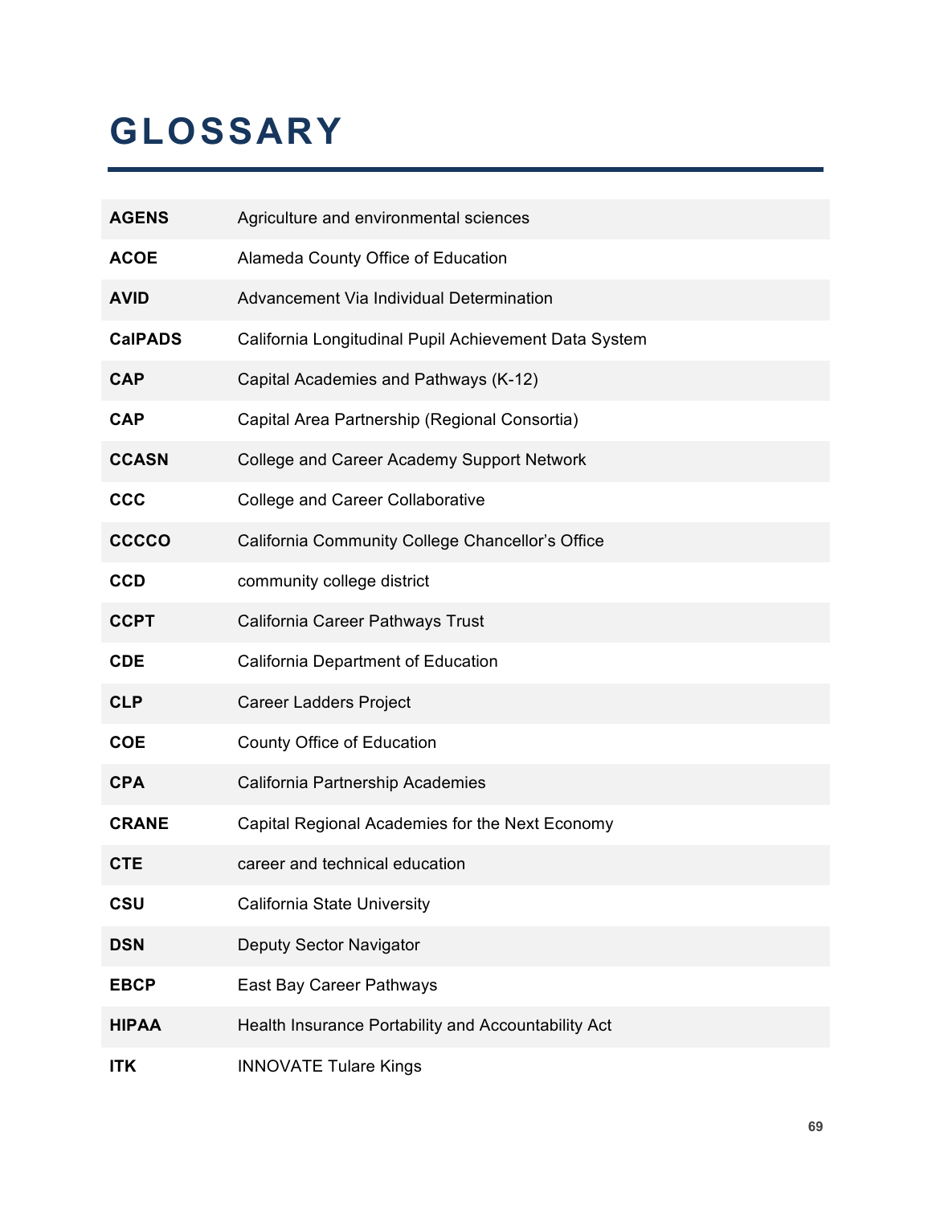# GLOSSARY

| | |
|---|---|
| **AGENS** | Agriculture and environmental sciences |
| **ACOE** | Alameda County Office of Education |
| **AVID** | Advancement Via Individual Determination |
| **CalPADS** | California Longitudinal Pupil Achievement Data System |
| **CAP** | Capital Academies and Pathways (K-12) |
| **CAP** | Capital Area Partnership (Regional Consortia) |
| **CCASN** | College and Career Academy Support Network |
| **CCC** | College and Career Collaborative |
| **CCCCO** | California Community College Chancellor's Office |
| **CCD** | community college district |
| **CCPT** | California Career Pathways Trust |
| **CDE** | California Department of Education |
| **CLP** | Career Ladders Project |
| **COE** | County Office of Education |
| **CPA** | California Partnership Academies |
| **CRANE** | Capital Regional Academies for the Next Economy |
| **CTE** | career and technical education |
| **CSU** | California State University |
| **DSN** | Deputy Sector Navigator |
| **EBCP** | East Bay Career Pathways |
| **HIPAA** | Health Insurance Portability and Accountability Act |
| **ITK** | INNOVATE Tulare Kings |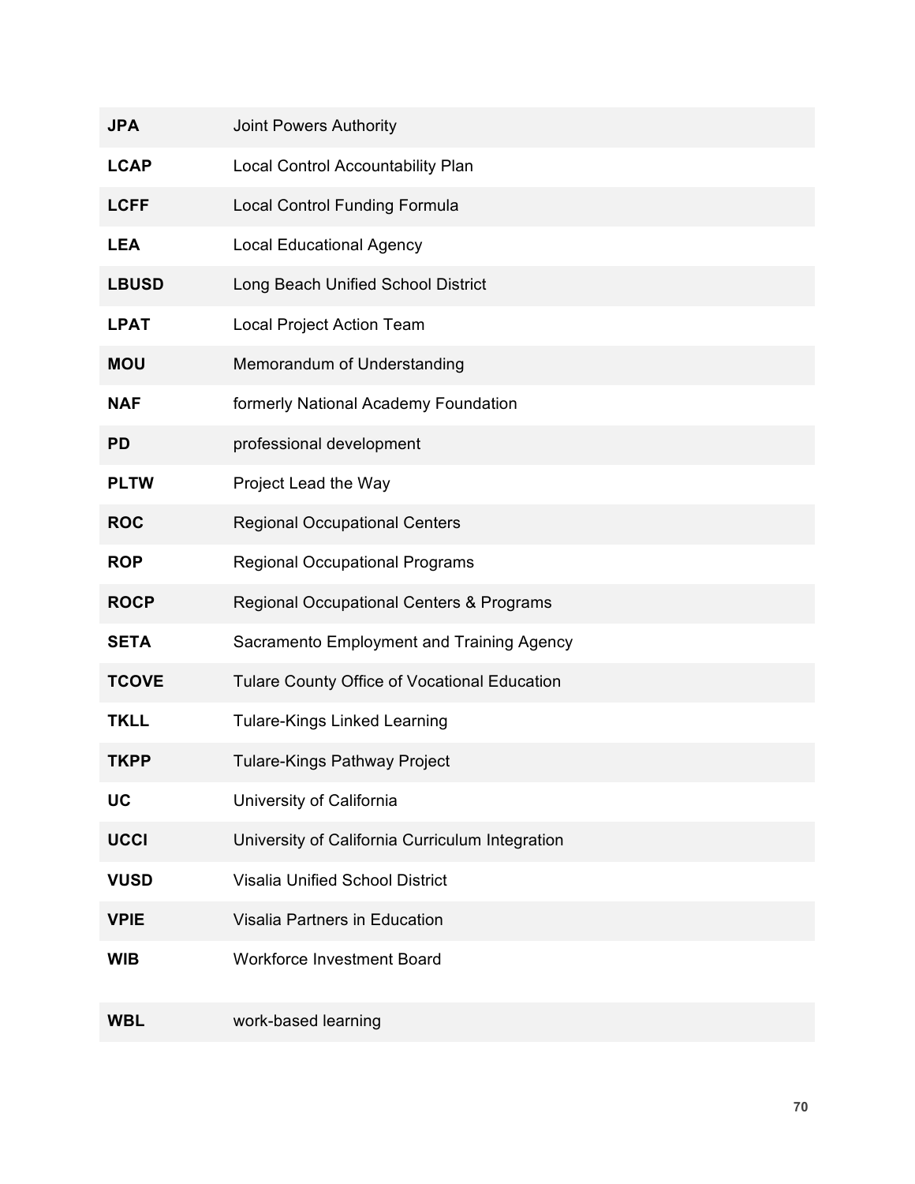| | |
|---|---|
| **JPA** | Joint Powers Authority |
| **LCAP** | Local Control Accountability Plan |
| **LCFF** | Local Control Funding Formula |
| **LEA** | Local Educational Agency |
| **LBUSD** | Long Beach Unified School District |
| **LPAT** | Local Project Action Team |
| **MOU** | Memorandum of Understanding |
| **NAF** | formerly National Academy Foundation |
| **PD** | professional development |
| **PLTW** | Project Lead the Way |
| **ROC** | Regional Occupational Centers |
| **ROP** | Regional Occupational Programs |
| **ROCP** | Regional Occupational Centers & Programs |
| **SETA** | Sacramento Employment and Training Agency |
| **TCOVE** | Tulare County Office of Vocational Education |
| **TKLL** | Tulare-Kings Linked Learning |
| **TKPP** | Tulare-Kings Pathway Project |
| **UC** | University of California |
| **UCCI** | University of California Curriculum Integration |
| **VUSD** | Visalia Unified School District |
| **VPIE** | Visalia Partners in Education |
| **WIB** | Workforce Investment Board |
| **WBL** | work-based learning |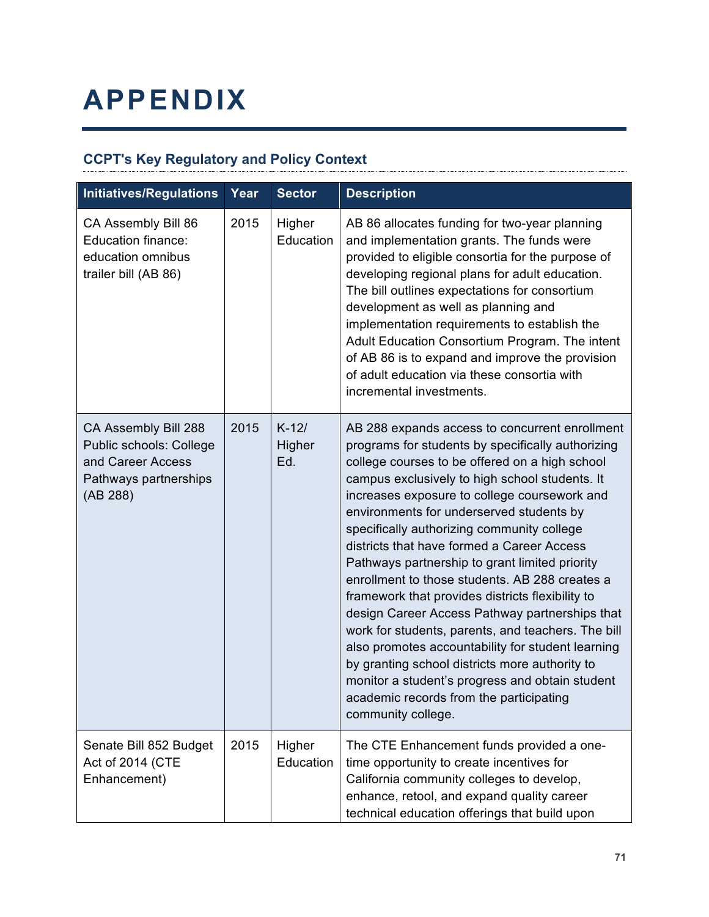# APPENDIX

### CCPT's Key Regulatory and Policy Context

| Initiatives/Regulations | Year | Sector | Description |
|---|---|---|---|
| CA Assembly Bill 86 Education finance: education omnibus trailer bill (AB 86) | 2015 | Higher Education | AB 86 allocates funding for two-year planning and implementation grants. The funds were provided to eligible consortia for the purpose of developing regional plans for adult education. The bill outlines expectations for consortium development as well as planning and implementation requirements to establish the Adult Education Consortium Program. The intent of AB 86 is to expand and improve the provision of adult education via these consortia with incremental investments. |
| CA Assembly Bill 288 Public schools: College and Career Access Pathways partnerships (AB 288) | 2015 | K-12/ Higher Ed. | AB 288 expands access to concurrent enrollment programs for students by specifically authorizing college courses to be offered on a high school campus exclusively to high school students. It increases exposure to college coursework and environments for underserved students by specifically authorizing community college districts that have formed a Career Access Pathways partnership to grant limited priority enrollment to those students. AB 288 creates a framework that provides districts flexibility to design Career Access Pathway partnerships that work for students, parents, and teachers. The bill also promotes accountability for student learning by granting school districts more authority to monitor a student's progress and obtain student academic records from the participating community college. |
| Senate Bill 852 Budget Act of 2014 (CTE Enhancement) | 2015 | Higher Education | The CTE Enhancement funds provided a one-time opportunity to create incentives for California community colleges to develop, enhance, retool, and expand quality career technical education offerings that build upon |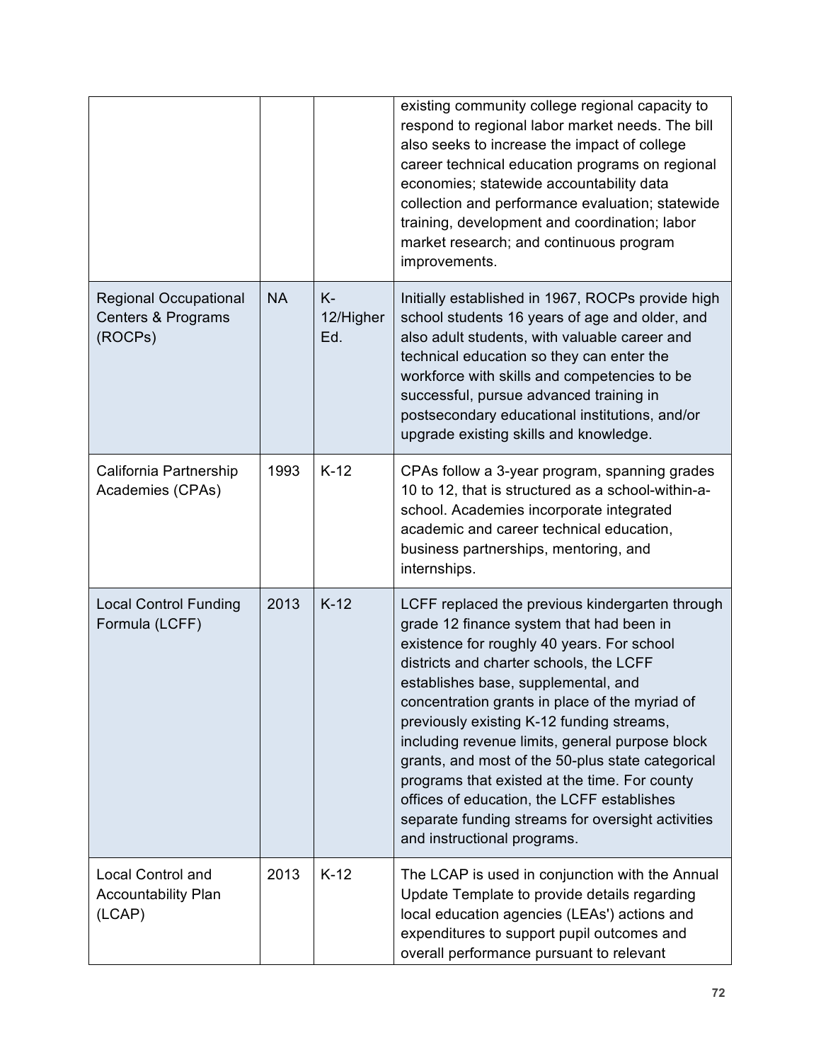| | | | |
|---|---|---|---|
| | | | existing community college regional capacity to respond to regional labor market needs. The bill also seeks to increase the impact of college career technical education programs on regional economies; statewide accountability data collection and performance evaluation; statewide training, development and coordination; labor market research; and continuous program improvements. |
| Regional Occupational Centers & Programs (ROCPs) | NA | K-12/Higher Ed. | Initially established in 1967, ROCPs provide high school students 16 years of age and older, and also adult students, with valuable career and technical education so they can enter the workforce with skills and competencies to be successful, pursue advanced training in postsecondary educational institutions, and/or upgrade existing skills and knowledge. |
| California Partnership Academies (CPAs) | 1993 | K-12 | CPAs follow a 3-year program, spanning grades 10 to 12, that is structured as a school-within-a-school. Academies incorporate integrated academic and career technical education, business partnerships, mentoring, and internships. |
| Local Control Funding Formula (LCFF) | 2013 | K-12 | LCFF replaced the previous kindergarten through grade 12 finance system that had been in existence for roughly 40 years. For school districts and charter schools, the LCFF establishes base, supplemental, and concentration grants in place of the myriad of previously existing K-12 funding streams, including revenue limits, general purpose block grants, and most of the 50-plus state categorical programs that existed at the time. For county offices of education, the LCFF establishes separate funding streams for oversight activities and instructional programs. |
| Local Control and Accountability Plan (LCAP) | 2013 | K-12 | The LCAP is used in conjunction with the Annual Update Template to provide details regarding local education agencies (LEAs') actions and expenditures to support pupil outcomes and overall performance pursuant to relevant |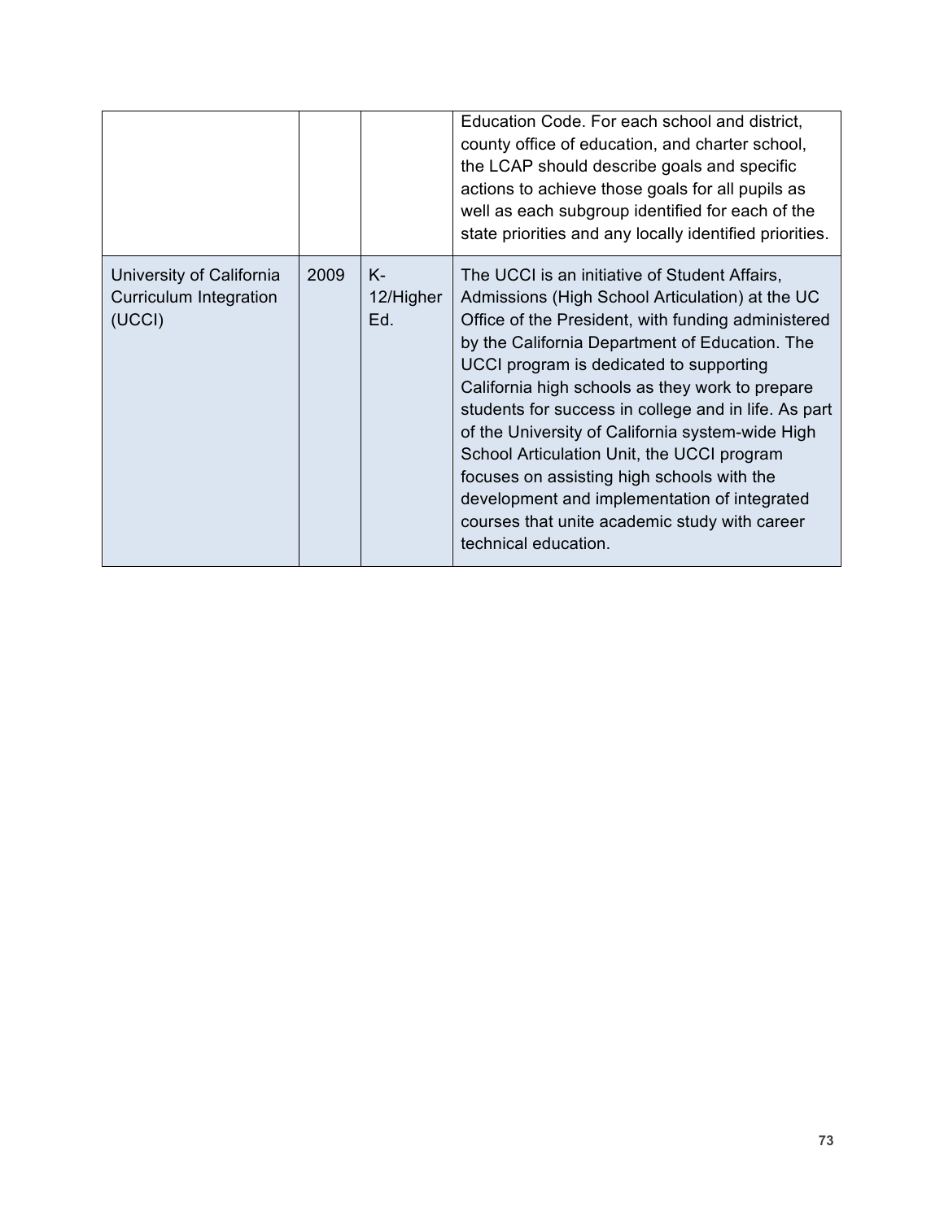| | | | |
|---|---|---|---|
| | | | Education Code. For each school and district, county office of education, and charter school, the LCAP should describe goals and specific actions to achieve those goals for all pupils as well as each subgroup identified for each of the state priorities and any locally identified priorities. |
| University of California Curriculum Integration (UCCI) | 2009 | K-12/Higher Ed. | The UCCI is an initiative of Student Affairs, Admissions (High School Articulation) at the UC Office of the President, with funding administered by the California Department of Education. The UCCI program is dedicated to supporting California high schools as they work to prepare students for success in college and in life. As part of the University of California system-wide High School Articulation Unit, the UCCI program focuses on assisting high schools with the development and implementation of integrated courses that unite academic study with career technical education. |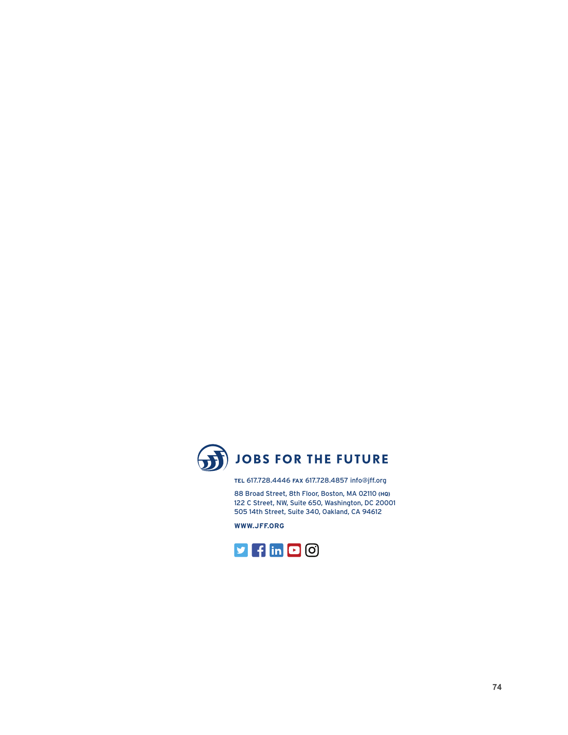**JOBS FOR THE FUTURE**

**TEL** 617.728.4446 **FAX** 617.728.4857 info@jff.org

88 Broad Street, 8th Floor, Boston, MA 02110 **(HQ)**
122 C Street, NW, Suite 650, Washington, DC 20001
505 14th Street, Suite 340, Oakland, CA 94612

**WWW.JFF.ORG**